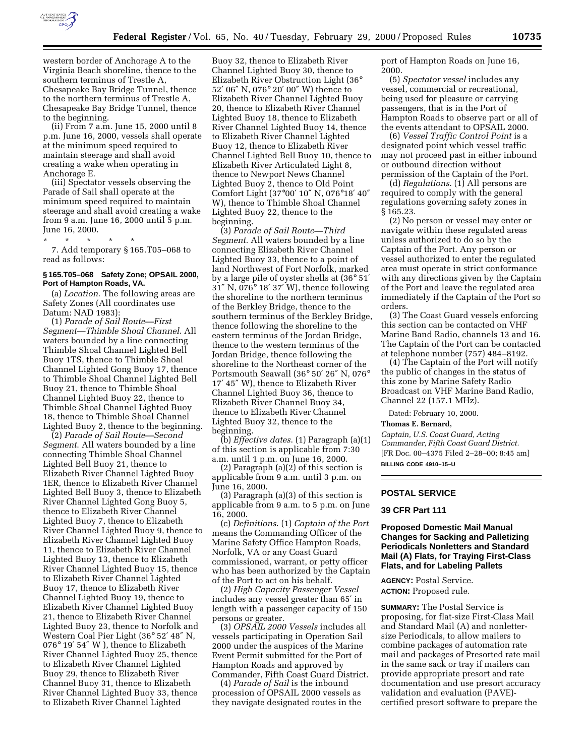western border of Anchorage A to the Virginia Beach shoreline, thence to the southern terminus of Trestle A, Chesapeake Bay Bridge Tunnel, thence to the northern terminus of Trestle A, Chesapeake Bay Bridge Tunnel, thence to the beginning.

(ii) From 7 a.m. June 15, 2000 until 8 p.m. June 16, 2000, vessels shall operate at the minimum speed required to maintain steerage and shall avoid creating a wake when operating in Anchorage E.

(iii) Spectator vessels observing the Parade of Sail shall operate at the minimum speed required to maintain steerage and shall avoid creating a wake from 9 a.m. June 16, 2000 until 5 p.m. June 16, 2000.

\* \* \* \* \*

7. Add temporary § 165.T05–068 to read as follows:

#### § 165.T05–068 Safety Zone; OPSAIL 2000, Port of Hampton Roads, VA.

(a) *Location.* The following areas are Safety Zones (All coordinates use Datum: NAD 1983):

(1) *Parade of Sail Route—First Segment—Thimble Shoal Channel.* All waters bounded by a line connecting Thimble Shoal Channel Lighted Bell Buoy 1TS, thence to Thimble Shoal Channel Lighted Gong Buoy 17, thence to Thimble Shoal Channel Lighted Bell Buoy 21, thence to Thimble Shoal Channel Lighted Buoy 22, thence to Thimble Shoal Channel Lighted Buoy 18, thence to Thimble Shoal Channel Lighted Buoy 2, thence to the beginning.

(2) *Parade of Sail Route—Second Segment.* All waters bounded by a line connecting Thimble Shoal Channel Lighted Bell Buoy 21, thence to Elizabeth River Channel Lighted Buoy 1ER, thence to Elizabeth River Channel Lighted Bell Buoy 3, thence to Elizabeth River Channel Lighted Gong Buoy 5, thence to Elizabeth River Channel Lighted Buoy 7, thence to Elizabeth River Channel Lighted Buoy 9, thence to Elizabeth River Channel Lighted Buoy 11, thence to Elizabeth River Channel Lighted Buoy 13, thence to Elizabeth River Channel Lighted Buoy 15, thence to Elizabeth River Channel Lighted Buoy 17, thence to Elizabeth River Channel Lighted Buoy 19, thence to Elizabeth River Channel Lighted Buoy 21, thence to Elizabeth River Channel Lighted Buoy 23, thence to Norfolk and Western Coal Pier Light (36° 52′ 48″ N, 076° 19′ 54″ W ), thence to Elizabeth River Channel Lighted Buoy 25, thence to Elizabeth River Channel Lighted Buoy 29, thence to Elizabeth River Channel Buoy 31, thence to Elizabeth River Channel Lighted Buoy 33, thence to Elizabeth River Channel Lighted Buoy 32, thence to Elizabeth River Channel Lighted Buoy 30, thence to Elizabeth River Obstruction Light (36° 52′ 06″ N, 076° 20′ 00″ W) thence to Elizabeth River Channel Lighted Buoy 20, thence to Elizabeth River Channel Lighted Buoy 18, thence to Elizabeth River Channel Lighted Buoy 14, thence to Elizabeth River Channel Lighted Buoy 12, thence to Elizabeth River Channel Lighted Bell Buoy 10, thence to Elizabeth River Articulated Light 8, thence to Newport News Channel Lighted Buoy 2, thence to Old Point Comfort Light (37°00′ 10″ N, 076°18′ 40″ W), thence to Thimble Shoal Channel Lighted Buoy 22, thence to the beginning.

(3) *Parade of Sail Route—Third Segment.* All waters bounded by a line connecting Elizabeth River Channel Lighted Buoy 33, thence to a point of land Northwest of Fort Norfolk, marked by a large pile of oyster shells at (36° 51′ 31″ N, 076° 18′ 37′ W), thence following the shoreline to the northern terminus of the Berkley Bridge, thence to the southern terminus of the Berkley Bridge, thence following the shoreline to the eastern terminus of the Jordan Bridge, thence to the western terminus of the Jordan Bridge, thence following the shoreline to the Northeast corner of the Portsmouth Seawall (36° 50′ 26″ N, 076° 17′ 45″ W), thence to Elizabeth River Channel Lighted Buoy 36, thence to Elizabeth River Channel Buoy 34, thence to Elizabeth River Channel Lighted Buoy 32, thence to the beginning.

(b) *Effective dates.* (1) Paragraph (a)(1) of this section is applicable from 7:30 a.m. until 1 p.m. on June 16, 2000.

(2) Paragraph (a)(2) of this section is applicable from 9 a.m. until 3 p.m. on June 16, 2000.

(3) Paragraph (a)(3) of this section is applicable from 9 a.m. to 5 p.m. on June 16, 2000.

(c) *Definitions.* (1) *Captain of the Port* means the Commanding Officer of the Marine Safety Office Hampton Roads, Norfolk, VA or any Coast Guard commissioned, warrant, or petty officer who has been authorized by the Captain of the Port to act on his behalf.

(2) *High Capacity Passenger Vessel* includes any vessel greater than 65′ in length with a passenger capacity of 150 persons or greater.

(3) *OPSAIL 2000 Vessels* includes all vessels participating in Operation Sail 2000 under the auspices of the Marine Event Permit submitted for the Port of Hampton Roads and approved by Commander, Fifth Coast Guard District.

(4) *Parade of Sail* is the inbound procession of OPSAIL 2000 vessels as they navigate designated routes in the port of Hampton Roads on June 16, 2000.

(5) *Spectator vessel* includes any vessel, commercial or recreational, being used for pleasure or carrying passengers, that is in the Port of Hampton Roads to observe part or all of the events attendant to OPSAIL 2000.

(6) *Vessel Traffic Control Point* is a designated point which vessel traffic may not proceed past in either inbound or outbound direction without permission of the Captain of the Port.

(d) *Regulations.* (1) All persons are required to comply with the general regulations governing safety zones in § 165.23.

(2) No person or vessel may enter or navigate within these regulated areas unless authorized to do so by the Captain of the Port. Any person or vessel authorized to enter the regulated area must operate in strict conformance with any directions given by the Captain of the Port and leave the regulated area immediately if the Captain of the Port so orders.

(3) The Coast Guard vessels enforcing this section can be contacted on VHF Marine Band Radio, channels 13 and 16. The Captain of the Port can be contacted at telephone number (757) 484–8192.

(4) The Captain of the Port will notify the public of changes in the status of this zone by Marine Safety Radio Broadcast on VHF Marine Band Radio, Channel 22 (157.1 MHz).

Dated: February 10, 2000.

**Thomas E. Bernard,**

*Captain, U.S. Coast Guard, Acting Commander, Fifth Coast Guard District.*

[FR Doc. 00–4375 Filed 2–28–00; 8:45 am]

**BILLING CODE 4910–15–U**

## POSTAL SERVICE

### 39 CFR Part 111

### Proposed Domestic Mail Manual Changes for Sacking and Palletizing Periodicals Nonletters and Standard Mail (A) Flats, for Traying First-Class Flats, and for Labeling Pallets

**AGENCY:** Postal Service.

**ACTION:** Proposed rule.

**SUMMARY:** The Postal Service is proposing, for flat-size First-Class Mail and Standard Mail (A) and nonletter-size Periodicals, to allow mailers to combine packages of automation rate mail and packages of Presorted rate mail in the same sack or tray if mailers can provide appropriate presort and rate documentation and use presort accuracy validation and evaluation (PAVE)-certified presort software to prepare the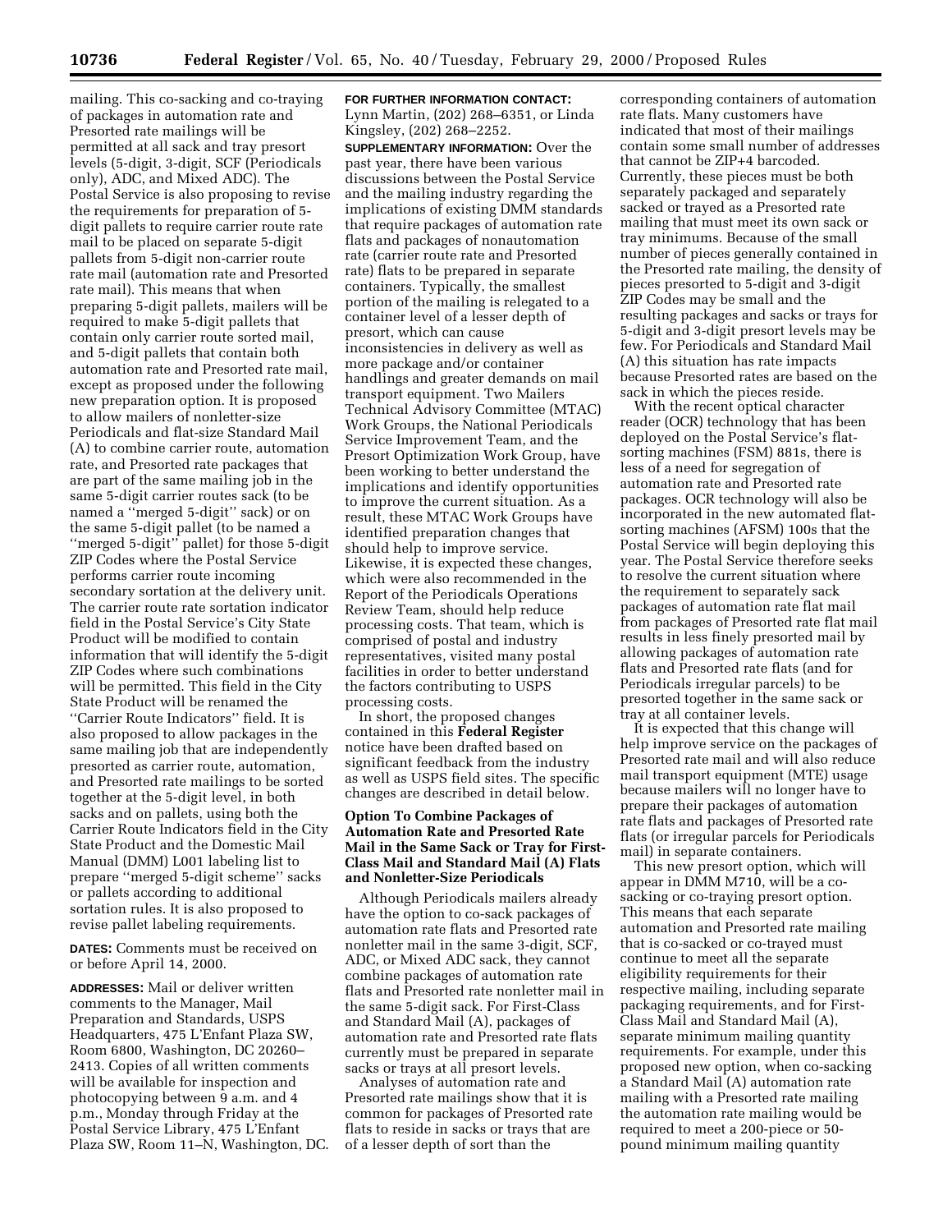mailing. This co-sacking and co-traying of packages in automation rate and Presorted rate mailings will be permitted at all sack and tray presort levels (5-digit, 3-digit, SCF (Periodicals only), ADC, and Mixed ADC). The Postal Service is also proposing to revise the requirements for preparation of 5-digit pallets to require carrier route rate mail to be placed on separate 5-digit pallets from 5-digit non-carrier route rate mail (automation rate and Presorted rate mail). This means that when preparing 5-digit pallets, mailers will be required to make 5-digit pallets that contain only carrier route sorted mail, and 5-digit pallets that contain both automation rate and Presorted rate mail, except as proposed under the following new preparation option. It is proposed to allow mailers of nonletter-size Periodicals and flat-size Standard Mail (A) to combine carrier route, automation rate, and Presorted rate packages that are part of the same mailing job in the same 5-digit carrier routes sack (to be named a ''merged 5-digit'' sack) or on the same 5-digit pallet (to be named a ''merged 5-digit'' pallet) for those 5-digit ZIP Codes where the Postal Service performs carrier route incoming secondary sortation at the delivery unit. The carrier route rate sortation indicator field in the Postal Service's City State Product will be modified to contain information that will identify the 5-digit ZIP Codes where such combinations will be permitted. This field in the City State Product will be renamed the ''Carrier Route Indicators'' field. It is also proposed to allow packages in the same mailing job that are independently presorted as carrier route, automation, and Presorted rate mailings to be sorted together at the 5-digit level, in both sacks and on pallets, using both the Carrier Route Indicators field in the City State Product and the Domestic Mail Manual (DMM) L001 labeling list to prepare ''merged 5-digit scheme'' sacks or pallets according to additional sortation rules. It is also proposed to revise pallet labeling requirements.

**DATES:** Comments must be received on or before April 14, 2000.

**ADDRESSES:** Mail or deliver written comments to the Manager, Mail Preparation and Standards, USPS Headquarters, 475 L'Enfant Plaza SW, Room 6800, Washington, DC 20260–2413. Copies of all written comments will be available for inspection and photocopying between 9 a.m. and 4 p.m., Monday through Friday at the Postal Service Library, 475 L'Enfant Plaza SW, Room 11–N, Washington, DC.

**FOR FURTHER INFORMATION CONTACT:** Lynn Martin, (202) 268–6351, or Linda Kingsley, (202) 268–2252.

**SUPPLEMENTARY INFORMATION:** Over the past year, there have been various discussions between the Postal Service and the mailing industry regarding the implications of existing DMM standards that require packages of automation rate flats and packages of nonautomation rate (carrier route rate and Presorted rate) flats to be prepared in separate containers. Typically, the smallest portion of the mailing is relegated to a container level of a lesser depth of presort, which can cause inconsistencies in delivery as well as more package and/or container handlings and greater demands on mail transport equipment. Two Mailers Technical Advisory Committee (MTAC) Work Groups, the National Periodicals Service Improvement Team, and the Presort Optimization Work Group, have been working to better understand the implications and identify opportunities to improve the current situation. As a result, these MTAC Work Groups have identified preparation changes that should help to improve service. Likewise, it is expected these changes, which were also recommended in the Report of the Periodicals Operations Review Team, should help reduce processing costs. That team, which is comprised of postal and industry representatives, visited many postal facilities in order to better understand the factors contributing to USPS processing costs.

In short, the proposed changes contained in this **Federal Register** notice have been drafted based on significant feedback from the industry as well as USPS field sites. The specific changes are described in detail below.

## Option To Combine Packages of Automation Rate and Presorted Rate Mail in the Same Sack or Tray for First-Class Mail and Standard Mail (A) Flats and Nonletter-Size Periodicals

Although Periodicals mailers already have the option to co-sack packages of automation rate flats and Presorted rate nonletter mail in the same 3-digit, SCF, ADC, or Mixed ADC sack, they cannot combine packages of automation rate flats and Presorted rate nonletter mail in the same 5-digit sack. For First-Class and Standard Mail (A), packages of automation rate and Presorted rate flats currently must be prepared in separate sacks or trays at all presort levels.

Analyses of automation rate and Presorted rate mailings show that it is common for packages of Presorted rate flats to reside in sacks or trays that are of a lesser depth of sort than the corresponding containers of automation rate flats. Many customers have indicated that most of their mailings contain some small number of addresses that cannot be ZIP+4 barcoded. Currently, these pieces must be both separately packaged and separately sacked or trayed as a Presorted rate mailing that must meet its own sack or tray minimums. Because of the small number of pieces generally contained in the Presorted rate mailing, the density of pieces presorted to 5-digit and 3-digit ZIP Codes may be small and the resulting packages and sacks or trays for 5-digit and 3-digit presort levels may be few. For Periodicals and Standard Mail (A) this situation has rate impacts because Presorted rates are based on the sack in which the pieces reside.

With the recent optical character reader (OCR) technology that has been deployed on the Postal Service's flat-sorting machines (FSM) 881s, there is less of a need for segregation of automation rate and Presorted rate packages. OCR technology will also be incorporated in the new automated flat-sorting machines (AFSM) 100s that the Postal Service will begin deploying this year. The Postal Service therefore seeks to resolve the current situation where the requirement to separately sack packages of automation rate flat mail from packages of Presorted rate flat mail results in less finely presorted mail by allowing packages of automation rate flats and Presorted rate flats (and for Periodicals irregular parcels) to be presorted together in the same sack or tray at all container levels.

It is expected that this change will help improve service on the packages of Presorted rate mail and will also reduce mail transport equipment (MTE) usage because mailers will no longer have to prepare their packages of automation rate flats and packages of Presorted rate flats (or irregular parcels for Periodicals mail) in separate containers.

This new presort option, which will appear in DMM M710, will be a co-sacking or co-traying presort option. This means that each separate automation and Presorted rate mailing that is co-sacked or co-trayed must continue to meet all the separate eligibility requirements for their respective mailing, including separate packaging requirements, and for First-Class Mail and Standard Mail (A), separate minimum mailing quantity requirements. For example, under this proposed new option, when co-sacking a Standard Mail (A) automation rate mailing with a Presorted rate mailing the automation rate mailing would be required to meet a 200-piece or 50-pound minimum mailing quantity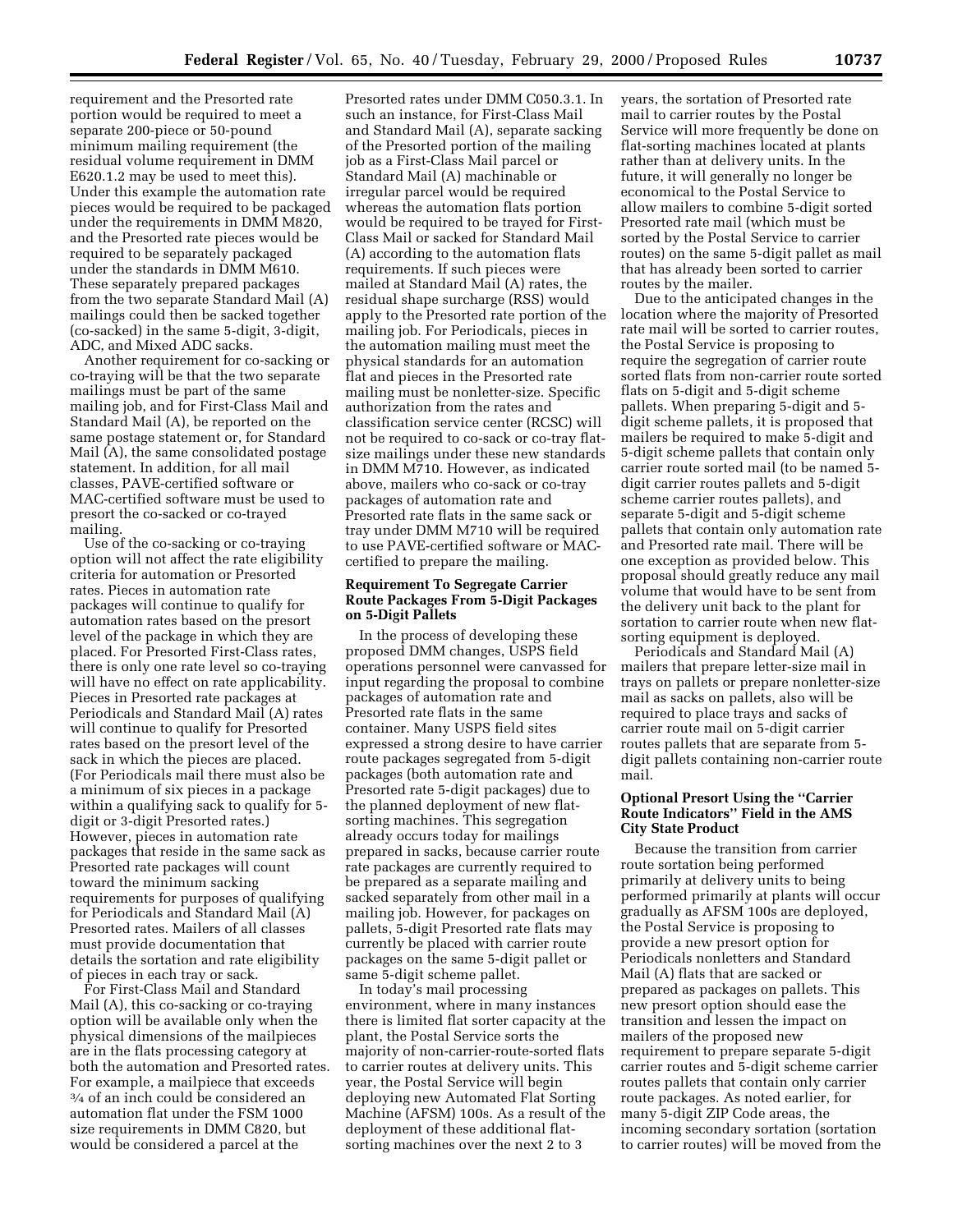requirement and the Presorted rate portion would be required to meet a separate 200-piece or 50-pound minimum mailing requirement (the residual volume requirement in DMM E620.1.2 may be used to meet this). Under this example the automation rate pieces would be required to be packaged under the requirements in DMM M820, and the Presorted rate pieces would be required to be separately packaged under the standards in DMM M610. These separately prepared packages from the two separate Standard Mail (A) mailings could then be sacked together (co-sacked) in the same 5-digit, 3-digit, ADC, and Mixed ADC sacks.

Another requirement for co-sacking or co-traying will be that the two separate mailings must be part of the same mailing job, and for First-Class Mail and Standard Mail (A), be reported on the same postage statement or, for Standard Mail (A), the same consolidated postage statement. In addition, for all mail classes, PAVE-certified software or MAC-certified software must be used to presort the co-sacked or co-trayed mailing.

Use of the co-sacking or co-traying option will not affect the rate eligibility criteria for automation or Presorted rates. Pieces in automation rate packages will continue to qualify for automation rates based on the presort level of the package in which they are placed. For Presorted First-Class rates, there is only one rate level so co-traying will have no effect on rate applicability. Pieces in Presorted rate packages at Periodicals and Standard Mail (A) rates will continue to qualify for Presorted rates based on the presort level of the sack in which the pieces are placed. (For Periodicals mail there must also be a minimum of six pieces in a package within a qualifying sack to qualify for 5-digit or 3-digit Presorted rates.) However, pieces in automation rate packages that reside in the same sack as Presorted rate packages will count toward the minimum sacking requirements for purposes of qualifying for Periodicals and Standard Mail (A) Presorted rates. Mailers of all classes must provide documentation that details the sortation and rate eligibility of pieces in each tray or sack.

For First-Class Mail and Standard Mail (A), this co-sacking or co-traying option will be available only when the physical dimensions of the mailpieces are in the flats processing category at both the automation and Presorted rates. For example, a mailpiece that exceeds 3/4 of an inch could be considered an automation flat under the FSM 1000 size requirements in DMM C820, but would be considered a parcel at the Presorted rates under DMM C050.3.1. In such an instance, for First-Class Mail and Standard Mail (A), separate sacking of the Presorted portion of the mailing job as a First-Class Mail parcel or Standard Mail (A) machinable or irregular parcel would be required whereas the automation flats portion would be required to be trayed for First-Class Mail or sacked for Standard Mail (A) according to the automation flats requirements. If such pieces were mailed at Standard Mail (A) rates, the residual shape surcharge (RSS) would apply to the Presorted rate portion of the mailing job. For Periodicals, pieces in the automation mailing must meet the physical standards for an automation flat and pieces in the Presorted rate mailing must be nonletter-size. Specific authorization from the rates and classification service center (RCSC) will not be required to co-sack or co-tray flat-size mailings under these new standards in DMM M710. However, as indicated above, mailers who co-sack or co-tray packages of automation rate and Presorted rate flats in the same sack or tray under DMM M710 will be required to use PAVE-certified software or MAC-certified to prepare the mailing.

## Requirement To Segregate Carrier Route Packages From 5-Digit Packages on 5-Digit Pallets

In the process of developing these proposed DMM changes, USPS field operations personnel were canvassed for input regarding the proposal to combine packages of automation rate and Presorted rate flats in the same container. Many USPS field sites expressed a strong desire to have carrier route packages segregated from 5-digit packages (both automation rate and Presorted rate 5-digit packages) due to the planned deployment of new flat-sorting machines. This segregation already occurs today for mailings prepared in sacks, because carrier route rate packages are currently required to be prepared as a separate mailing and sacked separately from other mail in a mailing job. However, for packages on pallets, 5-digit Presorted rate flats may currently be placed with carrier route packages on the same 5-digit pallet or same 5-digit scheme pallet.

In today's mail processing environment, where in many instances there is limited flat sorter capacity at the plant, the Postal Service sorts the majority of non-carrier-route-sorted flats to carrier routes at delivery units. This year, the Postal Service will begin deploying new Automated Flat Sorting Machine (AFSM) 100s. As a result of the deployment of these additional flat-sorting machines over the next 2 to 3 years, the sortation of Presorted rate mail to carrier routes by the Postal Service will more frequently be done on flat-sorting machines located at plants rather than at delivery units. In the future, it will generally no longer be economical to the Postal Service to allow mailers to combine 5-digit sorted Presorted rate mail (which must be sorted by the Postal Service to carrier routes) on the same 5-digit pallet as mail that has already been sorted to carrier routes by the mailer.

Due to the anticipated changes in the location where the majority of Presorted rate mail will be sorted to carrier routes, the Postal Service is proposing to require the segregation of carrier route sorted flats from non-carrier route sorted flats on 5-digit and 5-digit scheme pallets. When preparing 5-digit and 5-digit scheme pallets, it is proposed that mailers be required to make 5-digit and 5-digit scheme pallets that contain only carrier route sorted mail (to be named 5-digit carrier routes pallets and 5-digit scheme carrier routes pallets), and separate 5-digit and 5-digit scheme pallets that contain only automation rate and Presorted rate mail. There will be one exception as provided below. This proposal should greatly reduce any mail volume that would have to be sent from the delivery unit back to the plant for sortation to carrier route when new flat-sorting equipment is deployed.

Periodicals and Standard Mail (A) mailers that prepare letter-size mail in trays on pallets or prepare nonletter-size mail as sacks on pallets, also will be required to place trays and sacks of carrier route mail on 5-digit carrier routes pallets that are separate from 5-digit pallets containing non-carrier route mail.

## Optional Presort Using the "Carrier Route Indicators" Field in the AMS City State Product

Because the transition from carrier route sortation being performed primarily at delivery units to being performed primarily at plants will occur gradually as AFSM 100s are deployed, the Postal Service is proposing to provide a new presort option for Periodicals nonletters and Standard Mail (A) flats that are sacked or prepared as packages on pallets. This new presort option should ease the transition and lessen the impact on mailers of the proposed new requirement to prepare separate 5-digit carrier routes and 5-digit scheme carrier routes pallets that contain only carrier route packages. As noted earlier, for many 5-digit ZIP Code areas, the incoming secondary sortation (sortation to carrier routes) will be moved from the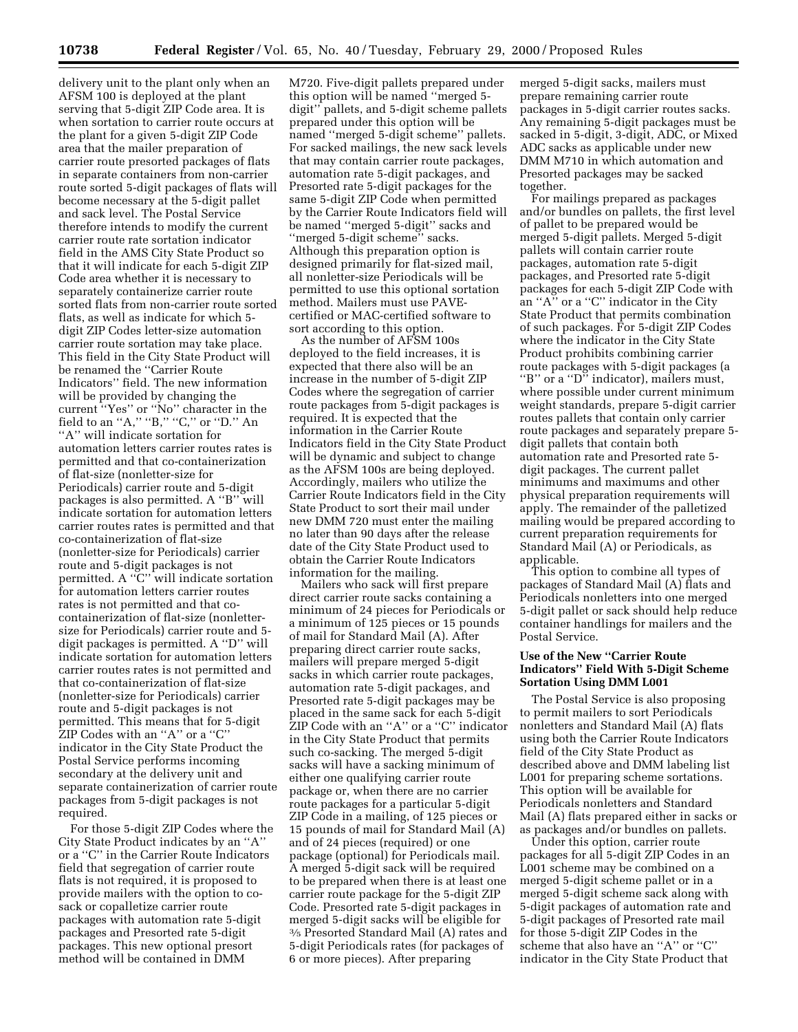delivery unit to the plant only when an AFSM 100 is deployed at the plant serving that 5-digit ZIP Code area. It is when sortation to carrier route occurs at the plant for a given 5-digit ZIP Code area that the mailer preparation of carrier route presorted packages of flats in separate containers from non-carrier route sorted 5-digit packages of flats will become necessary at the 5-digit pallet and sack level. The Postal Service therefore intends to modify the current carrier route rate sortation indicator field in the AMS City State Product so that it will indicate for each 5-digit ZIP Code area whether it is necessary to separately containerize carrier route sorted flats from non-carrier route sorted flats, as well as indicate for which 5-digit ZIP Codes letter-size automation carrier route sortation may take place. This field in the City State Product will be renamed the "Carrier Route Indicators" field. The new information will be provided by changing the current "Yes" or "No" character in the field to an "A," "B," "C," or "D." An "A" will indicate sortation for automation letters carrier routes rates is permitted and that co-containerization of flat-size (nonletter-size for Periodicals) carrier route and 5-digit packages is also permitted. A "B" will indicate sortation for automation letters carrier routes rates is permitted and that co-containerization of flat-size (nonletter-size for Periodicals) carrier route and 5-digit packages is not permitted. A "C" will indicate sortation for automation letters carrier routes rates is not permitted and that co-containerization of flat-size (nonletter-size for Periodicals) carrier route and 5-digit packages is permitted. A "D" will indicate sortation for automation letters carrier routes rates is not permitted and that co-containerization of flat-size (nonletter-size for Periodicals) carrier route and 5-digit packages is not permitted. This means that for 5-digit ZIP Codes with an "A" or a "C" indicator in the City State Product the Postal Service performs incoming secondary at the delivery unit and separate containerization of carrier route packages from 5-digit packages is not required.

For those 5-digit ZIP Codes where the City State Product indicates by an "A" or a "C" in the Carrier Route Indicators field that segregation of carrier route flats is not required, it is proposed to provide mailers with the option to co-sack or copalletize carrier route packages with automation rate 5-digit packages and Presorted rate 5-digit packages. This new optional presort method will be contained in DMM M720. Five-digit pallets prepared under this option will be named "merged 5-digit" pallets, and 5-digit scheme pallets prepared under this option will be named "merged 5-digit scheme" pallets. For sacked mailings, the new sack levels that may contain carrier route packages, automation rate 5-digit packages, and Presorted rate 5-digit packages for the same 5-digit ZIP Code when permitted by the Carrier Route Indicators field will be named "merged 5-digit" sacks and "merged 5-digit scheme" sacks. Although this preparation option is designed primarily for flat-sized mail, all nonletter-size Periodicals will be permitted to use this optional sortation method. Mailers must use PAVE-certified or MAC-certified software to sort according to this option.

As the number of AFSM 100s deployed to the field increases, it is expected that there also will be an increase in the number of 5-digit ZIP Codes where the segregation of carrier route packages from 5-digit packages is required. It is expected that the information in the Carrier Route Indicators field in the City State Product will be dynamic and subject to change as the AFSM 100s are being deployed. Accordingly, mailers who utilize the Carrier Route Indicators field in the City State Product to sort their mail under new DMM 720 must enter the mailing no later than 90 days after the release date of the City State Product used to obtain the Carrier Route Indicators information for the mailing.

Mailers who sack will first prepare direct carrier route sacks containing a minimum of 24 pieces for Periodicals or a minimum of 125 pieces or 15 pounds of mail for Standard Mail (A). After preparing direct carrier route sacks, mailers will prepare merged 5-digit sacks in which carrier route packages, automation rate 5-digit packages, and Presorted rate 5-digit packages may be placed in the same sack for each 5-digit ZIP Code with an "A" or a "C" indicator in the City State Product that permits such co-sacking. The merged 5-digit sacks will have a sacking minimum of either one qualifying carrier route package or, when there are no carrier route packages for a particular 5-digit ZIP Code in a mailing, of 125 pieces or 15 pounds of mail for Standard Mail (A) and of 24 pieces (required) or one package (optional) for Periodicals mail. A merged 5-digit sack will be required to be prepared when there is at least one carrier route package for the 5-digit ZIP Code. Presorted rate 5-digit packages in merged 5-digit sacks will be eligible for 3/5 Presorted Standard Mail (A) rates and 5-digit Periodicals rates (for packages of 6 or more pieces). After preparing merged 5-digit sacks, mailers must prepare remaining carrier route packages in 5-digit carrier routes sacks. Any remaining 5-digit packages must be sacked in 5-digit, 3-digit, ADC, or Mixed ADC sacks as applicable under new DMM M710 in which automation and Presorted packages may be sacked together.

For mailings prepared as packages and/or bundles on pallets, the first level of pallet to be prepared would be merged 5-digit pallets. Merged 5-digit pallets will contain carrier route packages, automation rate 5-digit packages, and Presorted rate 5-digit packages for each 5-digit ZIP Code with an "A" or a "C" indicator in the City State Product that permits combination of such packages. For 5-digit ZIP Codes where the indicator in the City State Product prohibits combining carrier route packages with 5-digit packages (a "B" or a "D" indicator), mailers must, where possible under current minimum weight standards, prepare 5-digit carrier routes pallets that contain only carrier route packages and separately prepare 5-digit pallets that contain both automation rate and Presorted rate 5-digit packages. The current pallet minimums and maximums and other physical preparation requirements will apply. The remainder of the palletized mailing would be prepared according to current preparation requirements for Standard Mail (A) or Periodicals, as applicable.

This option to combine all types of packages of Standard Mail (A) flats and Periodicals nonletters into one merged 5-digit pallet or sack should help reduce container handlings for mailers and the Postal Service.

**Use of the New "Carrier Route Indicators" Field With 5-Digit Scheme Sortation Using DMM L001**

The Postal Service is also proposing to permit mailers to sort Periodicals nonletters and Standard Mail (A) flats using both the Carrier Route Indicators field of the City State Product as described above and DMM labeling list L001 for preparing scheme sortations. This option will be available for Periodicals nonletters and Standard Mail (A) flats prepared either in sacks or as packages and/or bundles on pallets.

Under this option, carrier route packages for all 5-digit ZIP Codes in an L001 scheme may be combined on a merged 5-digit scheme pallet or in a merged 5-digit scheme sack along with 5-digit packages of automation rate and 5-digit packages of Presorted rate mail for those 5-digit ZIP Codes in the scheme that also have an "A" or "C" indicator in the City State Product that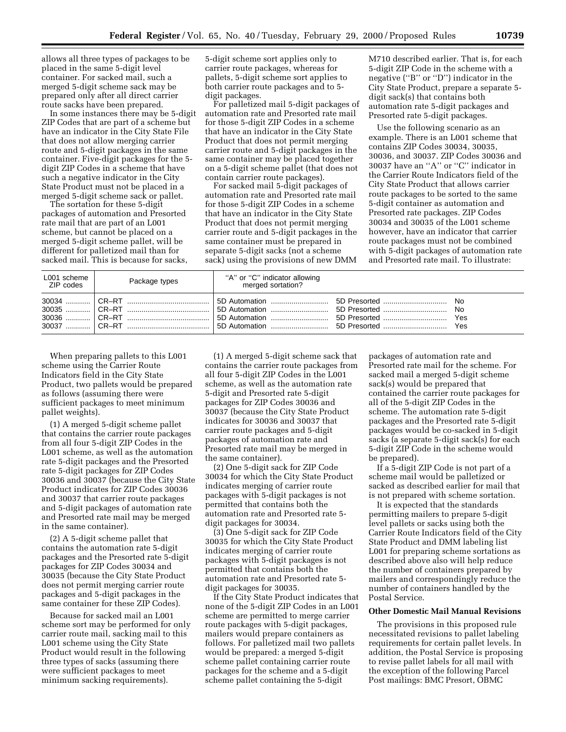allows all three types of packages to be placed in the same 5-digit level container. For sacked mail, such a merged 5-digit scheme sack may be prepared only after all direct carrier route sacks have been prepared.

In some instances there may be 5-digit ZIP Codes that are part of a scheme but have an indicator in the City State File that does not allow merging carrier route and 5-digit packages in the same container. Five-digit packages for the 5-digit ZIP Codes in a scheme that have such a negative indicator in the City State Product must not be placed in a merged 5-digit scheme sack or pallet.

The sortation for these 5-digit packages of automation and Presorted rate mail that are part of an L001 scheme, but cannot be placed on a merged 5-digit scheme pallet, will be different for palletized mail than for sacked mail. This is because for sacks, 5-digit scheme sort applies only to carrier route packages, whereas for pallets, 5-digit scheme sort applies to both carrier route packages and to 5-digit packages.

For palletized mail 5-digit packages of automation rate and Presorted rate mail for those 5-digit ZIP Codes in a scheme that have an indicator in the City State Product that does not permit merging carrier route and 5-digit packages in the same container may be placed together on a 5-digit scheme pallet (that does not contain carrier route packages).

For sacked mail 5-digit packages of automation rate and Presorted rate mail for those 5-digit ZIP Codes in a scheme that have an indicator in the City State Product that does not permit merging carrier route and 5-digit packages in the same container must be prepared in separate 5-digit sacks (not a scheme sack) using the provisions of new DMM M710 described earlier. That is, for each 5-digit ZIP Code in the scheme with a negative (''B'' or ''D'') indicator in the City State Product, prepare a separate 5-digit sack(s) that contains both automation rate 5-digit packages and Presorted rate 5-digit packages.

Use the following scenario as an example. There is an L001 scheme that contains ZIP Codes 30034, 30035, 30036, and 30037. ZIP Codes 30036 and 30037 have an ''A'' or ''C'' indicator in the Carrier Route Indicators field of the City State Product that allows carrier route packages to be sorted to the same 5-digit container as automation and Presorted rate packages. ZIP Codes 30034 and 30035 of the L001 scheme however, have an indicator that carrier route packages must not be combined with 5-digit packages of automation rate and Presorted rate mail. To illustrate:

| L001 scheme ZIP codes | Package types | | | ''A'' or ''C'' indicator allowing merged sortation? |
|---|---|---|---|---|
| 30034 | CR–RT | 5D Automation | 5D Presorted | No |
| 30035 | CR–RT | 5D Automation | 5D Presorted | No |
| 30036 | CR–RT | 5D Automation | 5D Presorted | Yes |
| 30037 | CR–RT | 5D Automation | 5D Presorted | Yes |

When preparing pallets to this L001 scheme using the Carrier Route Indicators field in the City State Product, two pallets would be prepared as follows (assuming there were sufficient packages to meet minimum pallet weights).

(1) A merged 5-digit scheme pallet that contains the carrier route packages from all four 5-digit ZIP Codes in the L001 scheme, as well as the automation rate 5-digit packages and the Presorted rate 5-digit packages for ZIP Codes 30036 and 30037 (because the City State Product indicates for ZIP Codes 30036 and 30037 that carrier route packages and 5-digit packages of automation rate and Presorted rate mail may be merged in the same container).

(2) A 5-digit scheme pallet that contains the automation rate 5-digit packages and the Presorted rate 5-digit packages for ZIP Codes 30034 and 30035 (because the City State Product does not permit merging carrier route packages and 5-digit packages in the same container for these ZIP Codes).

Because for sacked mail an L001 scheme sort may be performed for only carrier route mail, sacking mail to this L001 scheme using the City State Product would result in the following three types of sacks (assuming there were sufficient packages to meet minimum sacking requirements).

(1) A merged 5-digit scheme sack that contains the carrier route packages from all four 5-digit ZIP Codes in the L001 scheme, as well as the automation rate 5-digit and Presorted rate 5-digit packages for ZIP Codes 30036 and 30037 (because the City State Product indicates for 30036 and 30037 that carrier route packages and 5-digit packages of automation rate and Presorted rate mail may be merged in the same container).

(2) One 5-digit sack for ZIP Code 30034 for which the City State Product indicates merging of carrier route packages with 5-digit packages is not permitted that contains both the automation rate and Presorted rate 5-digit packages for 30034.

(3) One 5-digit sack for ZIP Code 30035 for which the City State Product indicates merging of carrier route packages with 5-digit packages is not permitted that contains both the automation rate and Presorted rate 5-digit packages for 30035.

If the City State Product indicates that none of the 5-digit ZIP Codes in an L001 scheme are permitted to merge carrier route packages with 5-digit packages, mailers would prepare containers as follows. For palletized mail two pallets would be prepared: a merged 5-digit scheme pallet containing carrier route packages for the scheme and a 5-digit scheme pallet containing the 5-digit packages of automation rate and Presorted rate mail for the scheme. For sacked mail a merged 5-digit scheme sack(s) would be prepared that contained the carrier route packages for all of the 5-digit ZIP Codes in the scheme. The automation rate 5-digit packages and the Presorted rate 5-digit packages would be co-sacked in 5-digit sacks (a separate 5-digit sack(s) for each 5-digit ZIP Code in the scheme would be prepared).

If a 5-digit ZIP Code is not part of a scheme mail would be palletized or sacked as described earlier for mail that is not prepared with scheme sortation.

It is expected that the standards permitting mailers to prepare 5-digit level pallets or sacks using both the Carrier Route Indicators field of the City State Product and DMM labeling list L001 for preparing scheme sortations as described above also will help reduce the number of containers prepared by mailers and correspondingly reduce the number of containers handled by the Postal Service.

**Other Domestic Mail Manual Revisions**

The provisions in this proposed rule necessitated revisions to pallet labeling requirements for certain pallet levels. In addition, the Postal Service is proposing to revise pallet labels for all mail with the exception of the following Parcel Post mailings: BMC Presort, OBMC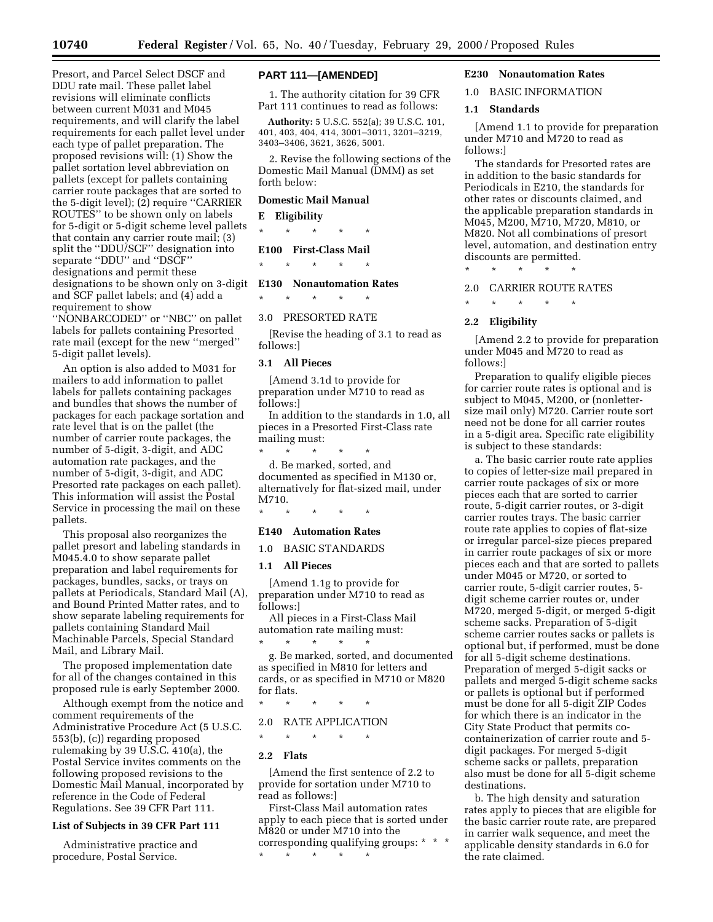Presort, and Parcel Select DSCF and DDU rate mail. These pallet label revisions will eliminate conflicts between current M031 and M045 requirements, and will clarify the label requirements for each pallet level under each type of pallet preparation. The proposed revisions will: (1) Show the pallet sortation level abbreviation on pallets (except for pallets containing carrier route packages that are sorted to the 5-digit level); (2) require ''CARRIER ROUTES'' to be shown only on labels for 5-digit or 5-digit scheme level pallets that contain any carrier route mail; (3) split the ''DDU/SCF'' designation into separate ''DDU'' and ''DSCF'' designations and permit these designations to be shown only on 3-digit and SCF pallet labels; and (4) add a requirement to show ''NONBARCODED'' or ''NBC'' on pallet labels for pallets containing Presorted rate mail (except for the new ''merged'' 5-digit pallet levels).

An option is also added to M031 for mailers to add information to pallet labels for pallets containing packages and bundles that shows the number of packages for each package sortation and rate level that is on the pallet (the number of carrier route packages, the number of 5-digit, 3-digit, and ADC automation rate packages, and the number of 5-digit, 3-digit, and ADC Presorted rate packages on each pallet). This information will assist the Postal Service in processing the mail on these pallets.

This proposal also reorganizes the pallet presort and labeling standards in M045.4.0 to show separate pallet preparation and label requirements for packages, bundles, sacks, or trays on pallets at Periodicals, Standard Mail (A), and Bound Printed Matter rates, and to show separate labeling requirements for pallets containing Standard Mail Machinable Parcels, Special Standard Mail, and Library Mail.

The proposed implementation date for all of the changes contained in this proposed rule is early September 2000.

Although exempt from the notice and comment requirements of the Administrative Procedure Act (5 U.S.C. 553(b), (c)) regarding proposed rulemaking by 39 U.S.C. 410(a), the Postal Service invites comments on the following proposed revisions to the Domestic Mail Manual, incorporated by reference in the Code of Federal Regulations. See 39 CFR Part 111.

**List of Subjects in 39 CFR Part 111**

Administrative practice and procedure, Postal Service.

**PART 111—[AMENDED]**

1. The authority citation for 39 CFR Part 111 continues to read as follows:

**Authority:** 5 U.S.C. 552(a); 39 U.S.C. 101, 401, 403, 404, 414, 3001–3011, 3201–3219, 3403–3406, 3621, 3626, 5001.

2. Revise the following sections of the Domestic Mail Manual (DMM) as set forth below:

**Domestic Mail Manual**

**E Eligibility**

\* \* \* \* \*

**E100 First-Class Mail**

\* \* \* \* \*

**E130 Nonautomation Rates**

\* \* \* \* \*

3.0 PRESORTED RATE

[Revise the heading of 3.1 to read as follows:]

**3.1 All Pieces**

[Amend 3.1d to provide for preparation under M710 to read as follows:]

In addition to the standards in 1.0, all pieces in a Presorted First-Class rate mailing must:

\* \* \* \* \*

d. Be marked, sorted, and documented as specified in M130 or, alternatively for flat-sized mail, under M710.

\* \* \* \* \*

**E140 Automation Rates**

1.0 BASIC STANDARDS

**1.1 All Pieces**

[Amend 1.1g to provide for preparation under M710 to read as follows:]

All pieces in a First-Class Mail automation rate mailing must:

\* \* \* \* \*

g. Be marked, sorted, and documented as specified in M810 for letters and cards, or as specified in M710 or M820 for flats.

\* \* \* \* \*

2.0 RATE APPLICATION

\* \* \* \* \*

**2.2 Flats**

[Amend the first sentence of 2.2 to provide for sortation under M710 to read as follows:]

First-Class Mail automation rates apply to each piece that is sorted under M820 or under M710 into the corresponding qualifying groups: \* \* \*

\* \* \* \* \*

**E230 Nonautomation Rates**

1.0 BASIC INFORMATION

**1.1 Standards**

[Amend 1.1 to provide for preparation under M710 and M720 to read as follows:]

The standards for Presorted rates are in addition to the basic standards for Periodicals in E210, the standards for other rates or discounts claimed, and the applicable preparation standards in M045, M200, M710, M720, M810, or M820. Not all combinations of presort level, automation, and destination entry discounts are permitted.

\* \* \* \* \*

2.0 CARRIER ROUTE RATES

\* \* \* \* \*

**2.2 Eligibility**

[Amend 2.2 to provide for preparation under M045 and M720 to read as follows:]

Preparation to qualify eligible pieces for carrier route rates is optional and is subject to M045, M200, or (nonletter-size mail only) M720. Carrier route sort need not be done for all carrier routes in a 5-digit area. Specific rate eligibility is subject to these standards:

a. The basic carrier route rate applies to copies of letter-size mail prepared in carrier route packages of six or more pieces each that are sorted to carrier route, 5-digit carrier routes, or 3-digit carrier routes trays. The basic carrier route rate applies to copies of flat-size or irregular parcel-size pieces prepared in carrier route packages of six or more pieces each and that are sorted to pallets under M045 or M720, or sorted to carrier route, 5-digit carrier routes, 5-digit scheme carrier routes or, under M720, merged 5-digit, or merged 5-digit scheme sacks. Preparation of 5-digit scheme carrier routes sacks or pallets is optional but, if performed, must be done for all 5-digit scheme destinations. Preparation of merged 5-digit sacks or pallets and merged 5-digit scheme sacks or pallets is optional but if performed must be done for all 5-digit ZIP Codes for which there is an indicator in the City State Product that permits co-containerization of carrier route and 5-digit packages. For merged 5-digit scheme sacks or pallets, preparation also must be done for all 5-digit scheme destinations.

b. The high density and saturation rates apply to pieces that are eligible for the basic carrier route rate, are prepared in carrier walk sequence, and meet the applicable density standards in 6.0 for the rate claimed.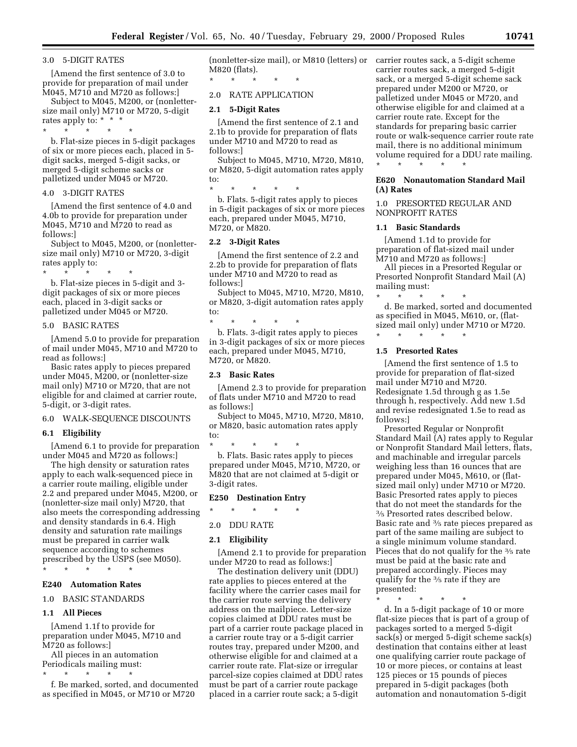3.0 5-DIGIT RATES

[Amend the first sentence of 3.0 to provide for preparation of mail under M045, M710 and M720 as follows:]

Subject to M045, M200, or (nonletter-size mail only) M710 or M720, 5-digit rates apply to: * * *

\* \* \* \* \*

b. Flat-size pieces in 5-digit packages of six or more pieces each, placed in 5-digit sacks, merged 5-digit sacks, or merged 5-digit scheme sacks or palletized under M045 or M720.

4.0 3-DIGIT RATES

[Amend the first sentence of 4.0 and 4.0b to provide for preparation under M045, M710 and M720 to read as follows:]

Subject to M045, M200, or (nonletter-size mail only) M710 or M720, 3-digit rates apply to:

\* \* \* \* \*

b. Flat-size pieces in 5-digit and 3-digit packages of six or more pieces each, placed in 3-digit sacks or palletized under M045 or M720.

5.0 BASIC RATES

[Amend 5.0 to provide for preparation of mail under M045, M710 and M720 to read as follows:]

Basic rates apply to pieces prepared under M045, M200, or (nonletter-size mail only) M710 or M720, that are not eligible for and claimed at carrier route, 5-digit, or 3-digit rates.

6.0 WALK-SEQUENCE DISCOUNTS

**6.1 Eligibility**

[Amend 6.1 to provide for preparation under M045 and M720 as follows:]

The high density or saturation rates apply to each walk-sequenced piece in a carrier route mailing, eligible under 2.2 and prepared under M045, M200, or (nonletter-size mail only) M720, that also meets the corresponding addressing and density standards in 6.4. High density and saturation rate mailings must be prepared in carrier walk sequence according to schemes prescribed by the USPS (see M050).

\* \* \* \* \*

**E240 Automation Rates**

1.0 BASIC STANDARDS

**1.1 All Pieces**

[Amend 1.1f to provide for preparation under M045, M710 and M720 as follows:]

All pieces in an automation Periodicals mailing must:

\* \* \* \* \*

f. Be marked, sorted, and documented as specified in M045, or M710 or M720 (nonletter-size mail), or M810 (letters) or M820 (flats).

\* \* \* \* \*

2.0 RATE APPLICATION

**2.1 5-Digit Rates**

[Amend the first sentence of 2.1 and 2.1b to provide for preparation of flats under M710 and M720 to read as follows:]

Subject to M045, M710, M720, M810, or M820, 5-digit automation rates apply to:

\* \* \* \* \*

b. Flats. 5-digit rates apply to pieces in 5-digit packages of six or more pieces each, prepared under M045, M710, M720, or M820.

**2.2 3-Digit Rates**

[Amend the first sentence of 2.2 and 2.2b to provide for preparation of flats under M710 and M720 to read as follows:]

Subject to M045, M710, M720, M810, or M820, 3-digit automation rates apply to:

\* \* \* \* \*

b. Flats. 3-digit rates apply to pieces in 3-digit packages of six or more pieces each, prepared under M045, M710, M720, or M820.

**2.3 Basic Rates**

[Amend 2.3 to provide for preparation of flats under M710 and M720 to read as follows:]

Subject to M045, M710, M720, M810, or M820, basic automation rates apply to:

\* \* \* \* \*

b. Flats. Basic rates apply to pieces prepared under M045, M710, M720, or M820 that are not claimed at 5-digit or 3-digit rates.

**E250 Destination Entry**

\* \* \* \* \*

2.0 DDU RATE

**2.1 Eligibility**

[Amend 2.1 to provide for preparation under M720 to read as follows:]

The destination delivery unit (DDU) rate applies to pieces entered at the facility where the carrier cases mail for the carrier route serving the delivery address on the mailpiece. Letter-size copies claimed at DDU rates must be part of a carrier route package placed in a carrier route tray or a 5-digit carrier routes tray, prepared under M200, and otherwise eligible for and claimed at a carrier route rate. Flat-size or irregular parcel-size copies claimed at DDU rates must be part of a carrier route package placed in a carrier route sack; a 5-digit carrier routes sack, a 5-digit scheme carrier routes sack, a merged 5-digit sack, or a merged 5-digit scheme sack prepared under M200 or M720, or palletized under M045 or M720, and otherwise eligible for and claimed at a carrier route rate. Except for the standards for preparing basic carrier route or walk-sequence carrier route rate mail, there is no additional minimum volume required for a DDU rate mailing.

\* \* \* \* \*

**E620 Nonautomation Standard Mail (A) Rates**

1.0 PRESORTED REGULAR AND NONPROFIT RATES

**1.1 Basic Standards**

[Amend 1.1d to provide for preparation of flat-sized mail under M710 and M720 as follows:]

All pieces in a Presorted Regular or Presorted Nonprofit Standard Mail (A) mailing must:

\* \* \* \* \*

d. Be marked, sorted and documented as specified in M045, M610, or, (flat-sized mail only) under M710 or M720.

\* \* \* \* \*

**1.5 Presorted Rates**

[Amend the first sentence of 1.5 to provide for preparation of flat-sized mail under M710 and M720. Redesignate 1.5d through g as 1.5e through h, respectively. Add new 1.5d and revise redesignated 1.5e to read as follows:]

Presorted Regular or Nonprofit Standard Mail (A) rates apply to Regular or Nonprofit Standard Mail letters, flats, and machinable and irregular parcels weighing less than 16 ounces that are prepared under M045, M610, or (flat-sized mail only) under M710 or M720. Basic Presorted rates apply to pieces that do not meet the standards for the 3/5 Presorted rates described below. Basic rate and 3/5 rate pieces prepared as part of the same mailing are subject to a single minimum volume standard. Pieces that do not qualify for the 3/5 rate must be paid at the basic rate and prepared accordingly. Pieces may qualify for the 3/5 rate if they are presented:

\* \* \* \* \*

d. In a 5-digit package of 10 or more flat-size pieces that is part of a group of packages sorted to a merged 5-digit sack(s) or merged 5-digit scheme sack(s) destination that contains either at least one qualifying carrier route package of 10 or more pieces, or contains at least 125 pieces or 15 pounds of pieces prepared in 5-digit packages (both automation and nonautomation 5-digit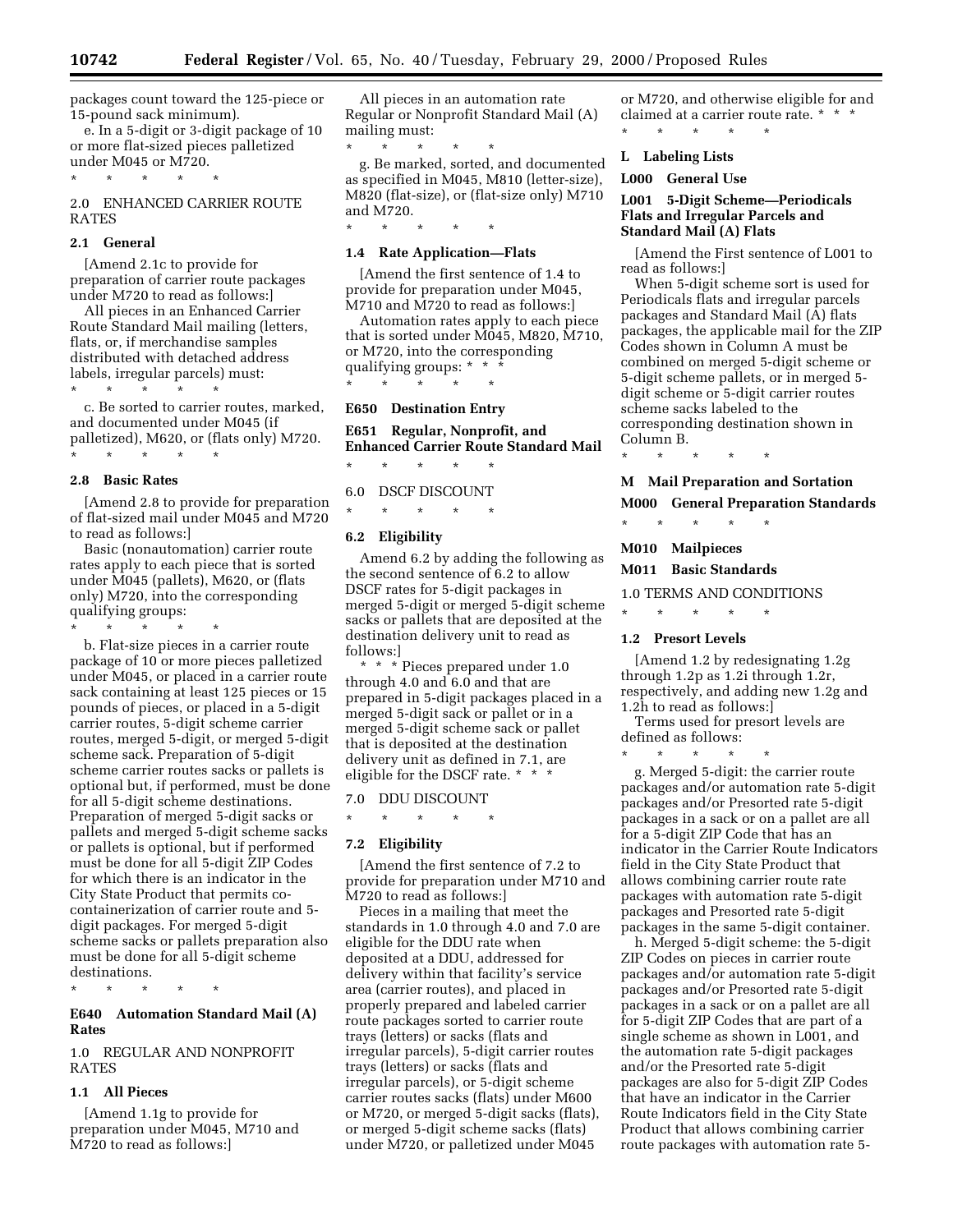packages count toward the 125-piece or 15-pound sack minimum).

e. In a 5-digit or 3-digit package of 10 or more flat-sized pieces palletized under M045 or M720.

\* \* \* \* \*

2.0 ENHANCED CARRIER ROUTE RATES

**2.1 General**

[Amend 2.1c to provide for preparation of carrier route packages under M720 to read as follows:]

All pieces in an Enhanced Carrier Route Standard Mail mailing (letters, flats, or, if merchandise samples distributed with detached address labels, irregular parcels) must:

\* \* \* \* \*

c. Be sorted to carrier routes, marked, and documented under M045 (if palletized), M620, or (flats only) M720.

\* \* \* \* \*

**2.8 Basic Rates**

[Amend 2.8 to provide for preparation of flat-sized mail under M045 and M720 to read as follows:]

Basic (nonautomation) carrier route rates apply to each piece that is sorted under M045 (pallets), M620, or (flats only) M720, into the corresponding qualifying groups:

\* \* \* \* \*

b. Flat-size pieces in a carrier route package of 10 or more pieces palletized under M045, or placed in a carrier route sack containing at least 125 pieces or 15 pounds of pieces, or placed in a 5-digit carrier routes, 5-digit scheme carrier routes, merged 5-digit, or merged 5-digit scheme sack. Preparation of 5-digit scheme carrier routes sacks or pallets is optional but, if performed, must be done for all 5-digit scheme destinations. Preparation of merged 5-digit sacks or pallets and merged 5-digit scheme sacks or pallets is optional, but if performed must be done for all 5-digit ZIP Codes for which there is an indicator in the City State Product that permits co-containerization of carrier route and 5-digit packages. For merged 5-digit scheme sacks or pallets preparation also must be done for all 5-digit scheme destinations.

\* \* \* \* \*

**E640 Automation Standard Mail (A) Rates**

1.0 REGULAR AND NONPROFIT RATES

**1.1 All Pieces**

[Amend 1.1g to provide for preparation under M045, M710 and M720 to read as follows:]

All pieces in an automation rate Regular or Nonprofit Standard Mail (A) mailing must:

\* \* \* \* \*

g. Be marked, sorted, and documented as specified in M045, M810 (letter-size), M820 (flat-size), or (flat-size only) M710 and M720.

\* \* \* \* \*

**1.4 Rate Application—Flats**

[Amend the first sentence of 1.4 to provide for preparation under M045, M710 and M720 to read as follows:]

Automation rates apply to each piece that is sorted under M045, M820, M710, or M720, into the corresponding qualifying groups: \* \* \*

\* \* \* \* \*

**E650 Destination Entry**

**E651 Regular, Nonprofit, and Enhanced Carrier Route Standard Mail**

\* \* \* \* \*

6.0 DSCF DISCOUNT

\* \* \* \* \*

**6.2 Eligibility**

Amend 6.2 by adding the following as the second sentence of 6.2 to allow DSCF rates for 5-digit packages in merged 5-digit or merged 5-digit scheme sacks or pallets that are deposited at the destination delivery unit to read as follows:]

\* \* \* Pieces prepared under 1.0 through 4.0 and 6.0 and that are prepared in 5-digit packages placed in a merged 5-digit sack or pallet or in a merged 5-digit scheme sack or pallet that is deposited at the destination delivery unit as defined in 7.1, are eligible for the DSCF rate. \* \* \*

7.0 DDU DISCOUNT

\* \* \* \* \*

**7.2 Eligibility**

[Amend the first sentence of 7.2 to provide for preparation under M710 and M720 to read as follows:]

Pieces in a mailing that meet the standards in 1.0 through 4.0 and 7.0 are eligible for the DDU rate when deposited at a DDU, addressed for delivery within that facility's service area (carrier routes), and placed in properly prepared and labeled carrier route packages sorted to carrier route trays (letters) or sacks (flats and irregular parcels), 5-digit carrier routes trays (letters) or sacks (flats and irregular parcels), or 5-digit scheme carrier routes sacks (flats) under M600 or M720, or merged 5-digit sacks (flats), or merged 5-digit scheme sacks (flats) under M720, or palletized under M045 or M720, and otherwise eligible for and claimed at a carrier route rate. \* \* \*

\* \* \* \* \*

**L Labeling Lists**

**L000 General Use**

**L001 5-Digit Scheme—Periodicals Flats and Irregular Parcels and Standard Mail (A) Flats**

[Amend the First sentence of L001 to read as follows:]

When 5-digit scheme sort is used for Periodicals flats and irregular parcels packages and Standard Mail (A) flats packages, the applicable mail for the ZIP Codes shown in Column A must be combined on merged 5-digit scheme or 5-digit scheme pallets, or in merged 5-digit scheme or 5-digit carrier routes scheme sacks labeled to the corresponding destination shown in Column B.

\* \* \* \* \*

**M Mail Preparation and Sortation**

**M000 General Preparation Standards**

\* \* \* \* \*

**M010 Mailpieces**

**M011 Basic Standards**

1.0 TERMS AND CONDITIONS

\* \* \* \* \*

**1.2 Presort Levels**

[Amend 1.2 by redesignating 1.2g through 1.2p as 1.2i through 1.2r, respectively, and adding new 1.2g and 1.2h to read as follows:]

Terms used for presort levels are defined as follows:

\* \* \* \* \*

g. Merged 5-digit: the carrier route packages and/or automation rate 5-digit packages and/or Presorted rate 5-digit packages in a sack or on a pallet are all for a 5-digit ZIP Code that has an indicator in the Carrier Route Indicators field in the City State Product that allows combining carrier route rate packages with automation rate 5-digit packages and Presorted rate 5-digit packages in the same 5-digit container.

h. Merged 5-digit scheme: the 5-digit ZIP Codes on pieces in carrier route packages and/or automation rate 5-digit packages and/or Presorted rate 5-digit packages in a sack or on a pallet are all for 5-digit ZIP Codes that are part of a single scheme as shown in L001, and the automation rate 5-digit packages and/or the Presorted rate 5-digit packages are also for 5-digit ZIP Codes that have an indicator in the Carrier Route Indicators field in the City State Product that allows combining carrier route packages with automation rate 5-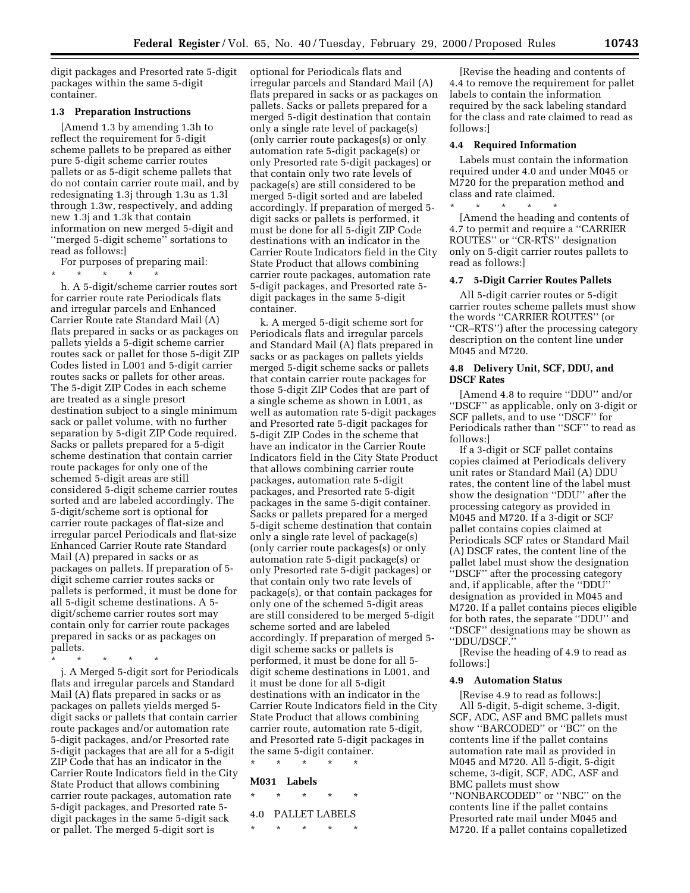digit packages and Presorted rate 5-digit packages within the same 5-digit container.

**1.3 Preparation Instructions**

[Amend 1.3 by amending 1.3h to reflect the requirement for 5-digit scheme pallets to be prepared as either pure 5-digit scheme carrier routes pallets or as 5-digit scheme pallets that do not contain carrier route mail, and by redesignating 1.3j through 1.3u as 1.3l through 1.3w, respectively, and adding new 1.3j and 1.3k that contain information on new merged 5-digit and ''merged 5-digit scheme'' sortations to read as follows:]

For purposes of preparing mail:

\* \* \* \* \*

h. A 5-digit/scheme carrier routes sort for carrier route rate Periodicals flats and irregular parcels and Enhanced Carrier Route rate Standard Mail (A) flats prepared in sacks or as packages on pallets yields a 5-digit scheme carrier routes sack or pallet for those 5-digit ZIP Codes listed in L001 and 5-digit carrier routes sacks or pallets for other areas. The 5-digit ZIP Codes in each scheme are treated as a single presort destination subject to a single minimum sack or pallet volume, with no further separation by 5-digit ZIP Code required. Sacks or pallets prepared for a 5-digit scheme destination that contain carrier route packages for only one of the schemed 5-digit areas are still considered 5-digit scheme carrier routes sorted and are labeled accordingly. The 5-digit/scheme sort is optional for carrier route packages of flat-size and irregular parcel Periodicals and flat-size Enhanced Carrier Route rate Standard Mail (A) prepared in sacks or as packages on pallets. If preparation of 5-digit scheme carrier routes sacks or pallets is performed, it must be done for all 5-digit scheme destinations. A 5-digit/scheme carrier routes sort may contain only for carrier route packages prepared in sacks or as packages on pallets.

\* \* \* \* \*

j. A Merged 5-digit sort for Periodicals flats and irregular parcels and Standard Mail (A) flats prepared in sacks or as packages on pallets yields merged 5-digit sacks or pallets that contain carrier route packages and/or automation rate 5-digit packages, and/or Presorted rate 5-digit packages that are all for a 5-digit ZIP Code that has an indicator in the Carrier Route Indicators field in the City State Product that allows combining carrier route packages, automation rate 5-digit packages, and Presorted rate 5-digit packages in the same 5-digit sack or pallet. The merged 5-digit sort is optional for Periodicals flats and irregular parcels and Standard Mail (A) flats prepared in sacks or as packages on pallets. Sacks or pallets prepared for a merged 5-digit destination that contain only a single rate level of package(s) (only carrier route packages(s) or only automation rate 5-digit package(s) or only Presorted rate 5-digit packages) or that contain only two rate levels of package(s) are still considered to be merged 5-digit sorted and are labeled accordingly. If preparation of merged 5-digit sacks or pallets is performed, it must be done for all 5-digit ZIP Code destinations with an indicator in the Carrier Route Indicators field in the City State Product that allows combining carrier route packages, automation rate 5-digit packages, and Presorted rate 5-digit packages in the same 5-digit container.

k. A merged 5-digit scheme sort for Periodicals flats and irregular parcels and Standard Mail (A) flats prepared in sacks or as packages on pallets yields merged 5-digit scheme sacks or pallets that contain carrier route packages for those 5-digit ZIP Codes that are part of a single scheme as shown in L001, as well as automation rate 5-digit packages and Presorted rate 5-digit packages for 5-digit ZIP Codes in the scheme that have an indicator in the Carrier Route Indicators field in the City State Product that allows combining carrier route packages, automation rate 5-digit packages, and Presorted rate 5-digit packages in the same 5-digit container. Sacks or pallets prepared for a merged 5-digit scheme destination that contain only a single rate level of package(s) (only carrier route packages(s) or only automation rate 5-digit package(s) or only Presorted rate 5-digit packages) or that contain only two rate levels of package(s), or that contain packages for only one of the schemed 5-digit areas are still considered to be merged 5-digit scheme sorted and are labeled accordingly. If preparation of merged 5-digit scheme sacks or pallets is performed, it must be done for all 5-digit scheme destinations in L001, and it must be done for all 5-digit destinations with an indicator in the Carrier Route Indicators field in the City State Product that allows combining carrier route, automation rate 5-digit, and Presorted rate 5-digit packages in the same 5-digit container.

\* \* \* \* \*

**M031 Labels**

\* \* \* \* \*

4.0 PALLET LABELS

\* \* \* \* \*

[Revise the heading and contents of 4.4 to remove the requirement for pallet labels to contain the information required by the sack labeling standard for the class and rate claimed to read as follows:]

**4.4 Required Information**

Labels must contain the information required under 4.0 and under M045 or M720 for the preparation method and class and rate claimed.

\* \* \* \* \*

[Amend the heading and contents of 4.7 to permit and require a ''CARRIER ROUTES'' or ''CR-RTS'' designation only on 5-digit carrier routes pallets to read as follows:]

**4.7 5-Digit Carrier Routes Pallets**

All 5-digit carrier routes or 5-digit carrier routes scheme pallets must show the words ''CARRIER ROUTES'' (or ''CR–RTS'') after the processing category description on the content line under M045 and M720.

**4.8 Delivery Unit, SCF, DDU, and DSCF Rates**

[Amend 4.8 to require ''DDU'' and/or ''DSCF'' as applicable, only on 3-digit or SCF pallets, and to use ''DSCF'' for Periodicals rather than ''SCF'' to read as follows:]

If a 3-digit or SCF pallet contains copies claimed at Periodicals delivery unit rates or Standard Mail (A) DDU rates, the content line of the label must show the designation ''DDU'' after the processing category as provided in M045 and M720. If a 3-digit or SCF pallet contains copies claimed at Periodicals SCF rates or Standard Mail (A) DSCF rates, the content line of the pallet label must show the designation ''DSCF'' after the processing category and, if applicable, after the ''DDU'' designation as provided in M045 and M720. If a pallet contains pieces eligible for both rates, the separate ''DDU'' and ''DSCF'' designations may be shown as ''DDU/DSCF.''

[Revise the heading of 4.9 to read as follows:]

**4.9 Automation Status**

[Revise 4.9 to read as follows:]

All 5-digit, 5-digit scheme, 3-digit, SCF, ADC, ASF and BMC pallets must show ''BARCODED'' or ''BC'' on the contents line if the pallet contains automation rate mail as provided in M045 and M720. All 5-digit, 5-digit scheme, 3-digit, SCF, ADC, ASF and BMC pallets must show ''NONBARCODED'' or ''NBC'' on the contents line if the pallet contains Presorted rate mail under M045 and M720. If a pallet contains copalletized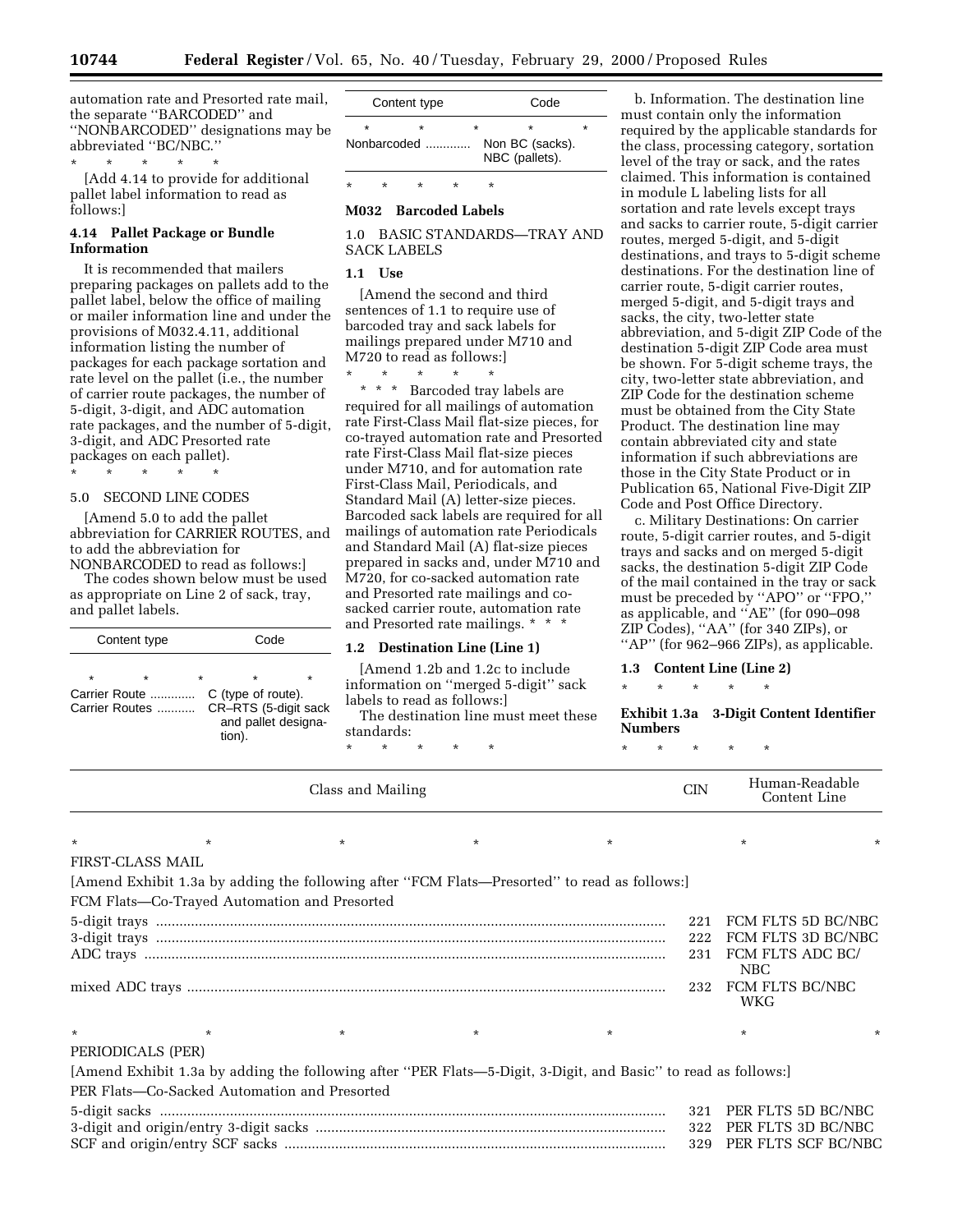automation rate and Presorted rate mail, the separate ''BARCODED'' and ''NONBARCODED'' designations may be abbreviated ''BC/NBC.''

\* \* \* \* \*

[Add 4.14 to provide for additional pallet label information to read as follows:]

**4.14 Pallet Package or Bundle Information**

It is recommended that mailers preparing packages on pallets add to the pallet label, below the office of mailing or mailer information line and under the provisions of M032.4.11, additional information listing the number of packages for each package sortation and rate level on the pallet (i.e., the number of carrier route packages, the number of 5-digit, 3-digit, and ADC automation rate packages, and the number of 5-digit, 3-digit, and ADC Presorted rate packages on each pallet).

\* \* \* \* \*

5.0 SECOND LINE CODES

[Amend 5.0 to add the pallet abbreviation for CARRIER ROUTES, and to add the abbreviation for NONBARCODED to read as follows:]

The codes shown below must be used as appropriate on Line 2 of sack, tray, and pallet labels.

| Content type | Code |
|---|---|
| \* \* \* | \* \* |
| Carrier Route | C (type of route). |
| Carrier Routes | CR–RTS (5-digit sack and pallet designation). |
| \* \* \* | \* \* |
| Nonbarcoded | Non BC (sacks). NBC (pallets). |

\* \* \* \* \*

**M032 Barcoded Labels**

1.0 BASIC STANDARDS—TRAY AND SACK LABELS

**1.1 Use**

[Amend the second and third sentences of 1.1 to require use of barcoded tray and sack labels for mailings prepared under M710 and M720 to read as follows:]

\* \* \* \* \*

\* \* \* Barcoded tray labels are required for all mailings of automation rate First-Class Mail flat-size pieces, for co-trayed automation rate and Presorted rate First-Class Mail flat-size pieces under M710, and for automation rate First-Class Mail, Periodicals, and Standard Mail (A) letter-size pieces. Barcoded sack labels are required for all mailings of automation rate Periodicals and Standard Mail (A) flat-size pieces prepared in sacks and, under M710 and M720, for co-sacked automation rate and Presorted rate mailings and co-sacked carrier route, automation rate and Presorted rate mailings. \* \* \*

**1.2 Destination Line (Line 1)**

[Amend 1.2b and 1.2c to include information on ''merged 5-digit'' sack labels to read as follows:]

The destination line must meet these standards:

\* \* \* \* \*

b. Information. The destination line must contain only the information required by the applicable standards for the class, processing category, sortation level of the tray or sack, and the rates claimed. This information is contained in module L labeling lists for all sortation and rate levels except trays and sacks to carrier route, 5-digit carrier routes, merged 5-digit, and 5-digit destinations, and trays to 5-digit scheme destinations. For the destination line of carrier route, 5-digit carrier routes, merged 5-digit, and 5-digit trays and sacks, the city, two-letter state abbreviation, and 5-digit ZIP Code of the destination 5-digit ZIP Code area must be shown. For 5-digit scheme trays, the city, two-letter state abbreviation, and ZIP Code for the destination scheme must be obtained from the City State Product. The destination line may contain abbreviated city and state information if such abbreviations are those in the City State Product or in Publication 65, National Five-Digit ZIP Code and Post Office Directory.

c. Military Destinations: On carrier route, 5-digit carrier routes, and 5-digit trays and sacks and on merged 5-digit sacks, the destination 5-digit ZIP Code of the mail contained in the tray or sack must be preceded by ''APO'' or ''FPO,'' as applicable, and ''AE'' (for 090–098 ZIP Codes), ''AA'' (for 340 ZIPs), or ''AP'' (for 962–966 ZIPs), as applicable.

**1.3 Content Line (Line 2)**

\* \* \* \* \*

**Exhibit 1.3a 3-Digit Content Identifier Numbers**

\* \* \* \* \*

| Class and Mailing | CIN | Human-Readable Content Line |
|---|---|---|
| \* \* \* \* \* | \* | \* |
| FIRST-CLASS MAIL | | |
| [Amend Exhibit 1.3a by adding the following after ''FCM Flats—Presorted'' to read as follows:] | | |
| FCM Flats—Co-Trayed Automation and Presorted | | |
| 5-digit trays | 221 | FCM FLTS 5D BC/NBC |
| 3-digit trays | 222 | FCM FLTS 3D BC/NBC |
| ADC trays | 231 | FCM FLTS ADC BC/NBC |
| mixed ADC trays | 232 | FCM FLTS BC/NBC WKG |
| \* \* \* \* \* | \* | \* |
| PERIODICALS (PER) | | |
| [Amend Exhibit 1.3a by adding the following after ''PER Flats—5-Digit, 3-Digit, and Basic'' to read as follows:] | | |
| PER Flats—Co-Sacked Automation and Presorted | | |
| 5-digit sacks | 321 | PER FLTS 5D BC/NBC |
| 3-digit and origin/entry 3-digit sacks | 322 | PER FLTS 3D BC/NBC |
| SCF and origin/entry SCF sacks | 329 | PER FLTS SCF BC/NBC |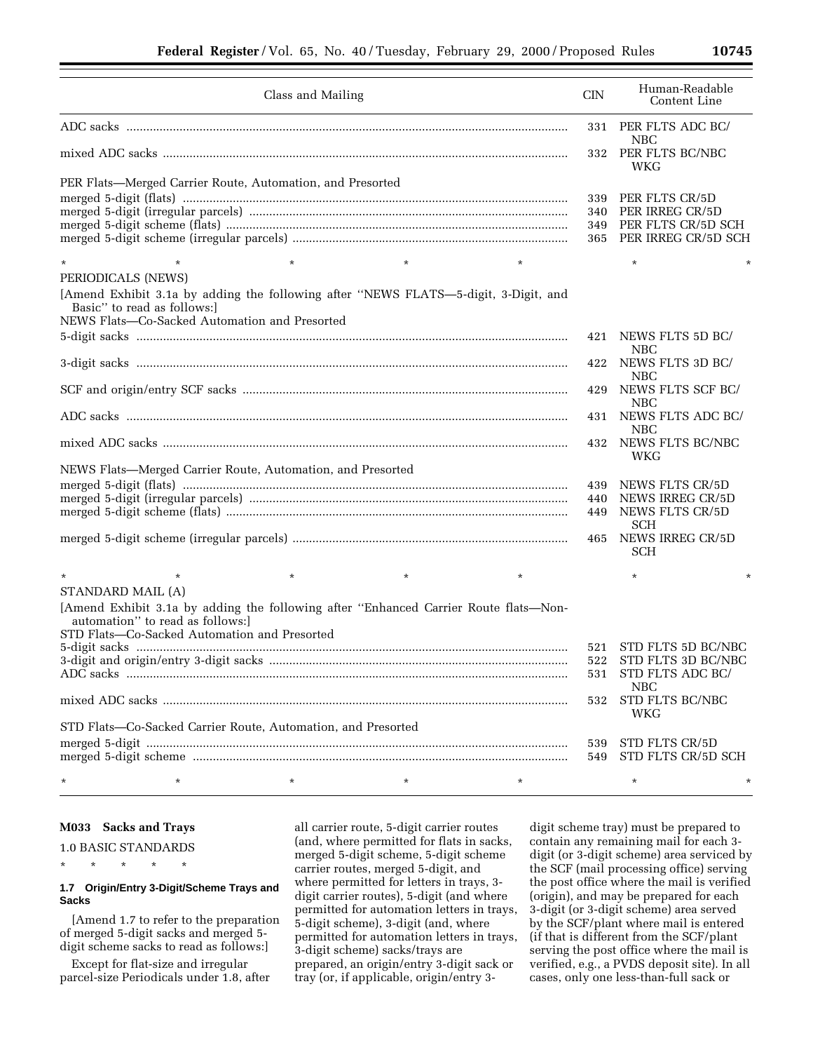| Class and Mailing | CIN | Human-Readable Content Line |
|---|---|---|
| ADC sacks | 331 | PER FLTS ADC BC/NBC |
| mixed ADC sacks | 332 | PER FLTS BC/NBC WKG |
| PER Flats—Merged Carrier Route, Automation, and Presorted | | |
| merged 5-digit (flats) | 339 | PER FLTS CR/5D |
| merged 5-digit (irregular parcels) | 340 | PER IRREG CR/5D |
| merged 5-digit scheme (flats) | 349 | PER FLTS CR/5D SCH |
| merged 5-digit scheme (irregular parcels) | 365 | PER IRREG CR/5D SCH |
| * * * * * | | * * |
| PERIODICALS (NEWS) | | |
| [Amend Exhibit 3.1a by adding the following after ''NEWS FLATS—5-digit, 3-Digit, and Basic'' to read as follows:] | | |
| NEWS Flats—Co-Sacked Automation and Presorted | | |
| 5-digit sacks | 421 | NEWS FLTS 5D BC/NBC |
| 3-digit sacks | 422 | NEWS FLTS 3D BC/NBC |
| SCF and origin/entry SCF sacks | 429 | NEWS FLTS SCF BC/NBC |
| ADC sacks | 431 | NEWS FLTS ADC BC/NBC |
| mixed ADC sacks | 432 | NEWS FLTS BC/NBC WKG |
| NEWS Flats—Merged Carrier Route, Automation, and Presorted | | |
| merged 5-digit (flats) | 439 | NEWS FLTS CR/5D |
| merged 5-digit (irregular parcels) | 440 | NEWS IRREG CR/5D |
| merged 5-digit scheme (flats) | 449 | NEWS FLTS CR/5D SCH |
| merged 5-digit scheme (irregular parcels) | 465 | NEWS IRREG CR/5D SCH |
| * * * * * | | * * |
| STANDARD MAIL (A) | | |
| [Amend Exhibit 3.1a by adding the following after ''Enhanced Carrier Route flats—Non-automation'' to read as follows:] | | |
| STD Flats—Co-Sacked Automation and Presorted | | |
| 5-digit sacks | 521 | STD FLTS 5D BC/NBC |
| 3-digit and origin/entry 3-digit sacks | 522 | STD FLTS 3D BC/NBC |
| ADC sacks | 531 | STD FLTS ADC BC/NBC |
| mixed ADC sacks | 532 | STD FLTS BC/NBC WKG |
| STD Flats—Co-Sacked Carrier Route, Automation, and Presorted | | |
| merged 5-digit | 539 | STD FLTS CR/5D |
| merged 5-digit scheme | 549 | STD FLTS CR/5D SCH |
| * * * * * | | * * |

## M033 Sacks and Trays

1.0 BASIC STANDARDS

\* \* \* \* \*

### 1.7 Origin/Entry 3-Digit/Scheme Trays and Sacks

[Amend 1.7 to refer to the preparation of merged 5-digit sacks and merged 5-digit scheme sacks to read as follows:]

Except for flat-size and irregular parcel-size Periodicals under 1.8, after all carrier route, 5-digit carrier routes (and, where permitted for flats in sacks, merged 5-digit scheme, 5-digit scheme carrier routes, merged 5-digit, and where permitted for letters in trays, 3-digit carrier routes), 5-digit (and where permitted for automation letters in trays, 5-digit scheme), 3-digit (and, where permitted for automation letters in trays, 3-digit scheme) sacks/trays are prepared, an origin/entry 3-digit sack or tray (or, if applicable, origin/entry 3-digit scheme tray) must be prepared to contain any remaining mail for each 3-digit (or 3-digit scheme) area serviced by the SCF (mail processing office) serving the post office where the mail is verified (origin), and may be prepared for each 3-digit (or 3-digit scheme) area served by the SCF/plant where mail is entered (if that is different from the SCF/plant serving the post office where the mail is verified, e.g., a PVDS deposit site). In all cases, only one less-than-full sack or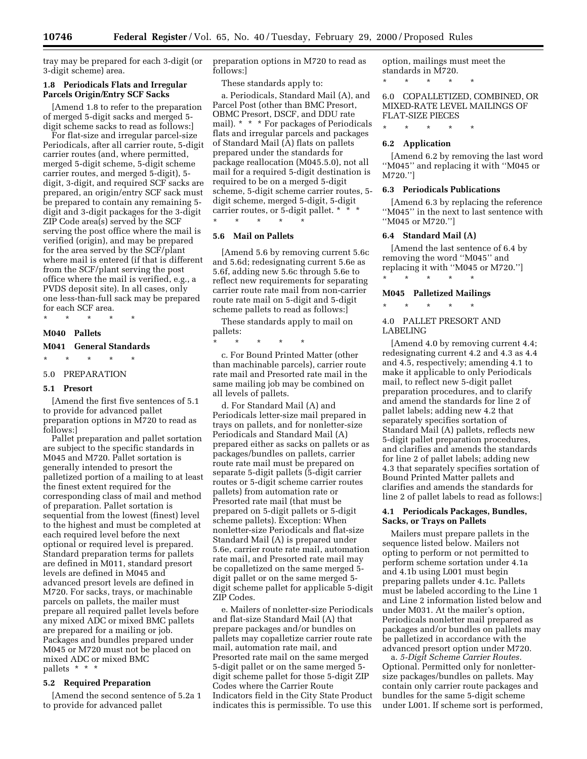tray may be prepared for each 3-digit (or 3-digit scheme) area.

#### 1.8 Periodicals Flats and Irregular Parcels Origin/Entry SCF Sacks

[Amend 1.8 to refer to the preparation of merged 5-digit sacks and merged 5-digit scheme sacks to read as follows:]

For flat-size and irregular parcel-size Periodicals, after all carrier route, 5-digit carrier routes (and, where permitted, merged 5-digit scheme, 5-digit scheme carrier routes, and merged 5-digit), 5-digit, 3-digit, and required SCF sacks are prepared, an origin/entry SCF sack must be prepared to contain any remaining 5-digit and 3-digit packages for the 3-digit ZIP Code area(s) served by the SCF serving the post office where the mail is verified (origin), and may be prepared for the area served by the SCF/plant where mail is entered (if that is different from the SCF/plant serving the post office where the mail is verified, e.g., a PVDS deposit site). In all cases, only one less-than-full sack may be prepared for each SCF area.

\* \* \* \* \*

### M040 Pallets

### M041 General Standards

\* \* \* \* \*

5.0 PREPARATION

#### 5.1 Presort

[Amend the first five sentences of 5.1 to provide for advanced pallet preparation options in M720 to read as follows:]

Pallet preparation and pallet sortation are subject to the specific standards in M045 and M720. Pallet sortation is generally intended to presort the palletized portion of a mailing to at least the finest extent required for the corresponding class of mail and method of preparation. Pallet sortation is sequential from the lowest (finest) level to the highest and must be completed at each required level before the next optional or required level is prepared. Standard preparation terms for pallets are defined in M011, standard presort levels are defined in M045 and advanced presort levels are defined in M720. For sacks, trays, or machinable parcels on pallets, the mailer must prepare all required pallet levels before any mixed ADC or mixed BMC pallets are prepared for a mailing or job. Packages and bundles prepared under M045 or M720 must not be placed on mixed ADC or mixed BMC pallets \* \* \*

#### 5.2 Required Preparation

[Amend the second sentence of 5.2a 1 to provide for advanced pallet preparation options in M720 to read as follows:]

These standards apply to:

a. Periodicals, Standard Mail (A), and Parcel Post (other than BMC Presort, OBMC Presort, DSCF, and DDU rate mail). \* \* \* For packages of Periodicals flats and irregular parcels and packages of Standard Mail (A) flats on pallets prepared under the standards for package reallocation (M045.5.0), not all mail for a required 5-digit destination is required to be on a merged 5-digit scheme, 5-digit scheme carrier routes, 5-digit scheme, merged 5-digit, 5-digit carrier routes, or 5-digit pallet. \* \* \*

\* \* \* \* \*

#### 5.6 Mail on Pallets

[Amend 5.6 by removing current 5.6c and 5.6d; redesignating current 5.6e as 5.6f, adding new 5.6c through 5.6e to reflect new requirements for separating carrier route rate mail from non-carrier route rate mail on 5-digit and 5-digit scheme pallets to read as follows:]

These standards apply to mail on pallets:

\* \* \* \* \*

c. For Bound Printed Matter (other than machinable parcels), carrier route rate mail and Presorted rate mail in the same mailing job may be combined on all levels of pallets.

d. For Standard Mail (A) and Periodicals letter-size mail prepared in trays on pallets, and for nonletter-size Periodicals and Standard Mail (A) prepared either as sacks on pallets or as packages/bundles on pallets, carrier route rate mail must be prepared on separate 5-digit pallets (5-digit carrier routes or 5-digit scheme carrier routes pallets) from automation rate or Presorted rate mail (that must be prepared on 5-digit pallets or 5-digit scheme pallets). Exception: When nonletter-size Periodicals and flat-size Standard Mail (A) is prepared under 5.6e, carrier route rate mail, automation rate mail, and Presorted rate mail may be copalletized on the same merged 5-digit pallet or on the same merged 5-digit scheme pallet for applicable 5-digit ZIP Codes.

e. Mailers of nonletter-size Periodicals and flat-size Standard Mail (A) that prepare packages and/or bundles on pallets may copalletize carrier route rate mail, automation rate mail, and Presorted rate mail on the same merged 5-digit pallet or on the same merged 5-digit scheme pallet for those 5-digit ZIP Codes where the Carrier Route Indicators field in the City State Product indicates this is permissible. To use this option, mailings must meet the standards in M720.

\* \* \* \* \*

6.0 COPALLETIZED, COMBINED, OR MIXED-RATE LEVEL MAILINGS OF FLAT-SIZE PIECES

\* \* \* \* \*

#### 6.2 Application

[Amend 6.2 by removing the last word ''M045'' and replacing it with ''M045 or M720.'']

#### 6.3 Periodicals Publications

[Amend 6.3 by replacing the reference ''M045'' in the next to last sentence with ''M045 or M720.'']

#### 6.4 Standard Mail (A)

[Amend the last sentence of 6.4 by removing the word ''M045'' and replacing it with ''M045 or M720.'']

\* \* \* \* \*

### M045 Palletized Mailings

\* \* \* \* \*

4.0 PALLET PRESORT AND LABELING

[Amend 4.0 by removing current 4.4; redesignating current 4.2 and 4.3 as 4.4 and 4.5, respectively; amending 4.1 to make it applicable to only Periodicals mail, to reflect new 5-digit pallet preparation procedures, and to clarify and amend the standards for line 2 of pallet labels; adding new 4.2 that separately specifies sortation of Standard Mail (A) pallets, reflects new 5-digit pallet preparation procedures, and clarifies and amends the standards for line 2 of pallet labels; adding new 4.3 that separately specifies sortation of Bound Printed Matter pallets and clarifies and amends the standards for line 2 of pallet labels to read as follows:]

#### 4.1 Periodicals Packages, Bundles, Sacks, or Trays on Pallets

Mailers must prepare pallets in the sequence listed below. Mailers not opting to perform or not permitted to perform scheme sortation under 4.1a and 4.1b using L001 must begin preparing pallets under 4.1c. Pallets must be labeled according to the Line 1 and Line 2 information listed below and under M031. At the mailer's option, Periodicals nonletter mail prepared as packages and/or bundles on pallets may be palletized in accordance with the advanced presort option under M720.

a. *5-Digit Scheme Carrier Routes.* Optional. Permitted only for nonletter-size packages/bundles on pallets. May contain only carrier route packages and bundles for the same 5-digit scheme under L001. If scheme sort is performed,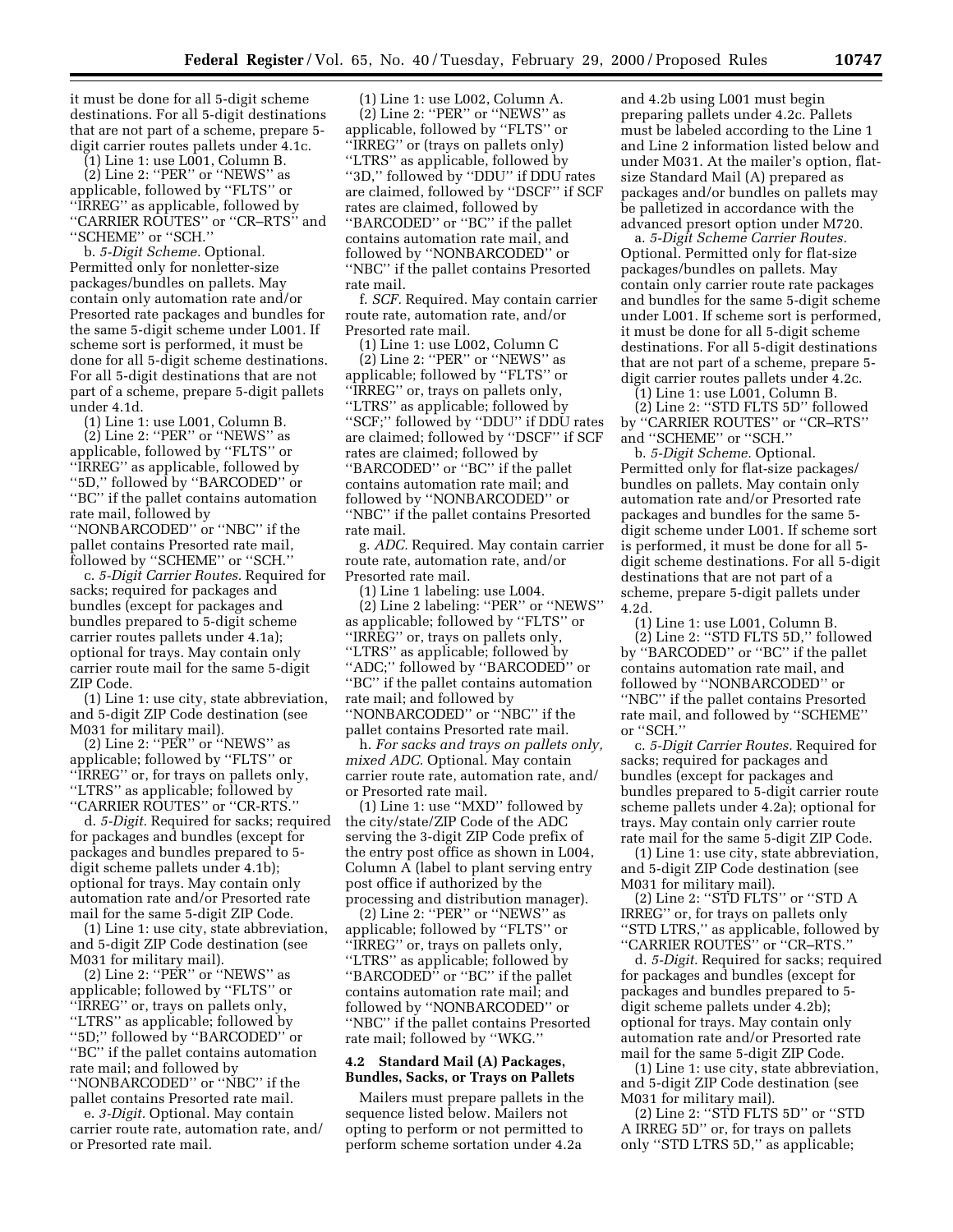it must be done for all 5-digit scheme destinations. For all 5-digit destinations that are not part of a scheme, prepare 5-digit carrier routes pallets under 4.1c.

(1) Line 1: use L001, Column B.

(2) Line 2: ''PER'' or ''NEWS'' as applicable, followed by ''FLTS'' or ''IRREG'' as applicable, followed by ''CARRIER ROUTES'' or ''CR–RTS'' and ''SCHEME'' or ''SCH.''

b. *5-Digit Scheme.* Optional. Permitted only for nonletter-size packages/bundles on pallets. May contain only automation rate and/or Presorted rate packages and bundles for the same 5-digit scheme under L001. If scheme sort is performed, it must be done for all 5-digit scheme destinations. For all 5-digit destinations that are not part of a scheme, prepare 5-digit pallets under 4.1d.

(1) Line 1: use L001, Column B.

(2) Line 2: ''PER'' or ''NEWS'' as applicable, followed by ''FLTS'' or ''IRREG'' as applicable, followed by ''5D,'' followed by ''BARCODED'' or ''BC'' if the pallet contains automation rate mail, followed by ''NONBARCODED'' or ''NBC'' if the pallet contains Presorted rate mail, followed by ''SCHEME'' or ''SCH.''

c. *5-Digit Carrier Routes.* Required for sacks; required for packages and bundles (except for packages and bundles prepared to 5-digit scheme carrier routes pallets under 4.1a); optional for trays. May contain only carrier route mail for the same 5-digit ZIP Code.

(1) Line 1: use city, state abbreviation, and 5-digit ZIP Code destination (see M031 for military mail).

(2) Line 2: ''PER'' or ''NEWS'' as applicable; followed by ''FLTS'' or ''IRREG'' or, for trays on pallets only, ''LTRS'' as applicable; followed by ''CARRIER ROUTES'' or ''CR-RTS.''

d. *5-Digit.* Required for sacks; required for packages and bundles (except for packages and bundles prepared to 5-digit scheme pallets under 4.1b); optional for trays. May contain only automation rate and/or Presorted rate mail for the same 5-digit ZIP Code.

(1) Line 1: use city, state abbreviation, and 5-digit ZIP Code destination (see M031 for military mail).

(2) Line 2: ''PER'' or ''NEWS'' as applicable; followed by ''FLTS'' or ''IRREG'' or, trays on pallets only, ''LTRS'' as applicable; followed by ''5D;'' followed by ''BARCODED'' or ''BC'' if the pallet contains automation rate mail; and followed by ''NONBARCODED'' or ''NBC'' if the pallet contains Presorted rate mail.

e. *3-Digit.* Optional. May contain carrier route rate, automation rate, and/or Presorted rate mail.

(1) Line 1: use L002, Column A.

(2) Line 2: ''PER'' or ''NEWS'' as applicable, followed by ''FLTS'' or ''IRREG'' or (trays on pallets only) ''LTRS'' as applicable, followed by ''3D,'' followed by ''DDU'' if DDU rates are claimed, followed by ''DSCF'' if SCF rates are claimed, followed by ''BARCODED'' or ''BC'' if the pallet contains automation rate mail, and followed by ''NONBARCODED'' or ''NBC'' if the pallet contains Presorted rate mail.

f. *SCF.* Required. May contain carrier route rate, automation rate, and/or Presorted rate mail.

(1) Line 1: use L002, Column C

(2) Line 2: ''PER'' or ''NEWS'' as applicable; followed by ''FLTS'' or ''IRREG'' or, trays on pallets only, ''LTRS'' as applicable; followed by ''SCF;'' followed by ''DDU'' if DDU rates are claimed; followed by ''DSCF'' if SCF rates are claimed; followed by ''BARCODED'' or ''BC'' if the pallet contains automation rate mail; and followed by ''NONBARCODED'' or ''NBC'' if the pallet contains Presorted rate mail.

g. *ADC.* Required. May contain carrier route rate, automation rate, and/or Presorted rate mail.

(1) Line 1 labeling: use L004.

(2) Line 2 labeling: ''PER'' or ''NEWS'' as applicable; followed by ''FLTS'' or ''IRREG'' or, trays on pallets only, ''LTRS'' as applicable; followed by ''ADC;'' followed by ''BARCODED'' or ''BC'' if the pallet contains automation rate mail; and followed by ''NONBARCODED'' or ''NBC'' if the pallet contains Presorted rate mail.

h. *For sacks and trays on pallets only, mixed ADC.* Optional. May contain carrier route rate, automation rate, and/or Presorted rate mail.

(1) Line 1: use ''MXD'' followed by the city/state/ZIP Code of the ADC serving the 3-digit ZIP Code prefix of the entry post office as shown in L004, Column A (label to plant serving entry post office if authorized by the processing and distribution manager).

(2) Line 2: ''PER'' or ''NEWS'' as applicable; followed by ''FLTS'' or ''IRREG'' or, trays on pallets only, ''LTRS'' as applicable; followed by ''BARCODED'' or ''BC'' if the pallet contains automation rate mail; and followed by ''NONBARCODED'' or ''NBC'' if the pallet contains Presorted rate mail; followed by ''WKG.''

**4.2 Standard Mail (A) Packages, Bundles, Sacks, or Trays on Pallets**

Mailers must prepare pallets in the sequence listed below. Mailers not opting to perform or not permitted to perform scheme sortation under 4.2a and 4.2b using L001 must begin preparing pallets under 4.2c. Pallets must be labeled according to the Line 1 and Line 2 information listed below and under M031. At the mailer's option, flat-size Standard Mail (A) prepared as packages and/or bundles on pallets may be palletized in accordance with the advanced presort option under M720.

a. *5-Digit Scheme Carrier Routes.* Optional. Permitted only for flat-size packages/bundles on pallets. May contain only carrier route rate packages and bundles for the same 5-digit scheme under L001. If scheme sort is performed, it must be done for all 5-digit scheme destinations. For all 5-digit destinations that are not part of a scheme, prepare 5-digit carrier routes pallets under 4.2c.

(1) Line 1: use L001, Column B.

(2) Line 2: ''STD FLTS 5D'' followed by ''CARRIER ROUTES'' or ''CR–RTS'' and ''SCHEME'' or ''SCH.''

b. *5-Digit Scheme.* Optional. Permitted only for flat-size packages/bundles on pallets. May contain only automation rate and/or Presorted rate packages and bundles for the same 5-digit scheme under L001. If scheme sort is performed, it must be done for all 5-digit scheme destinations. For all 5-digit destinations that are not part of a scheme, prepare 5-digit pallets under 4.2d.

(1) Line 1: use L001, Column B.

(2) Line 2: ''STD FLTS 5D,'' followed by ''BARCODED'' or ''BC'' if the pallet contains automation rate mail, and followed by ''NONBARCODED'' or ''NBC'' if the pallet contains Presorted rate mail, and followed by ''SCHEME'' or ''SCH.''

c. *5-Digit Carrier Routes.* Required for sacks; required for packages and bundles (except for packages and bundles prepared to 5-digit carrier route scheme pallets under 4.2a); optional for trays. May contain only carrier route rate mail for the same 5-digit ZIP Code.

(1) Line 1: use city, state abbreviation, and 5-digit ZIP Code destination (see M031 for military mail).

(2) Line 2: ''STD FLTS'' or ''STD A IRREG'' or, for trays on pallets only ''STD LTRS,'' as applicable, followed by ''CARRIER ROUTES'' or ''CR–RTS.''

d. *5-Digit.* Required for sacks; required for packages and bundles (except for packages and bundles prepared to 5-digit scheme pallets under 4.2b); optional for trays. May contain only automation rate and/or Presorted rate mail for the same 5-digit ZIP Code.

(1) Line 1: use city, state abbreviation, and 5-digit ZIP Code destination (see M031 for military mail).

(2) Line 2: ''STD FLTS 5D'' or ''STD A IRREG 5D'' or, for trays on pallets only ''STD LTRS 5D,'' as applicable;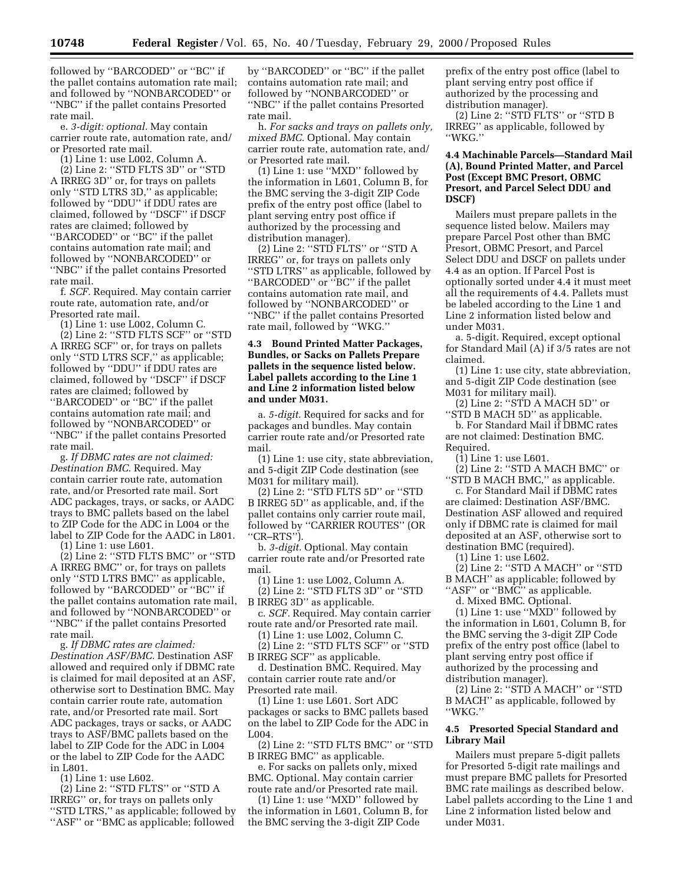followed by ''BARCODED'' or ''BC'' if the pallet contains automation rate mail; and followed by ''NONBARCODED'' or ''NBC'' if the pallet contains Presorted rate mail.

e. *3-digit: optional.* May contain carrier route rate, automation rate, and/or Presorted rate mail.

(1) Line 1: use L002, Column A.

(2) Line 2: ''STD FLTS 3D'' or ''STD A IRREG 3D'' or, for trays on pallets only ''STD LTRS 3D,'' as applicable; followed by ''DDU'' if DDU rates are claimed, followed by ''DSCF'' if DSCF rates are claimed; followed by ''BARCODED'' or ''BC'' if the pallet contains automation rate mail; and followed by ''NONBARCODED'' or ''NBC'' if the pallet contains Presorted rate mail.

f. *SCF.* Required. May contain carrier route rate, automation rate, and/or Presorted rate mail.

(1) Line 1: use L002, Column C.

(2) Line 2: ''STD FLTS SCF'' or ''STD A IRREG SCF'' or, for trays on pallets only ''STD LTRS SCF,'' as applicable; followed by ''DDU'' if DDU rates are claimed, followed by ''DSCF'' if DSCF rates are claimed; followed by ''BARCODED'' or ''BC'' if the pallet contains automation rate mail; and followed by ''NONBARCODED'' or ''NBC'' if the pallet contains Presorted rate mail.

g. *If DBMC rates are not claimed: Destination BMC.* Required. May contain carrier route rate, automation rate, and/or Presorted rate mail. Sort ADC packages, trays, or sacks, or AADC trays to BMC pallets based on the label to ZIP Code for the ADC in L004 or the label to ZIP Code for the AADC in L801.

(1) Line 1: use L601.

(2) Line 2: ''STD FLTS BMC'' or ''STD A IRREG BMC'' or, for trays on pallets only ''STD LTRS BMC'' as applicable, followed by ''BARCODED'' or ''BC'' if the pallet contains automation rate mail, and followed by ''NONBARCODED'' or ''NBC'' if the pallet contains Presorted rate mail.

g. *If DBMC rates are claimed: Destination ASF/BMC.* Destination ASF allowed and required only if DBMC rate is claimed for mail deposited at an ASF, otherwise sort to Destination BMC. May contain carrier route rate, automation rate, and/or Presorted rate mail. Sort ADC packages, trays or sacks, or AADC trays to ASF/BMC pallets based on the label to ZIP Code for the ADC in L004 or the label to ZIP Code for the AADC in L801.

(1) Line 1: use L602.

(2) Line 2: ''STD FLTS'' or ''STD A IRREG'' or, for trays on pallets only ''STD LTRS,'' as applicable; followed by ''ASF'' or ''BMC as applicable; followed by ''BARCODED'' or ''BC'' if the pallet contains automation rate mail; and followed by ''NONBARCODED'' or ''NBC'' if the pallet contains Presorted rate mail.

h. *For sacks and trays on pallets only, mixed BMC.* Optional. May contain carrier route rate, automation rate, and/or Presorted rate mail.

(1) Line 1: use ''MXD'' followed by the information in L601, Column B, for the BMC serving the 3-digit ZIP Code prefix of the entry post office (label to plant serving entry post office if authorized by the processing and distribution manager).

(2) Line 2: ''STD FLTS'' or ''STD A IRREG'' or, for trays on pallets only ''STD LTRS'' as applicable, followed by ''BARCODED'' or ''BC'' if the pallet contains automation rate mail, and followed by ''NONBARCODED'' or ''NBC'' if the pallet contains Presorted rate mail, followed by ''WKG.''

**4.3 Bound Printed Matter Packages, Bundles, or Sacks on Pallets Prepare pallets in the sequence listed below. Label pallets according to the Line 1 and Line 2 information listed below and under M031.**

a. *5-digit.* Required for sacks and for packages and bundles. May contain carrier route rate and/or Presorted rate mail.

(1) Line 1: use city, state abbreviation, and 5-digit ZIP Code destination (see M031 for military mail).

(2) Line 2: ''STD FLTS 5D'' or ''STD B IRREG 5D'' as applicable, and, if the pallet contains only carrier route mail, followed by ''CARRIER ROUTES'' (OR ''CR–RTS'').

b. *3-digit.* Optional. May contain carrier route rate and/or Presorted rate mail.

(1) Line 1: use L002, Column A.

(2) Line 2: ''STD FLTS 3D'' or ''STD B IRREG 3D'' as applicable.

c. *SCF.* Required. May contain carrier route rate and/or Presorted rate mail.

(1) Line 1: use L002, Column C.

(2) Line 2: ''STD FLTS SCF'' or ''STD B IRREG SCF'' as applicable.

d. Destination BMC. Required. May contain carrier route rate and/or Presorted rate mail.

(1) Line 1: use L601. Sort ADC packages or sacks to BMC pallets based on the label to ZIP Code for the ADC in L004.

(2) Line 2: ''STD FLTS BMC'' or ''STD B IRREG BMC'' as applicable.

e. For sacks on pallets only, mixed BMC. Optional. May contain carrier route rate and/or Presorted rate mail.

(1) Line 1: use ''MXD'' followed by the information in L601, Column B, for the BMC serving the 3-digit ZIP Code prefix of the entry post office (label to plant serving entry post office if authorized by the processing and distribution manager).

(2) Line 2: ''STD FLTS'' or ''STD B IRREG'' as applicable, followed by ''WKG.''

**4.4 Machinable Parcels—Standard Mail (A), Bound Printed Matter, and Parcel Post (Except BMC Presort, OBMC Presort, and Parcel Select DDU and DSCF)**

Mailers must prepare pallets in the sequence listed below. Mailers may prepare Parcel Post other than BMC Presort, OBMC Presort, and Parcel Select DDU and DSCF on pallets under 4.4 as an option. If Parcel Post is optionally sorted under 4.4 it must meet all the requirements of 4.4. Pallets must be labeled according to the Line 1 and Line 2 information listed below and under M031.

a. 5-digit. Required, except optional for Standard Mail (A) if 3/5 rates are not claimed.

(1) Line 1: use city, state abbreviation, and 5-digit ZIP Code destination (see M031 for military mail).

(2) Line 2: ''STD A MACH 5D'' or ''STD B MACH 5D'' as applicable.

b. For Standard Mail if DBMC rates are not claimed: Destination BMC. Required.

(1) Line 1: use L601.

(2) Line 2: ''STD A MACH BMC'' or ''STD B MACH BMC,'' as applicable.

c. For Standard Mail if DBMC rates are claimed: Destination ASF/BMC. Destination ASF allowed and required only if DBMC rate is claimed for mail deposited at an ASF, otherwise sort to destination BMC (required).

(1) Line 1: use L602.

(2) Line 2: ''STD A MACH'' or ''STD B MACH'' as applicable; followed by ''ASF'' or ''BMC'' as applicable.

d. Mixed BMC. Optional.

(1) Line 1: use ''MXD'' followed by the information in L601, Column B, for the BMC serving the 3-digit ZIP Code prefix of the entry post office (label to plant serving entry post office if authorized by the processing and distribution manager).

(2) Line 2: ''STD A MACH'' or ''STD B MACH'' as applicable, followed by ''WKG.''

**4.5 Presorted Special Standard and Library Mail**

Mailers must prepare 5-digit pallets for Presorted 5-digit rate mailings and must prepare BMC pallets for Presorted BMC rate mailings as described below. Label pallets according to the Line 1 and Line 2 information listed below and under M031.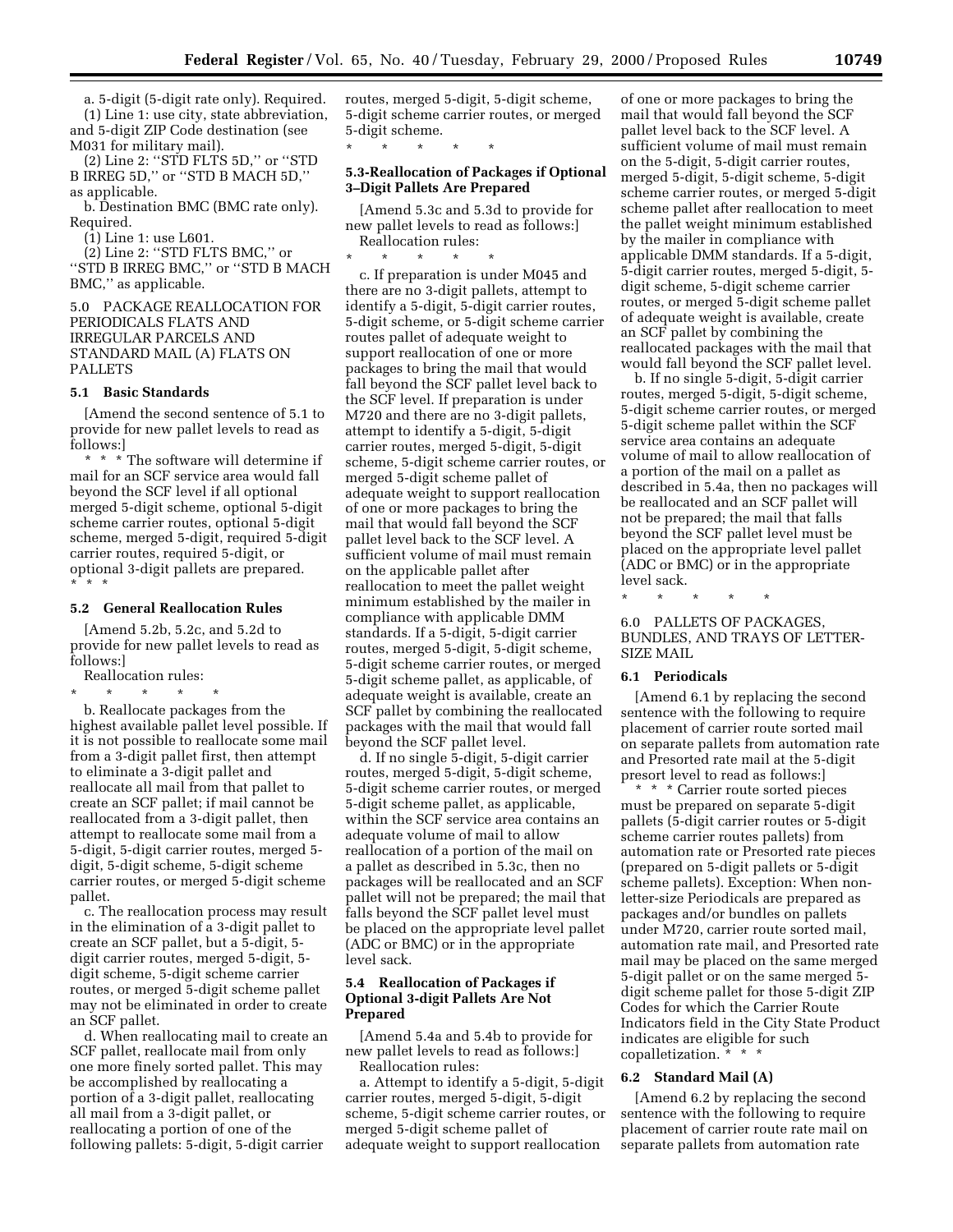a. 5-digit (5-digit rate only). Required.

(1) Line 1: use city, state abbreviation, and 5-digit ZIP Code destination (see M031 for military mail).

(2) Line 2: ''STD FLTS 5D,'' or ''STD B IRREG 5D,'' or ''STD B MACH 5D,'' as applicable.

b. Destination BMC (BMC rate only). Required.

(1) Line 1: use L601.

(2) Line 2: ''STD FLTS BMC,'' or ''STD B IRREG BMC,'' or ''STD B MACH BMC,'' as applicable.

5.0 PACKAGE REALLOCATION FOR PERIODICALS FLATS AND IRREGULAR PARCELS AND STANDARD MAIL (A) FLATS ON PALLETS

**5.1 Basic Standards**

[Amend the second sentence of 5.1 to provide for new pallet levels to read as follows:]

* * * The software will determine if mail for an SCF service area would fall beyond the SCF level if all optional merged 5-digit scheme, optional 5-digit scheme carrier routes, optional 5-digit scheme, merged 5-digit, required 5-digit carrier routes, required 5-digit, or optional 3-digit pallets are prepared. * * *

**5.2 General Reallocation Rules**

[Amend 5.2b, 5.2c, and 5.2d to provide for new pallet levels to read as follows:]

Reallocation rules:

* * * * *

b. Reallocate packages from the highest available pallet level possible. If it is not possible to reallocate some mail from a 3-digit pallet first, then attempt to eliminate a 3-digit pallet and reallocate all mail from that pallet to create an SCF pallet; if mail cannot be reallocated from a 3-digit pallet, then attempt to reallocate some mail from a 5-digit, 5-digit carrier routes, merged 5-digit, 5-digit scheme, 5-digit scheme carrier routes, or merged 5-digit scheme pallet.

c. The reallocation process may result in the elimination of a 3-digit pallet to create an SCF pallet, but a 5-digit, 5-digit carrier routes, merged 5-digit, 5-digit scheme, 5-digit scheme carrier routes, or merged 5-digit scheme pallet may not be eliminated in order to create an SCF pallet.

d. When reallocating mail to create an SCF pallet, reallocate mail from only one more finely sorted pallet. This may be accomplished by reallocating a portion of a 3-digit pallet, reallocating all mail from a 3-digit pallet, or reallocating a portion of one of the following pallets: 5-digit, 5-digit carrier routes, merged 5-digit, 5-digit scheme, 5-digit scheme carrier routes, or merged 5-digit scheme.

* * * * *

**5.3-Reallocation of Packages if Optional 3–Digit Pallets Are Prepared**

[Amend 5.3c and 5.3d to provide for new pallet levels to read as follows:]

Reallocation rules:

* * * * *

c. If preparation is under M045 and there are no 3-digit pallets, attempt to identify a 5-digit, 5-digit carrier routes, 5-digit scheme, or 5-digit scheme carrier routes pallet of adequate weight to support reallocation of one or more packages to bring the mail that would fall beyond the SCF pallet level back to the SCF level. If preparation is under M720 and there are no 3-digit pallets, attempt to identify a 5-digit, 5-digit carrier routes, merged 5-digit, 5-digit scheme, 5-digit scheme carrier routes, or merged 5-digit scheme pallet of adequate weight to support reallocation of one or more packages to bring the mail that would fall beyond the SCF pallet level back to the SCF level. A sufficient volume of mail must remain on the applicable pallet after reallocation to meet the pallet weight minimum established by the mailer in compliance with applicable DMM standards. If a 5-digit, 5-digit carrier routes, merged 5-digit, 5-digit scheme, 5-digit scheme carrier routes, or merged 5-digit scheme pallet, as applicable, of adequate weight is available, create an SCF pallet by combining the reallocated packages with the mail that would fall beyond the SCF pallet level.

d. If no single 5-digit, 5-digit carrier routes, merged 5-digit, 5-digit scheme, 5-digit scheme carrier routes, or merged 5-digit scheme pallet, as applicable, within the SCF service area contains an adequate volume of mail to allow reallocation of a portion of the mail on a pallet as described in 5.3c, then no packages will be reallocated and an SCF pallet will not be prepared; the mail that falls beyond the SCF pallet level must be placed on the appropriate level pallet (ADC or BMC) or in the appropriate level sack.

**5.4 Reallocation of Packages if Optional 3-digit Pallets Are Not Prepared**

[Amend 5.4a and 5.4b to provide for new pallet levels to read as follows:]

Reallocation rules:

a. Attempt to identify a 5-digit, 5-digit carrier routes, merged 5-digit, 5-digit scheme, 5-digit scheme carrier routes, or merged 5-digit scheme pallet of adequate weight to support reallocation of one or more packages to bring the mail that would fall beyond the SCF pallet level back to the SCF level. A sufficient volume of mail must remain on the 5-digit, 5-digit carrier routes, merged 5-digit, 5-digit scheme, 5-digit scheme carrier routes, or merged 5-digit scheme pallet after reallocation to meet the pallet weight minimum established by the mailer in compliance with applicable DMM standards. If a 5-digit, 5-digit carrier routes, merged 5-digit, 5-digit scheme, 5-digit scheme carrier routes, or merged 5-digit scheme pallet of adequate weight is available, create an SCF pallet by combining the reallocated packages with the mail that would fall beyond the SCF pallet level.

b. If no single 5-digit, 5-digit carrier routes, merged 5-digit, 5-digit scheme, 5-digit scheme carrier routes, or merged 5-digit scheme pallet within the SCF service area contains an adequate volume of mail to allow reallocation of a portion of the mail on a pallet as described in 5.4a, then no packages will be reallocated and an SCF pallet will not be prepared; the mail that falls beyond the SCF pallet level must be placed on the appropriate level pallet (ADC or BMC) or in the appropriate level sack.

* * * * *

6.0 PALLETS OF PACKAGES, BUNDLES, AND TRAYS OF LETTER-SIZE MAIL

**6.1 Periodicals**

[Amend 6.1 by replacing the second sentence with the following to require placement of carrier route sorted mail on separate pallets from automation rate and Presorted rate mail at the 5-digit presort level to read as follows:]

* * * Carrier route sorted pieces must be prepared on separate 5-digit pallets (5-digit carrier routes or 5-digit scheme carrier routes pallets) from automation rate or Presorted rate pieces (prepared on 5-digit pallets or 5-digit scheme pallets). Exception: When non-letter-size Periodicals are prepared as packages and/or bundles on pallets under M720, carrier route sorted mail, automation rate mail, and Presorted rate mail may be placed on the same merged 5-digit pallet or on the same merged 5-digit scheme pallet for those 5-digit ZIP Codes for which the Carrier Route Indicators field in the City State Product indicates are eligible for such copalletization. * * *

**6.2 Standard Mail (A)**

[Amend 6.2 by replacing the second sentence with the following to require placement of carrier route rate mail on separate pallets from automation rate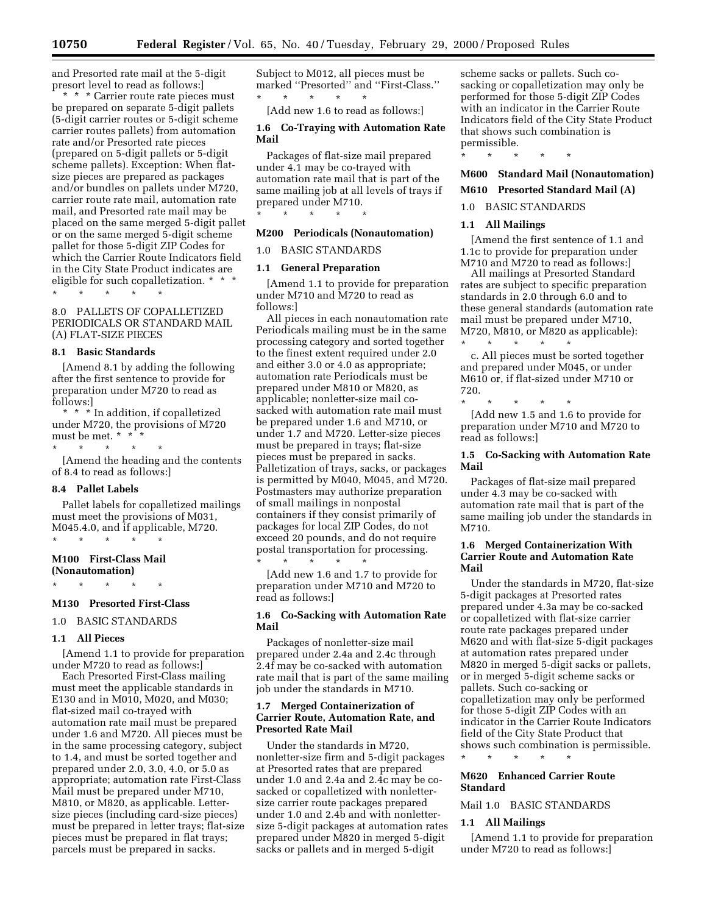and Presorted rate mail at the 5-digit presort level to read as follows:]

* * * Carrier route rate pieces must be prepared on separate 5-digit pallets (5-digit carrier routes or 5-digit scheme carrier routes pallets) from automation rate and/or Presorted rate pieces (prepared on 5-digit pallets or 5-digit scheme pallets). Exception: When flat-size pieces are prepared as packages and/or bundles on pallets under M720, carrier route rate mail, automation rate mail, and Presorted rate mail may be placed on the same merged 5-digit pallet or on the same merged 5-digit scheme pallet for those 5-digit ZIP Codes for which the Carrier Route Indicators field in the City State Product indicates are eligible for such copalletization. * * *

\* \* \* \* \*

8.0 PALLETS OF COPALLETIZED PERIODICALS OR STANDARD MAIL (A) FLAT-SIZE PIECES

**8.1 Basic Standards**

[Amend 8.1 by adding the following after the first sentence to provide for preparation under M720 to read as follows:]

* * * In addition, if copalletized under M720, the provisions of M720 must be met. * * *

\* \* \* \* \*

[Amend the heading and the contents of 8.4 to read as follows:]

**8.4 Pallet Labels**

Pallet labels for copalletized mailings must meet the provisions of M031, M045.4.0, and if applicable, M720.

\* \* \* \* \*

**M100 First-Class Mail (Nonautomation)**

\* \* \* \* \*

**M130 Presorted First-Class**

1.0 BASIC STANDARDS

**1.1 All Pieces**

[Amend 1.1 to provide for preparation under M720 to read as follows:]

Each Presorted First-Class mailing must meet the applicable standards in E130 and in M010, M020, and M030; flat-sized mail co-trayed with automation rate mail must be prepared under 1.6 and M720. All pieces must be in the same processing category, subject to 1.4, and must be sorted together and prepared under 2.0, 3.0, 4.0, or 5.0 as appropriate; automation rate First-Class Mail must be prepared under M710, M810, or M820, as applicable. Letter-size pieces (including card-size pieces) must be prepared in letter trays; flat-size pieces must be prepared in flat trays; parcels must be prepared in sacks. Subject to M012, all pieces must be marked ''Presorted'' and ''First-Class.''

\* \* \* \* \*

[Add new 1.6 to read as follows:]

**1.6 Co-Traying with Automation Rate Mail**

Packages of flat-size mail prepared under 4.1 may be co-trayed with automation rate mail that is part of the same mailing job at all levels of trays if prepared under M710.

\* \* \* \* \*

**M200 Periodicals (Nonautomation)**

1.0 BASIC STANDARDS

**1.1 General Preparation**

[Amend 1.1 to provide for preparation under M710 and M720 to read as follows:]

All pieces in each nonautomation rate Periodicals mailing must be in the same processing category and sorted together to the finest extent required under 2.0 and either 3.0 or 4.0 as appropriate; automation rate Periodicals must be prepared under M810 or M820, as applicable; nonletter-size mail co-sacked with automation rate mail must be prepared under 1.6 and M710, or under 1.7 and M720. Letter-size pieces must be prepared in trays; flat-size pieces must be prepared in sacks. Palletization of trays, sacks, or packages is permitted by M040, M045, and M720. Postmasters may authorize preparation of small mailings in nonpostal containers if they consist primarily of packages for local ZIP Codes, do not exceed 20 pounds, and do not require postal transportation for processing.

\* \* \* \* \*

[Add new 1.6 and 1.7 to provide for preparation under M710 and M720 to read as follows:]

**1.6 Co-Sacking with Automation Rate Mail**

Packages of nonletter-size mail prepared under 2.4a and 2.4c through 2.4f may be co-sacked with automation rate mail that is part of the same mailing job under the standards in M710.

**1.7 Merged Containerization of Carrier Route, Automation Rate, and Presorted Rate Mail**

Under the standards in M720, nonletter-size firm and 5-digit packages at Presorted rates that are prepared under 1.0 and 2.4a and 2.4c may be co-sacked or copalletized with nonletter-size carrier route packages prepared under 1.0 and 2.4b and with nonletter-size 5-digit packages at automation rates prepared under M820 in merged 5-digit sacks or pallets and in merged 5-digit scheme sacks or pallets. Such co-sacking or copalletization may only be performed for those 5-digit ZIP Codes with an indicator in the Carrier Route Indicators field of the City State Product that shows such combination is permissible.

\* \* \* \* \*

**M600 Standard Mail (Nonautomation)**

**M610 Presorted Standard Mail (A)**

1.0 BASIC STANDARDS

**1.1 All Mailings**

[Amend the first sentence of 1.1 and 1.1c to provide for preparation under M710 and M720 to read as follows:]

All mailings at Presorted Standard rates are subject to specific preparation standards in 2.0 through 6.0 and to these general standards (automation rate mail must be prepared under M710, M720, M810, or M820 as applicable):

\* \* \* \* \*

c. All pieces must be sorted together and prepared under M045, or under M610 or, if flat-sized under M710 or 720.

\* \* \* \* \*

[Add new 1.5 and 1.6 to provide for preparation under M710 and M720 to read as follows:]

**1.5 Co-Sacking with Automation Rate Mail**

Packages of flat-size mail prepared under 4.3 may be co-sacked with automation rate mail that is part of the same mailing job under the standards in M710.

**1.6 Merged Containerization With Carrier Route and Automation Rate Mail**

Under the standards in M720, flat-size 5-digit packages at Presorted rates prepared under 4.3a may be co-sacked or copalletized with flat-size carrier route rate packages prepared under M620 and with flat-size 5-digit packages at automation rates prepared under M820 in merged 5-digit sacks or pallets, or in merged 5-digit scheme sacks or pallets. Such co-sacking or copalletization may only be performed for those 5-digit ZIP Codes with an indicator in the Carrier Route Indicators field of the City State Product that shows such combination is permissible.

\* \* \* \* \*

**M620 Enhanced Carrier Route Standard**

Mail 1.0 BASIC STANDARDS

**1.1 All Mailings**

[Amend 1.1 to provide for preparation under M720 to read as follows:]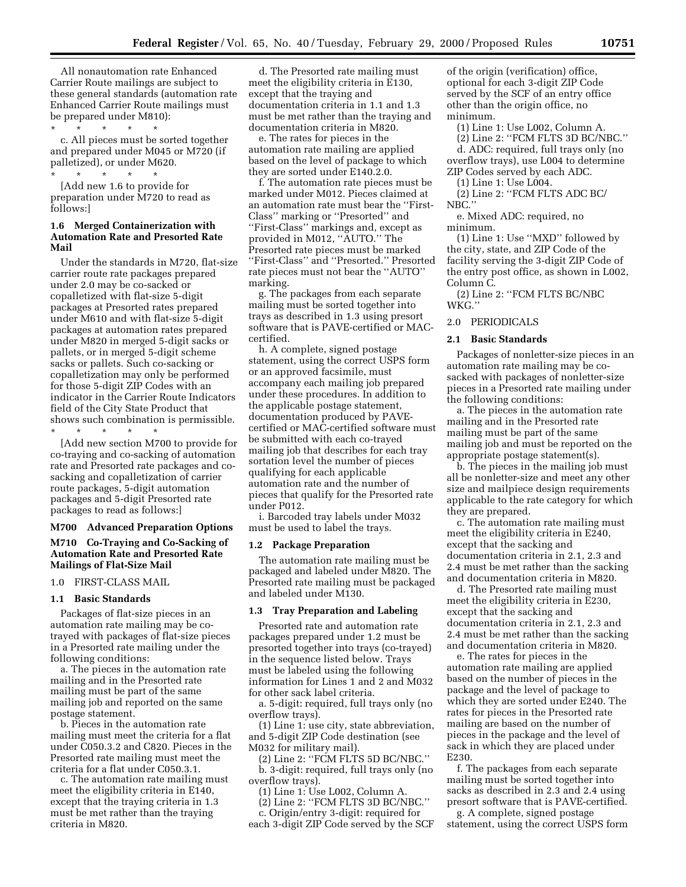All nonautomation rate Enhanced Carrier Route mailings are subject to these general standards (automation rate Enhanced Carrier Route mailings must be prepared under M810):

\* \* \* \* \*

c. All pieces must be sorted together and prepared under M045 or M720 (if palletized), or under M620.

\* \* \* \* \*

[Add new 1.6 to provide for preparation under M720 to read as follows:]

**1.6 Merged Containerization with Automation Rate and Presorted Rate Mail**

Under the standards in M720, flat-size carrier route rate packages prepared under 2.0 may be co-sacked or copalletized with flat-size 5-digit packages at Presorted rates prepared under M610 and with flat-size 5-digit packages at automation rates prepared under M820 in merged 5-digit sacks or pallets, or in merged 5-digit scheme sacks or pallets. Such co-sacking or copalletization may only be performed for those 5-digit ZIP Codes with an indicator in the Carrier Route Indicators field of the City State Product that shows such combination is permissible.

\* \* \* \* \*

[Add new section M700 to provide for co-traying and co-sacking of automation rate and Presorted rate packages and co-sacking and copalletization of carrier route packages, 5-digit automation packages and 5-digit Presorted rate packages to read as follows:]

## M700 Advanced Preparation Options

### M710 Co-Traying and Co-Sacking of Automation Rate and Presorted Rate Mailings of Flat-Size Mail

1.0 FIRST-CLASS MAIL

**1.1 Basic Standards**

Packages of flat-size pieces in an automation rate mailing may be co-trayed with packages of flat-size pieces in a Presorted rate mailing under the following conditions:

a. The pieces in the automation rate mailing and in the Presorted rate mailing must be part of the same mailing job and reported on the same postage statement.

b. Pieces in the automation rate mailing must meet the criteria for a flat under C050.3.2 and C820. Pieces in the Presorted rate mailing must meet the criteria for a flat under C050.3.1.

c. The automation rate mailing must meet the eligibility criteria in E140, except that the traying criteria in 1.3 must be met rather than the traying criteria in M820.

d. The Presorted rate mailing must meet the eligibility criteria in E130, except that the traying and documentation criteria in 1.1 and 1.3 must be met rather than the traying and documentation criteria in M820.

e. The rates for pieces in the automation rate mailing are applied based on the level of package to which they are sorted under E140.2.0.

f. The automation rate pieces must be marked under M012. Pieces claimed at an automation rate must bear the "First-Class" marking or "Presorted" and "First-Class" markings and, except as provided in M012, "AUTO." The Presorted rate pieces must be marked "First-Class" and "Presorted." Presorted rate pieces must not bear the "AUTO" marking.

g. The packages from each separate mailing must be sorted together into trays as described in 1.3 using presort software that is PAVE-certified or MAC-certified.

h. A complete, signed postage statement, using the correct USPS form or an approved facsimile, must accompany each mailing job prepared under these procedures. In addition to the applicable postage statement, documentation produced by PAVE-certified or MAC-certified software must be submitted with each co-trayed mailing job that describes for each tray sortation level the number of pieces qualifying for each applicable automation rate and the number of pieces that qualify for the Presorted rate under P012.

i. Barcoded tray labels under M032 must be used to label the trays.

**1.2 Package Preparation**

The automation rate mailing must be packaged and labeled under M820. The Presorted rate mailing must be packaged and labeled under M130.

**1.3 Tray Preparation and Labeling**

Presorted rate and automation rate packages prepared under 1.2 must be presorted together into trays (co-trayed) in the sequence listed below. Trays must be labeled using the following information for Lines 1 and 2 and M032 for other sack label criteria.

a. 5-digit: required, full trays only (no overflow trays).

(1) Line 1: use city, state abbreviation, and 5-digit ZIP Code destination (see M032 for military mail).

(2) Line 2: "FCM FLTS 5D BC/NBC."

b. 3-digit: required, full trays only (no overflow trays).

(1) Line 1: Use L002, Column A.

(2) Line 2: "FCM FLTS 3D BC/NBC."

c. Origin/entry 3-digit: required for each 3-digit ZIP Code served by the SCF of the origin (verification) office, optional for each 3-digit ZIP Code served by the SCF of an entry office other than the origin office, no minimum.

(1) Line 1: Use L002, Column A.

(2) Line 2: "FCM FLTS 3D BC/NBC."

d. ADC: required, full trays only (no overflow trays), use L004 to determine ZIP Codes served by each ADC.

(1) Line 1: Use L004.

(2) Line 2: "FCM FLTS ADC BC/NBC."

e. Mixed ADC: required, no minimum.

(1) Line 1: Use "MXD" followed by the city, state, and ZIP Code of the facility serving the 3-digit ZIP Code of the entry post office, as shown in L002, Column C.

(2) Line 2: "FCM FLTS BC/NBC WKG."

2.0 PERIODICALS

**2.1 Basic Standards**

Packages of nonletter-size pieces in an automation rate mailing may be co-sacked with packages of nonletter-size pieces in a Presorted rate mailing under the following conditions:

a. The pieces in the automation rate mailing and in the Presorted rate mailing must be part of the same mailing job and must be reported on the appropriate postage statement(s).

b. The pieces in the mailing job must all be nonletter-size and meet any other size and mailpiece design requirements applicable to the rate category for which they are prepared.

c. The automation rate mailing must meet the eligibility criteria in E240, except that the sacking and documentation criteria in 2.1, 2.3 and 2.4 must be met rather than the sacking and documentation criteria in M820.

d. The Presorted rate mailing must meet the eligibility criteria in E230, except that the sacking and documentation criteria in 2.1, 2.3 and 2.4 must be met rather than the sacking and documentation criteria in M820.

e. The rates for pieces in the automation rate mailing are applied based on the number of pieces in the package and the level of package to which they are sorted under E240. The rates for pieces in the Presorted rate mailing are based on the number of pieces in the package and the level of sack in which they are placed under E230.

f. The packages from each separate mailing must be sorted together into sacks as described in 2.3 and 2.4 using presort software that is PAVE-certified.

g. A complete, signed postage statement, using the correct USPS form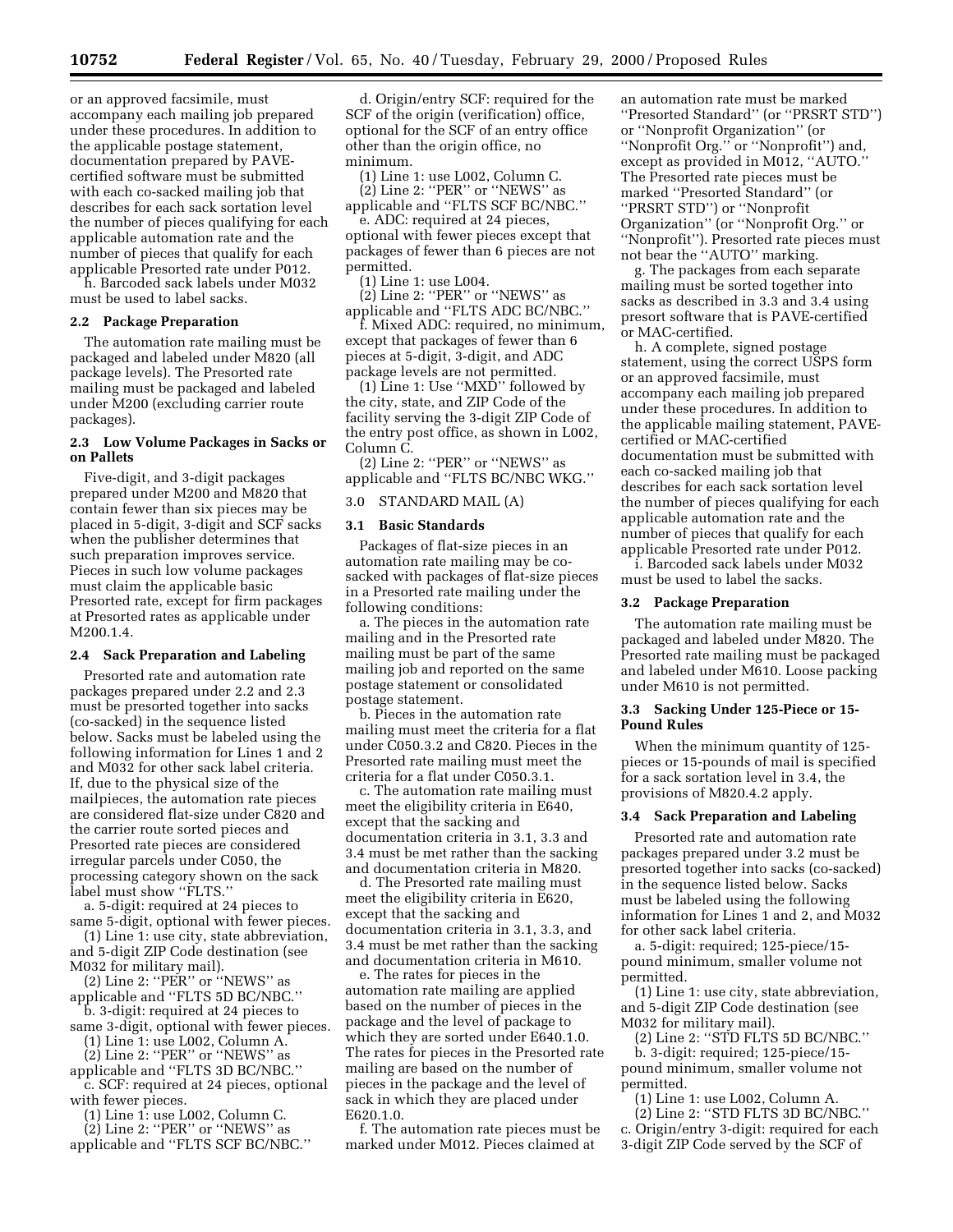or an approved facsimile, must accompany each mailing job prepared under these procedures. In addition to the applicable postage statement, documentation prepared by PAVE-certified software must be submitted with each co-sacked mailing job that describes for each sack sortation level the number of pieces qualifying for each applicable automation rate and the number of pieces that qualify for each applicable Presorted rate under P012.

h. Barcoded sack labels under M032 must be used to label sacks.

**2.2 Package Preparation**

The automation rate mailing must be packaged and labeled under M820 (all package levels). The Presorted rate mailing must be packaged and labeled under M200 (excluding carrier route packages).

**2.3 Low Volume Packages in Sacks or on Pallets**

Five-digit, and 3-digit packages prepared under M200 and M820 that contain fewer than six pieces may be placed in 5-digit, 3-digit and SCF sacks when the publisher determines that such preparation improves service. Pieces in such low volume packages must claim the applicable basic Presorted rate, except for firm packages at Presorted rates as applicable under M200.1.4.

**2.4 Sack Preparation and Labeling**

Presorted rate and automation rate packages prepared under 2.2 and 2.3 must be presorted together into sacks (co-sacked) in the sequence listed below. Sacks must be labeled using the following information for Lines 1 and 2 and M032 for other sack label criteria. If, due to the physical size of the mailpieces, the automation rate pieces are considered flat-size under C820 and the carrier route sorted pieces and Presorted rate pieces are considered irregular parcels under C050, the processing category shown on the sack label must show ''FLTS.''

a. 5-digit: required at 24 pieces to same 5-digit, optional with fewer pieces.

(1) Line 1: use city, state abbreviation, and 5-digit ZIP Code destination (see M032 for military mail).

(2) Line 2: ''PER'' or ''NEWS'' as applicable and ''FLTS 5D BC/NBC.''

b. 3-digit: required at 24 pieces to same 3-digit, optional with fewer pieces.

(1) Line 1: use L002, Column A.

(2) Line 2: ''PER'' or ''NEWS'' as applicable and ''FLTS 3D BC/NBC.''

c. SCF: required at 24 pieces, optional with fewer pieces.

(1) Line 1: use L002, Column C.

(2) Line 2: ''PER'' or ''NEWS'' as applicable and ''FLTS SCF BC/NBC.''

d. Origin/entry SCF: required for the SCF of the origin (verification) office, optional for the SCF of an entry office other than the origin office, no minimum.

(1) Line 1: use L002, Column C.

(2) Line 2: ''PER'' or ''NEWS'' as applicable and ''FLTS SCF BC/NBC.''

e. ADC: required at 24 pieces, optional with fewer pieces except that packages of fewer than 6 pieces are not permitted.

(1) Line 1: use L004.

(2) Line 2: ''PER'' or ''NEWS'' as applicable and ''FLTS ADC BC/NBC.''

f. Mixed ADC: required, no minimum, except that packages of fewer than 6 pieces at 5-digit, 3-digit, and ADC package levels are not permitted.

(1) Line 1: Use ''MXD'' followed by the city, state, and ZIP Code of the facility serving the 3-digit ZIP Code of the entry post office, as shown in L002, Column C.

(2) Line 2: ''PER'' or ''NEWS'' as applicable and ''FLTS BC/NBC WKG.''

3.0 STANDARD MAIL (A)

**3.1 Basic Standards**

Packages of flat-size pieces in an automation rate mailing may be co-sacked with packages of flat-size pieces in a Presorted rate mailing under the following conditions:

a. The pieces in the automation rate mailing and in the Presorted rate mailing must be part of the same mailing job and reported on the same postage statement or consolidated postage statement.

b. Pieces in the automation rate mailing must meet the criteria for a flat under C050.3.2 and C820. Pieces in the Presorted rate mailing must meet the criteria for a flat under C050.3.1.

c. The automation rate mailing must meet the eligibility criteria in E640, except that the sacking and documentation criteria in 3.1, 3.3 and 3.4 must be met rather than the sacking and documentation criteria in M820.

d. The Presorted rate mailing must meet the eligibility criteria in E620, except that the sacking and documentation criteria in 3.1, 3.3, and 3.4 must be met rather than the sacking and documentation criteria in M610.

e. The rates for pieces in the automation rate mailing are applied based on the number of pieces in the package and the level of package to which they are sorted under E640.1.0. The rates for pieces in the Presorted rate mailing are based on the number of pieces in the package and the level of sack in which they are placed under E620.1.0.

f. The automation rate pieces must be marked under M012. Pieces claimed at an automation rate must be marked ''Presorted Standard'' (or ''PRSRT STD'') or ''Nonprofit Organization'' (or ''Nonprofit Org.'' or ''Nonprofit'') and, except as provided in M012, ''AUTO.'' The Presorted rate pieces must be marked ''Presorted Standard'' (or ''PRSRT STD'') or ''Nonprofit Organization'' (or ''Nonprofit Org.'' or ''Nonprofit''). Presorted rate pieces must not bear the ''AUTO'' marking.

g. The packages from each separate mailing must be sorted together into sacks as described in 3.3 and 3.4 using presort software that is PAVE-certified or MAC-certified.

h. A complete, signed postage statement, using the correct USPS form or an approved facsimile, must accompany each mailing job prepared under these procedures. In addition to the applicable mailing statement, PAVE-certified or MAC-certified documentation must be submitted with each co-sacked mailing job that describes for each sack sortation level the number of pieces qualifying for each applicable automation rate and the number of pieces that qualify for each applicable Presorted rate under P012.

i. Barcoded sack labels under M032 must be used to label the sacks.

**3.2 Package Preparation**

The automation rate mailing must be packaged and labeled under M820. The Presorted rate mailing must be packaged and labeled under M610. Loose packing under M610 is not permitted.

**3.3 Sacking Under 125-Piece or 15-Pound Rules**

When the minimum quantity of 125-pieces or 15-pounds of mail is specified for a sack sortation level in 3.4, the provisions of M820.4.2 apply.

**3.4 Sack Preparation and Labeling**

Presorted rate and automation rate packages prepared under 3.2 must be presorted together into sacks (co-sacked) in the sequence listed below. Sacks must be labeled using the following information for Lines 1 and 2, and M032 for other sack label criteria.

a. 5-digit: required; 125-piece/15-pound minimum, smaller volume not permitted.

(1) Line 1: use city, state abbreviation, and 5-digit ZIP Code destination (see M032 for military mail).

(2) Line 2: ''STD FLTS 5D BC/NBC.''

b. 3-digit: required; 125-piece/15-pound minimum, smaller volume not permitted.

(1) Line 1: use L002, Column A.

(2) Line 2: ''STD FLTS 3D BC/NBC.''

c. Origin/entry 3-digit: required for each 3-digit ZIP Code served by the SCF of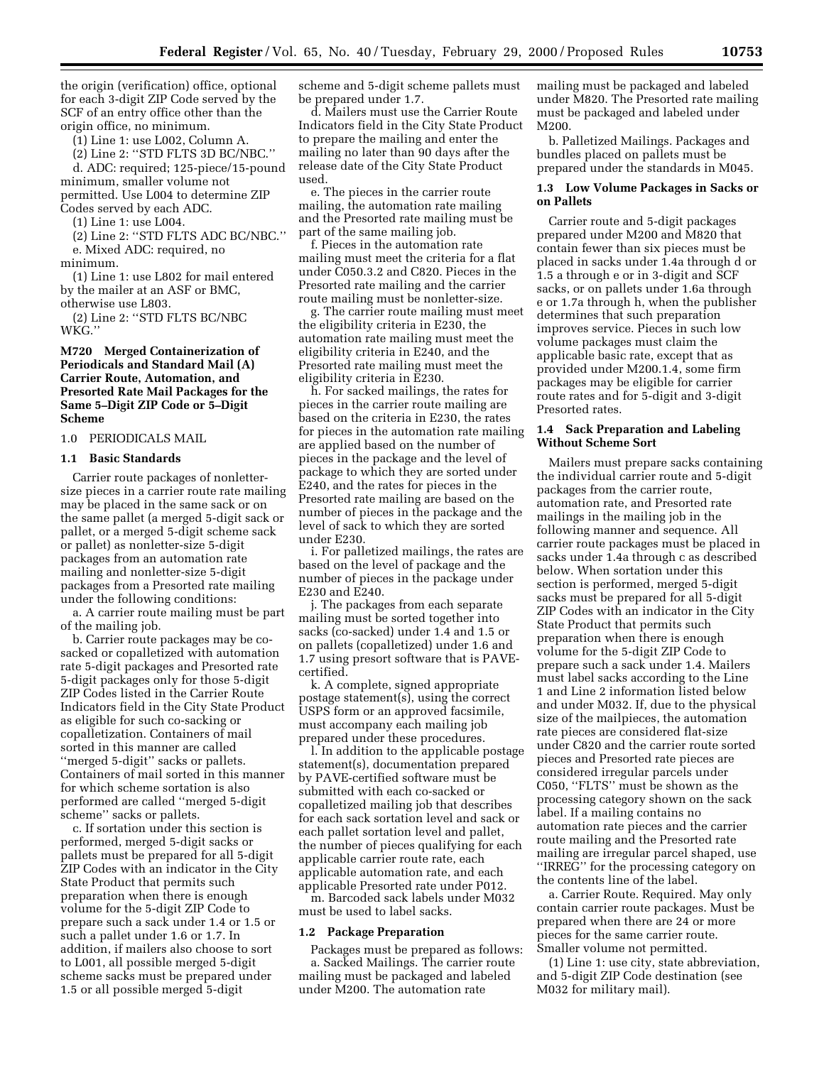the origin (verification) office, optional for each 3-digit ZIP Code served by the SCF of an entry office other than the origin office, no minimum.

(1) Line 1: use L002, Column A.

(2) Line 2: ''STD FLTS 3D BC/NBC.''

d. ADC: required; 125-piece/15-pound minimum, smaller volume not permitted. Use L004 to determine ZIP Codes served by each ADC.

(1) Line 1: use L004.

(2) Line 2: ''STD FLTS ADC BC/NBC.''

e. Mixed ADC: required, no minimum.

(1) Line 1: use L802 for mail entered by the mailer at an ASF or BMC, otherwise use L803.

(2) Line 2: ''STD FLTS BC/NBC WKG.''

**M720 Merged Containerization of Periodicals and Standard Mail (A) Carrier Route, Automation, and Presorted Rate Mail Packages for the Same 5–Digit ZIP Code or 5–Digit Scheme**

1.0 PERIODICALS MAIL

**1.1 Basic Standards**

Carrier route packages of nonletter-size pieces in a carrier route rate mailing may be placed in the same sack or on the same pallet (a merged 5-digit sack or pallet, or a merged 5-digit scheme sack or pallet) as nonletter-size 5-digit packages from an automation rate mailing and nonletter-size 5-digit packages from a Presorted rate mailing under the following conditions:

a. A carrier route mailing must be part of the mailing job.

b. Carrier route packages may be co-sacked or copalletized with automation rate 5-digit packages and Presorted rate 5-digit packages only for those 5-digit ZIP Codes listed in the Carrier Route Indicators field in the City State Product as eligible for such co-sacking or copalletization. Containers of mail sorted in this manner are called ''merged 5-digit'' sacks or pallets. Containers of mail sorted in this manner for which scheme sortation is also performed are called ''merged 5-digit scheme'' sacks or pallets.

c. If sortation under this section is performed, merged 5-digit sacks or pallets must be prepared for all 5-digit ZIP Codes with an indicator in the City State Product that permits such preparation when there is enough volume for the 5-digit ZIP Code to prepare such a sack under 1.4 or 1.5 or such a pallet under 1.6 or 1.7. In addition, if mailers also choose to sort to L001, all possible merged 5-digit scheme sacks must be prepared under 1.5 or all possible merged 5-digit scheme and 5-digit scheme pallets must be prepared under 1.7.

d. Mailers must use the Carrier Route Indicators field in the City State Product to prepare the mailing and enter the mailing no later than 90 days after the release date of the City State Product used.

e. The pieces in the carrier route mailing, the automation rate mailing and the Presorted rate mailing must be part of the same mailing job.

f. Pieces in the automation rate mailing must meet the criteria for a flat under C050.3.2 and C820. Pieces in the Presorted rate mailing and the carrier route mailing must be nonletter-size.

g. The carrier route mailing must meet the eligibility criteria in E230, the automation rate mailing must meet the eligibility criteria in E240, and the Presorted rate mailing must meet the eligibility criteria in E230.

h. For sacked mailings, the rates for pieces in the carrier route mailing are based on the criteria in E230, the rates for pieces in the automation rate mailing are applied based on the number of pieces in the package and the level of package to which they are sorted under E240, and the rates for pieces in the Presorted rate mailing are based on the number of pieces in the package and the level of sack to which they are sorted under E230.

i. For palletized mailings, the rates are based on the level of package and the number of pieces in the package under E230 and E240.

j. The packages from each separate mailing must be sorted together into sacks (co-sacked) under 1.4 and 1.5 or on pallets (copalletized) under 1.6 and 1.7 using presort software that is PAVE-certified.

k. A complete, signed appropriate postage statement(s), using the correct USPS form or an approved facsimile, must accompany each mailing job prepared under these procedures.

l. In addition to the applicable postage statement(s), documentation prepared by PAVE-certified software must be submitted with each co-sacked or copalletized mailing job that describes for each sack sortation level and sack or each pallet sortation level and pallet, the number of pieces qualifying for each applicable carrier route rate, each applicable automation rate, and each applicable Presorted rate under P012.

m. Barcoded sack labels under M032 must be used to label sacks.

**1.2 Package Preparation**

Packages must be prepared as follows:

a. Sacked Mailings. The carrier route mailing must be packaged and labeled under M200. The automation rate mailing must be packaged and labeled under M820. The Presorted rate mailing must be packaged and labeled under M200.

b. Palletized Mailings. Packages and bundles placed on pallets must be prepared under the standards in M045.

**1.3 Low Volume Packages in Sacks or on Pallets**

Carrier route and 5-digit packages prepared under M200 and M820 that contain fewer than six pieces must be placed in sacks under 1.4a through d or 1.5 a through e or in 3-digit and SCF sacks, or on pallets under 1.6a through e or 1.7a through h, when the publisher determines that such preparation improves service. Pieces in such low volume packages must claim the applicable basic rate, except that as provided under M200.1.4, some firm packages may be eligible for carrier route rates and for 5-digit and 3-digit Presorted rates.

**1.4 Sack Preparation and Labeling Without Scheme Sort**

Mailers must prepare sacks containing the individual carrier route and 5-digit packages from the carrier route, automation rate, and Presorted rate mailings in the mailing job in the following manner and sequence. All carrier route packages must be placed in sacks under 1.4a through c as described below. When sortation under this section is performed, merged 5-digit sacks must be prepared for all 5-digit ZIP Codes with an indicator in the City State Product that permits such preparation when there is enough volume for the 5-digit ZIP Code to prepare such a sack under 1.4. Mailers must label sacks according to the Line 1 and Line 2 information listed below and under M032. If, due to the physical size of the mailpieces, the automation rate pieces are considered flat-size under C820 and the carrier route sorted pieces and Presorted rate pieces are considered irregular parcels under C050, ''FLTS'' must be shown as the processing category shown on the sack label. If a mailing contains no automation rate pieces and the carrier route mailing and the Presorted rate mailing are irregular parcel shaped, use ''IRREG'' for the processing category on the contents line of the label.

a. Carrier Route. Required. May only contain carrier route packages. Must be prepared when there are 24 or more pieces for the same carrier route. Smaller volume not permitted.

(1) Line 1: use city, state abbreviation, and 5-digit ZIP Code destination (see M032 for military mail).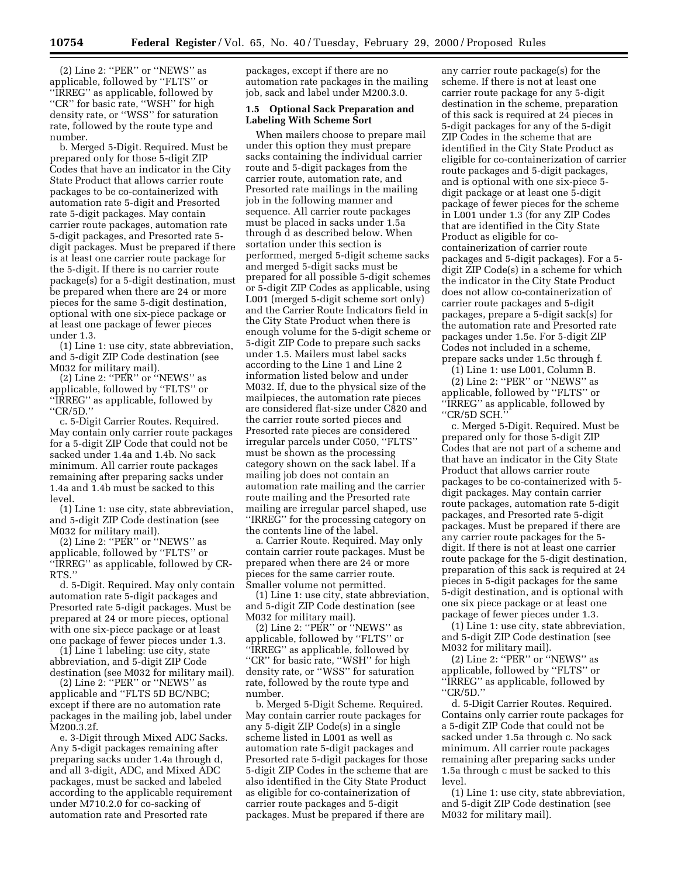(2) Line 2: ''PER'' or ''NEWS'' as applicable, followed by ''FLTS'' or ''IRREG'' as applicable, followed by ''CR'' for basic rate, ''WSH'' for high density rate, or ''WSS'' for saturation rate, followed by the route type and number.

b. Merged 5-Digit. Required. Must be prepared only for those 5-digit ZIP Codes that have an indicator in the City State Product that allows carrier route packages to be co-containerized with automation rate 5-digit and Presorted rate 5-digit packages. May contain carrier route packages, automation rate 5-digit packages, and Presorted rate 5-digit packages. Must be prepared if there is at least one carrier route package for the 5-digit. If there is no carrier route package(s) for a 5-digit destination, must be prepared when there are 24 or more pieces for the same 5-digit destination, optional with one six-piece package or at least one package of fewer pieces under 1.3.

(1) Line 1: use city, state abbreviation, and 5-digit ZIP Code destination (see M032 for military mail).

(2) Line 2: ''PER'' or ''NEWS'' as applicable, followed by ''FLTS'' or ''IRREG'' as applicable, followed by ''CR/5D.''

c. 5-Digit Carrier Routes. Required. May contain only carrier route packages for a 5-digit ZIP Code that could not be sacked under 1.4a and 1.4b. No sack minimum. All carrier route packages remaining after preparing sacks under 1.4a and 1.4b must be sacked to this level.

(1) Line 1: use city, state abbreviation, and 5-digit ZIP Code destination (see M032 for military mail).

(2) Line 2: ''PER'' or ''NEWS'' as applicable, followed by ''FLTS'' or ''IRREG'' as applicable, followed by CR-RTS.''

d. 5-Digit. Required. May only contain automation rate 5-digit packages and Presorted rate 5-digit packages. Must be prepared at 24 or more pieces, optional with one six-piece package or at least one package of fewer pieces under 1.3.

(1) Line 1 labeling: use city, state abbreviation, and 5-digit ZIP Code destination (see M032 for military mail).

(2) Line 2: ''PER'' or ''NEWS'' as applicable and ''FLTS 5D BC/NBC; except if there are no automation rate packages in the mailing job, label under M200.3.2f.

e. 3-Digit through Mixed ADC Sacks. Any 5-digit packages remaining after preparing sacks under 1.4a through d, and all 3-digit, ADC, and Mixed ADC packages, must be sacked and labeled according to the applicable requirement under M710.2.0 for co-sacking of automation rate and Presorted rate packages, except if there are no automation rate packages in the mailing job, sack and label under M200.3.0.

**1.5 Optional Sack Preparation and Labeling With Scheme Sort**

When mailers choose to prepare mail under this option they must prepare sacks containing the individual carrier route and 5-digit packages from the carrier route, automation rate, and Presorted rate mailings in the mailing job in the following manner and sequence. All carrier route packages must be placed in sacks under 1.5a through d as described below. When sortation under this section is performed, merged 5-digit scheme sacks and merged 5-digit sacks must be prepared for all possible 5-digit schemes or 5-digit ZIP Codes as applicable, using L001 (merged 5-digit scheme sort only) and the Carrier Route Indicators field in the City State Product when there is enough volume for the 5-digit scheme or 5-digit ZIP Code to prepare such sacks under 1.5. Mailers must label sacks according to the Line 1 and Line 2 information listed below and under M032. If, due to the physical size of the mailpieces, the automation rate pieces are considered flat-size under C820 and the carrier route sorted pieces and Presorted rate pieces are considered irregular parcels under C050, ''FLTS'' must be shown as the processing category shown on the sack label. If a mailing job does not contain an automation rate mailing and the carrier route mailing and the Presorted rate mailing are irregular parcel shaped, use ''IRREG'' for the processing category on the contents line of the label.

a. Carrier Route. Required. May only contain carrier route packages. Must be prepared when there are 24 or more pieces for the same carrier route. Smaller volume not permitted.

(1) Line 1: use city, state abbreviation, and 5-digit ZIP Code destination (see M032 for military mail).

(2) Line 2: ''PER'' or ''NEWS'' as applicable, followed by ''FLTS'' or ''IRREG'' as applicable, followed by ''CR'' for basic rate, ''WSH'' for high density rate, or ''WSS'' for saturation rate, followed by the route type and number.

b. Merged 5-Digit Scheme. Required. May contain carrier route packages for any 5-digit ZIP Code(s) in a single scheme listed in L001 as well as automation rate 5-digit packages and Presorted rate 5-digit packages for those 5-digit ZIP Codes in the scheme that are also identified in the City State Product as eligible for co-containerization of carrier route packages and 5-digit packages. Must be prepared if there are any carrier route package(s) for the scheme. If there is not at least one carrier route package for any 5-digit destination in the scheme, preparation of this sack is required at 24 pieces in 5-digit packages for any of the 5-digit ZIP Codes in the scheme that are identified in the City State Product as eligible for co-containerization of carrier route packages and 5-digit packages, and is optional with one six-piece 5-digit package or at least one 5-digit package of fewer pieces for the scheme in L001 under 1.3 (for any ZIP Codes that are identified in the City State Product as eligible for co-containerization of carrier route packages and 5-digit packages). For a 5-digit ZIP Code(s) in a scheme for which the indicator in the City State Product does not allow co-containerization of carrier route packages and 5-digit packages, prepare a 5-digit sack(s) for the automation rate and Presorted rate packages under 1.5e. For 5-digit ZIP Codes not included in a scheme, prepare sacks under 1.5c through f.

(1) Line 1: use L001, Column B.

(2) Line 2: ''PER'' or ''NEWS'' as applicable, followed by ''FLTS'' or ''IRREG'' as applicable, followed by ''CR/5D SCH.''

c. Merged 5-Digit. Required. Must be prepared only for those 5-digit ZIP Codes that are not part of a scheme and that have an indicator in the City State Product that allows carrier route packages to be co-containerized with 5-digit packages. May contain carrier route packages, automation rate 5-digit packages, and Presorted rate 5-digit packages. Must be prepared if there are any carrier route packages for the 5-digit. If there is not at least one carrier route package for the 5-digit destination, preparation of this sack is required at 24 pieces in 5-digit packages for the same 5-digit destination, and is optional with one six piece package or at least one package of fewer pieces under 1.3.

(1) Line 1: use city, state abbreviation, and 5-digit ZIP Code destination (see M032 for military mail).

(2) Line 2: ''PER'' or ''NEWS'' as applicable, followed by ''FLTS'' or ''IRREG'' as applicable, followed by ''CR/5D.''

d. 5-Digit Carrier Routes. Required. Contains only carrier route packages for a 5-digit ZIP Code that could not be sacked under 1.5a through c. No sack minimum. All carrier route packages remaining after preparing sacks under 1.5a through c must be sacked to this level.

(1) Line 1: use city, state abbreviation, and 5-digit ZIP Code destination (see M032 for military mail).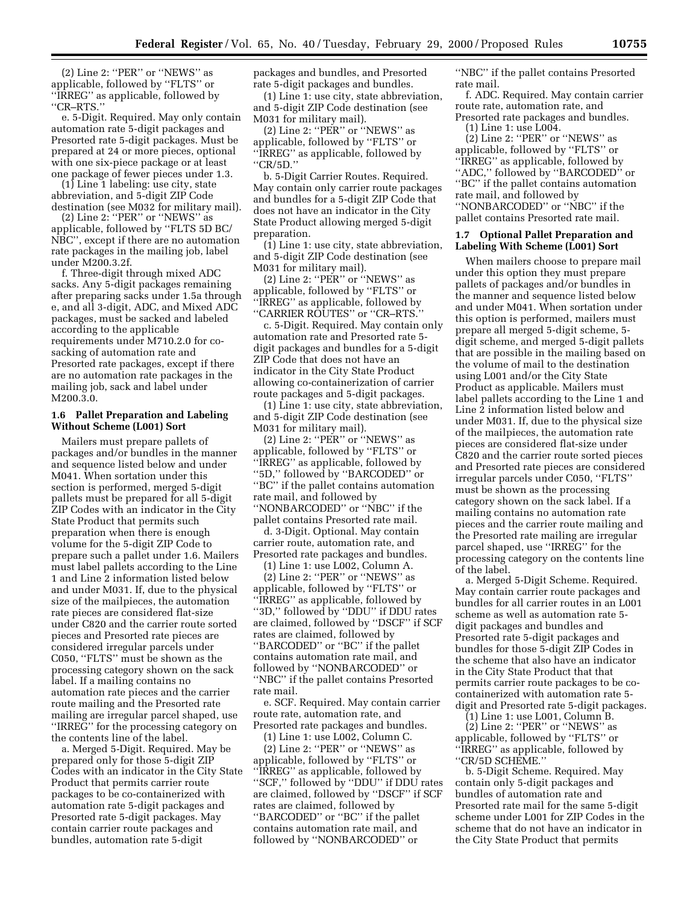(2) Line 2: ''PER'' or ''NEWS'' as applicable, followed by ''FLTS'' or ''IRREG'' as applicable, followed by ''CR–RTS.''

e. 5-Digit. Required. May only contain automation rate 5-digit packages and Presorted rate 5-digit packages. Must be prepared at 24 or more pieces, optional with one six-piece package or at least one package of fewer pieces under 1.3.

(1) Line 1 labeling: use city, state abbreviation, and 5-digit ZIP Code destination (see M032 for military mail).

(2) Line 2: ''PER'' or ''NEWS'' as applicable, followed by ''FLTS 5D BC/NBC'', except if there are no automation rate packages in the mailing job, label under M200.3.2f.

f. Three-digit through mixed ADC sacks. Any 5-digit packages remaining after preparing sacks under 1.5a through e, and all 3-digit, ADC, and Mixed ADC packages, must be sacked and labeled according to the applicable requirements under M710.2.0 for co-sacking of automation rate and Presorted rate packages, except if there are no automation rate packages in the mailing job, sack and label under M200.3.0.

**1.6 Pallet Preparation and Labeling Without Scheme (L001) Sort**

Mailers must prepare pallets of packages and/or bundles in the manner and sequence listed below and under M041. When sortation under this section is performed, merged 5-digit pallets must be prepared for all 5-digit ZIP Codes with an indicator in the City State Product that permits such preparation when there is enough volume for the 5-digit ZIP Code to prepare such a pallet under 1.6. Mailers must label pallets according to the Line 1 and Line 2 information listed below and under M031. If, due to the physical size of the mailpieces, the automation rate pieces are considered flat-size under C820 and the carrier route sorted pieces and Presorted rate pieces are considered irregular parcels under C050, ''FLTS'' must be shown as the processing category shown on the sack label. If a mailing contains no automation rate pieces and the carrier route mailing and the Presorted rate mailing are irregular parcel shaped, use ''IRREG'' for the processing category on the contents line of the label.

a. Merged 5-Digit. Required. May be prepared only for those 5-digit ZIP Codes with an indicator in the City State Product that permits carrier route packages to be co-containerized with automation rate 5-digit packages and Presorted rate 5-digit packages. May contain carrier route packages and bundles, automation rate 5-digit packages and bundles, and Presorted rate 5-digit packages and bundles.

(1) Line 1: use city, state abbreviation, and 5-digit ZIP Code destination (see M031 for military mail).

(2) Line 2: ''PER'' or ''NEWS'' as applicable, followed by ''FLTS'' or ''IRREG'' as applicable, followed by ''CR/5D.''

b. 5-Digit Carrier Routes. Required. May contain only carrier route packages and bundles for a 5-digit ZIP Code that does not have an indicator in the City State Product allowing merged 5-digit preparation.

(1) Line 1: use city, state abbreviation, and 5-digit ZIP Code destination (see M031 for military mail).

(2) Line 2: ''PER'' or ''NEWS'' as applicable, followed by ''FLTS'' or ''IRREG'' as applicable, followed by ''CARRIER ROUTES'' or ''CR–RTS.''

c. 5-Digit. Required. May contain only automation rate and Presorted rate 5-digit packages and bundles for a 5-digit ZIP Code that does not have an indicator in the City State Product allowing co-containerization of carrier route packages and 5-digit packages.

(1) Line 1: use city, state abbreviation, and 5-digit ZIP Code destination (see M031 for military mail).

(2) Line 2: ''PER'' or ''NEWS'' as applicable, followed by ''FLTS'' or ''IRREG'' as applicable, followed by ''5D,'' followed by ''BARCODED'' or ''BC'' if the pallet contains automation rate mail, and followed by ''NONBARCODED'' or ''NBC'' if the pallet contains Presorted rate mail.

d. 3-Digit. Optional. May contain carrier route, automation rate, and Presorted rate packages and bundles.

(1) Line 1: use L002, Column A.

(2) Line 2: ''PER'' or ''NEWS'' as applicable, followed by ''FLTS'' or ''IRREG'' as applicable, followed by ''3D,'' followed by ''DDU'' if DDU rates are claimed, followed by ''DSCF'' if SCF rates are claimed, followed by ''BARCODED'' or ''BC'' if the pallet contains automation rate mail, and followed by ''NONBARCODED'' or ''NBC'' if the pallet contains Presorted rate mail.

e. SCF. Required. May contain carrier route rate, automation rate, and Presorted rate packages and bundles.

(1) Line 1: use L002, Column C.

(2) Line 2: ''PER'' or ''NEWS'' as applicable, followed by ''FLTS'' or ''IRREG'' as applicable, followed by ''SCF,'' followed by ''DDU'' if DDU rates are claimed, followed by ''DSCF'' if SCF rates are claimed, followed by ''BARCODED'' or ''BC'' if the pallet contains automation rate mail, and followed by ''NONBARCODED'' or ''NBC'' if the pallet contains Presorted rate mail.

f. ADC. Required. May contain carrier route rate, automation rate, and Presorted rate packages and bundles.

(1) Line 1: use L004.

(2) Line 2: ''PER'' or ''NEWS'' as applicable, followed by ''FLTS'' or ''IRREG'' as applicable, followed by ''ADC,'' followed by ''BARCODED'' or ''BC'' if the pallet contains automation rate mail, and followed by ''NONBARCODED'' or ''NBC'' if the pallet contains Presorted rate mail.

**1.7 Optional Pallet Preparation and Labeling With Scheme (L001) Sort**

When mailers choose to prepare mail under this option they must prepare pallets of packages and/or bundles in the manner and sequence listed below and under M041. When sortation under this option is performed, mailers must prepare all merged 5-digit scheme, 5-digit scheme, and merged 5-digit pallets that are possible in the mailing based on the volume of mail to the destination using L001 and/or the City State Product as applicable. Mailers must label pallets according to the Line 1 and Line 2 information listed below and under M031. If, due to the physical size of the mailpieces, the automation rate pieces are considered flat-size under C820 and the carrier route sorted pieces and Presorted rate pieces are considered irregular parcels under C050, ''FLTS'' must be shown as the processing category shown on the sack label. If a mailing contains no automation rate pieces and the carrier route mailing and the Presorted rate mailing are irregular parcel shaped, use ''IRREG'' for the processing category on the contents line of the label.

a. Merged 5-Digit Scheme. Required. May contain carrier route packages and bundles for all carrier routes in an L001 scheme as well as automation rate 5-digit packages and bundles and Presorted rate 5-digit packages and bundles for those 5-digit ZIP Codes in the scheme that also have an indicator in the City State Product that that permits carrier route packages to be co-containerized with automation rate 5-digit and Presorted rate 5-digit packages.

(1) Line 1: use L001, Column B.

(2) Line 2: ''PER'' or ''NEWS'' as applicable, followed by ''FLTS'' or ''IRREG'' as applicable, followed by ''CR/5D SCHEME.''

b. 5-Digit Scheme. Required. May contain only 5-digit packages and bundles of automation rate and Presorted rate mail for the same 5-digit scheme under L001 for ZIP Codes in the scheme that do not have an indicator in the City State Product that permits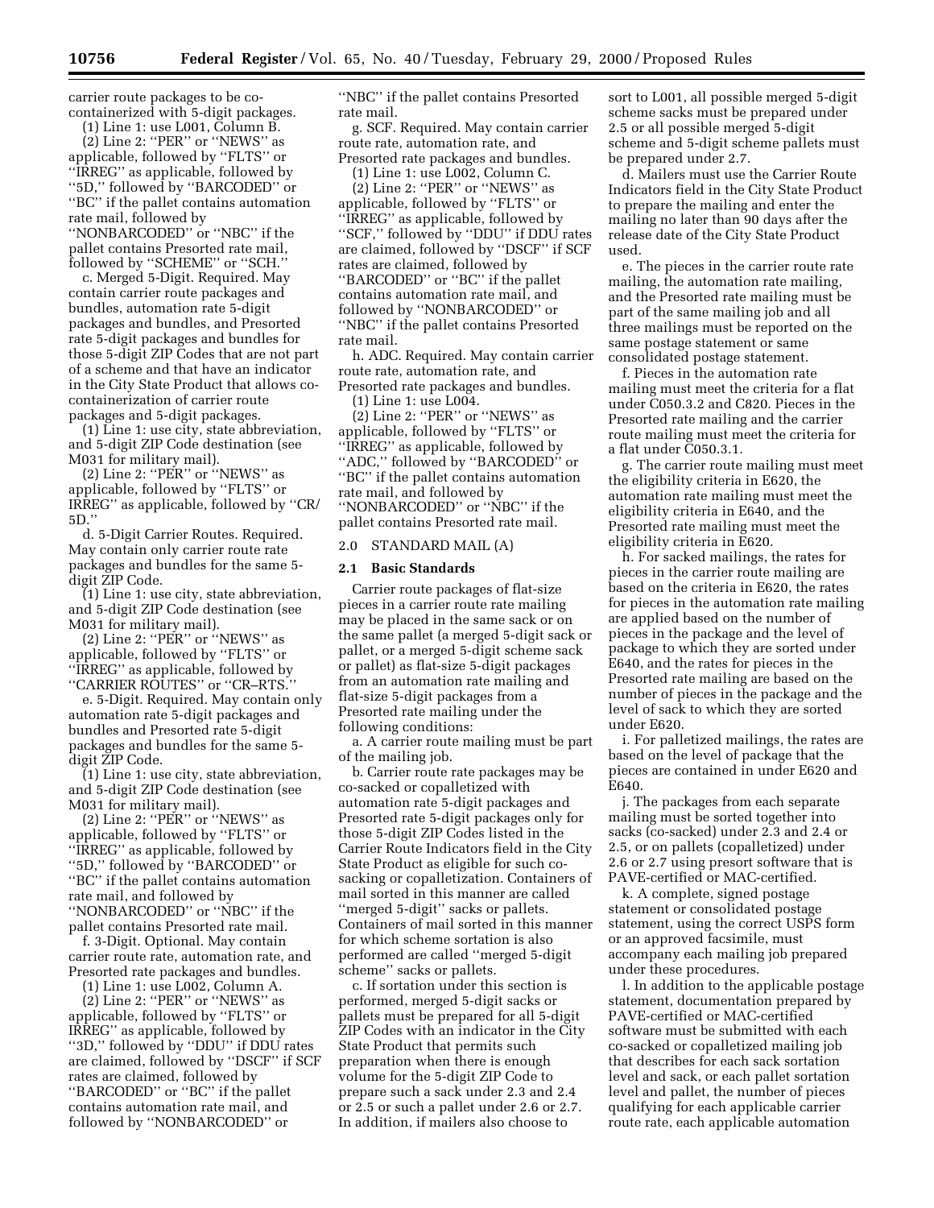carrier route packages to be co-containerized with 5-digit packages.

(1) Line 1: use L001, Column B.

(2) Line 2: ''PER'' or ''NEWS'' as applicable, followed by ''FLTS'' or ''IRREG'' as applicable, followed by ''5D,'' followed by ''BARCODED'' or ''BC'' if the pallet contains automation rate mail, followed by ''NONBARCODED'' or ''NBC'' if the pallet contains Presorted rate mail, followed by ''SCHEME'' or ''SCH.''

c. Merged 5-Digit. Required. May contain carrier route packages and bundles, automation rate 5-digit packages and bundles, and Presorted rate 5-digit packages and bundles for those 5-digit ZIP Codes that are not part of a scheme and that have an indicator in the City State Product that allows co-containerization of carrier route packages and 5-digit packages.

(1) Line 1: use city, state abbreviation, and 5-digit ZIP Code destination (see M031 for military mail).

(2) Line 2: ''PER'' or ''NEWS'' as applicable, followed by ''FLTS'' or IRREG'' as applicable, followed by ''CR/5D.''

d. 5-Digit Carrier Routes. Required. May contain only carrier route rate packages and bundles for the same 5-digit ZIP Code.

(1) Line 1: use city, state abbreviation, and 5-digit ZIP Code destination (see M031 for military mail).

(2) Line 2: ''PER'' or ''NEWS'' as applicable, followed by ''FLTS'' or ''IRREG'' as applicable, followed by ''CARRIER ROUTES'' or ''CR–RTS.''

e. 5-Digit. Required. May contain only automation rate 5-digit packages and bundles and Presorted rate 5-digit packages and bundles for the same 5-digit ZIP Code.

(1) Line 1: use city, state abbreviation, and 5-digit ZIP Code destination (see M031 for military mail).

(2) Line 2: ''PER'' or ''NEWS'' as applicable, followed by ''FLTS'' or ''IRREG'' as applicable, followed by ''5D,'' followed by ''BARCODED'' or ''BC'' if the pallet contains automation rate mail, and followed by ''NONBARCODED'' or ''NBC'' if the pallet contains Presorted rate mail.

f. 3-Digit. Optional. May contain carrier route rate, automation rate, and Presorted rate packages and bundles.

(1) Line 1: use L002, Column A.

(2) Line 2: ''PER'' or ''NEWS'' as applicable, followed by ''FLTS'' or IRREG'' as applicable, followed by ''3D,'' followed by ''DDU'' if DDU rates are claimed, followed by ''DSCF'' if SCF rates are claimed, followed by ''BARCODED'' or ''BC'' if the pallet contains automation rate mail, and followed by ''NONBARCODED'' or ''NBC'' if the pallet contains Presorted rate mail.

g. SCF. Required. May contain carrier route rate, automation rate, and Presorted rate packages and bundles.

(1) Line 1: use L002, Column C.

(2) Line 2: ''PER'' or ''NEWS'' as applicable, followed by ''FLTS'' or ''IRREG'' as applicable, followed by ''SCF,'' followed by ''DDU'' if DDU rates are claimed, followed by ''DSCF'' if SCF rates are claimed, followed by ''BARCODED'' or ''BC'' if the pallet contains automation rate mail, and followed by ''NONBARCODED'' or ''NBC'' if the pallet contains Presorted rate mail.

h. ADC. Required. May contain carrier route rate, automation rate, and Presorted rate packages and bundles.

(1) Line 1: use L004.

(2) Line 2: ''PER'' or ''NEWS'' as applicable, followed by ''FLTS'' or ''IRREG'' as applicable, followed by ''ADC,'' followed by ''BARCODED'' or ''BC'' if the pallet contains automation rate mail, and followed by ''NONBARCODED'' or ''NBC'' if the pallet contains Presorted rate mail.

2.0 STANDARD MAIL (A)

**2.1 Basic Standards**

Carrier route packages of flat-size pieces in a carrier route rate mailing may be placed in the same sack or on the same pallet (a merged 5-digit sack or pallet, or a merged 5-digit scheme sack or pallet) as flat-size 5-digit packages from an automation rate mailing and flat-size 5-digit packages from a Presorted rate mailing under the following conditions:

a. A carrier route mailing must be part of the mailing job.

b. Carrier route rate packages may be co-sacked or copalletized with automation rate 5-digit packages and Presorted rate 5-digit packages only for those 5-digit ZIP Codes listed in the Carrier Route Indicators field in the City State Product as eligible for such co-sacking or copalletization. Containers of mail sorted in this manner are called ''merged 5-digit'' sacks or pallets. Containers of mail sorted in this manner for which scheme sortation is also performed are called ''merged 5-digit scheme'' sacks or pallets.

c. If sortation under this section is performed, merged 5-digit sacks or pallets must be prepared for all 5-digit ZIP Codes with an indicator in the City State Product that permits such preparation when there is enough volume for the 5-digit ZIP Code to prepare such a sack under 2.3 and 2.4 or 2.5 or such a pallet under 2.6 or 2.7. In addition, if mailers also choose to sort to L001, all possible merged 5-digit scheme sacks must be prepared under 2.5 or all possible merged 5-digit scheme and 5-digit scheme pallets must be prepared under 2.7.

d. Mailers must use the Carrier Route Indicators field in the City State Product to prepare the mailing and enter the mailing no later than 90 days after the release date of the City State Product used.

e. The pieces in the carrier route rate mailing, the automation rate mailing, and the Presorted rate mailing must be part of the same mailing job and all three mailings must be reported on the same postage statement or same consolidated postage statement.

f. Pieces in the automation rate mailing must meet the criteria for a flat under C050.3.2 and C820. Pieces in the Presorted rate mailing and the carrier route mailing must meet the criteria for a flat under C050.3.1.

g. The carrier route mailing must meet the eligibility criteria in E620, the automation rate mailing must meet the eligibility criteria in E640, and the Presorted rate mailing must meet the eligibility criteria in E620.

h. For sacked mailings, the rates for pieces in the carrier route mailing are based on the criteria in E620, the rates for pieces in the automation rate mailing are applied based on the number of pieces in the package and the level of package to which they are sorted under E640, and the rates for pieces in the Presorted rate mailing are based on the number of pieces in the package and the level of sack to which they are sorted under E620.

i. For palletized mailings, the rates are based on the level of package that the pieces are contained in under E620 and E640.

j. The packages from each separate mailing must be sorted together into sacks (co-sacked) under 2.3 and 2.4 or 2.5, or on pallets (copalletized) under 2.6 or 2.7 using presort software that is PAVE-certified or MAC-certified.

k. A complete, signed postage statement or consolidated postage statement, using the correct USPS form or an approved facsimile, must accompany each mailing job prepared under these procedures.

l. In addition to the applicable postage statement, documentation prepared by PAVE-certified or MAC-certified software must be submitted with each co-sacked or copalletized mailing job that describes for each sack sortation level and sack, or each pallet sortation level and pallet, the number of pieces qualifying for each applicable carrier route rate, each applicable automation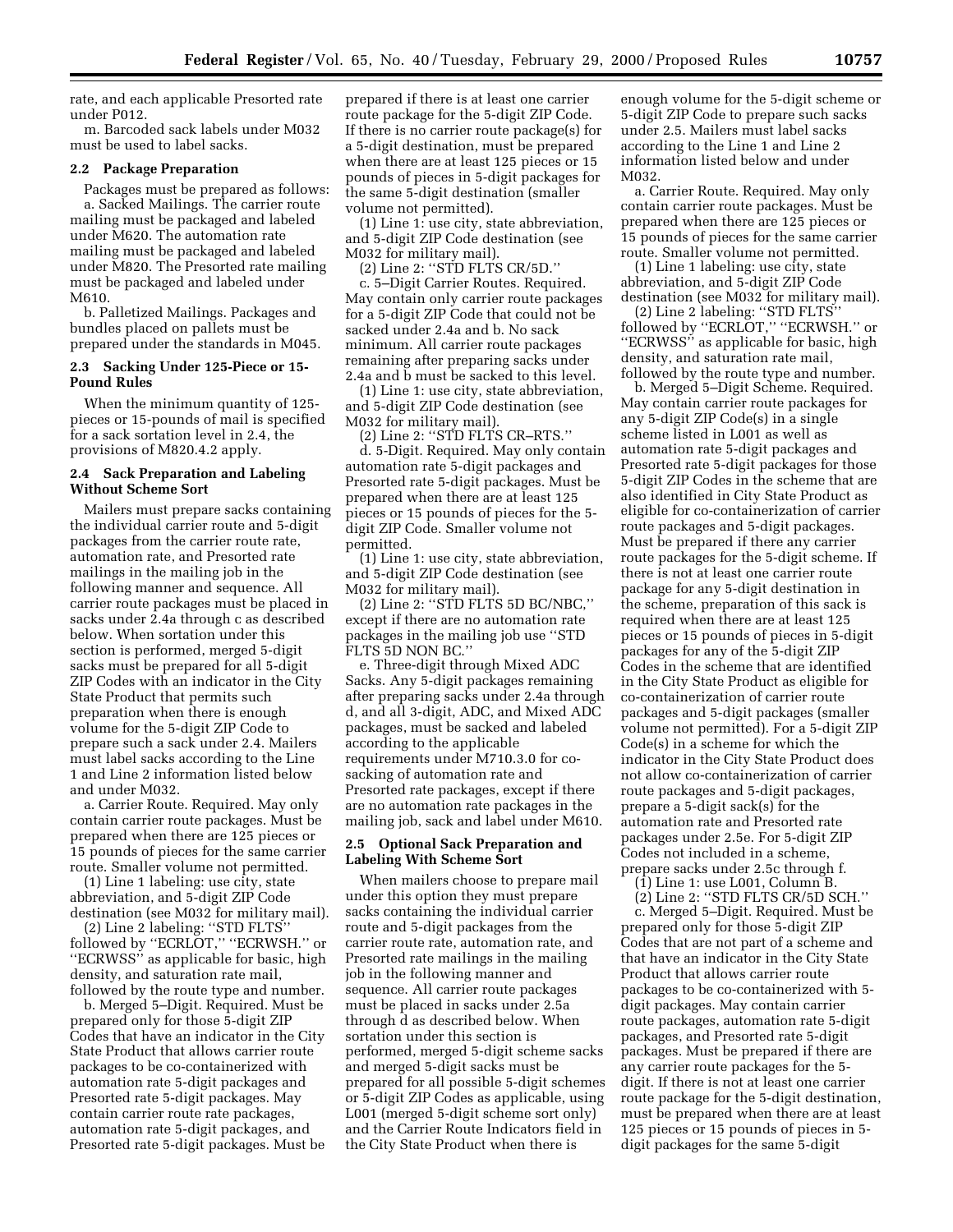rate, and each applicable Presorted rate under P012.

m. Barcoded sack labels under M032 must be used to label sacks.

**2.2 Package Preparation**

Packages must be prepared as follows:

a. Sacked Mailings. The carrier route mailing must be packaged and labeled under M620. The automation rate mailing must be packaged and labeled under M820. The Presorted rate mailing must be packaged and labeled under M610.

b. Palletized Mailings. Packages and bundles placed on pallets must be prepared under the standards in M045.

**2.3 Sacking Under 125-Piece or 15-Pound Rules**

When the minimum quantity of 125-pieces or 15-pounds of mail is specified for a sack sortation level in 2.4, the provisions of M820.4.2 apply.

**2.4 Sack Preparation and Labeling Without Scheme Sort**

Mailers must prepare sacks containing the individual carrier route and 5-digit packages from the carrier route rate, automation rate, and Presorted rate mailings in the mailing job in the following manner and sequence. All carrier route packages must be placed in sacks under 2.4a through c as described below. When sortation under this section is performed, merged 5-digit sacks must be prepared for all 5-digit ZIP Codes with an indicator in the City State Product that permits such preparation when there is enough volume for the 5-digit ZIP Code to prepare such a sack under 2.4. Mailers must label sacks according to the Line 1 and Line 2 information listed below and under M032.

a. Carrier Route. Required. May only contain carrier route packages. Must be prepared when there are 125 pieces or 15 pounds of pieces for the same carrier route. Smaller volume not permitted.

(1) Line 1 labeling: use city, state abbreviation, and 5-digit ZIP Code destination (see M032 for military mail).

(2) Line 2 labeling: ''STD FLTS'' followed by ''ECRLOT,'' ''ECRWSH.'' or ''ECRWSS'' as applicable for basic, high density, and saturation rate mail, followed by the route type and number.

b. Merged 5–Digit. Required. Must be prepared only for those 5-digit ZIP Codes that have an indicator in the City State Product that allows carrier route packages to be co-containerized with automation rate 5-digit packages and Presorted rate 5-digit packages. May contain carrier route rate packages, automation rate 5-digit packages, and Presorted rate 5-digit packages. Must be prepared if there is at least one carrier route package for the 5-digit ZIP Code. If there is no carrier route package(s) for a 5-digit destination, must be prepared when there are at least 125 pieces or 15 pounds of pieces in 5-digit packages for the same 5-digit destination (smaller volume not permitted).

(1) Line 1: use city, state abbreviation, and 5-digit ZIP Code destination (see M032 for military mail).

(2) Line 2: ''STD FLTS CR/5D.''

c. 5–Digit Carrier Routes. Required. May contain only carrier route packages for a 5-digit ZIP Code that could not be sacked under 2.4a and b. No sack minimum. All carrier route packages remaining after preparing sacks under 2.4a and b must be sacked to this level.

(1) Line 1: use city, state abbreviation, and 5-digit ZIP Code destination (see M032 for military mail).

(2) Line 2: ''STD FLTS CR–RTS.''

d. 5-Digit. Required. May only contain automation rate 5-digit packages and Presorted rate 5-digit packages. Must be prepared when there are at least 125 pieces or 15 pounds of pieces for the 5-digit ZIP Code. Smaller volume not permitted.

(1) Line 1: use city, state abbreviation, and 5-digit ZIP Code destination (see M032 for military mail).

(2) Line 2: ''STD FLTS 5D BC/NBC,'' except if there are no automation rate packages in the mailing job use ''STD FLTS 5D NON BC.''

e. Three-digit through Mixed ADC Sacks. Any 5-digit packages remaining after preparing sacks under 2.4a through d, and all 3-digit, ADC, and Mixed ADC packages, must be sacked and labeled according to the applicable requirements under M710.3.0 for co-sacking of automation rate and Presorted rate packages, except if there are no automation rate packages in the mailing job, sack and label under M610.

**2.5 Optional Sack Preparation and Labeling With Scheme Sort**

When mailers choose to prepare mail under this option they must prepare sacks containing the individual carrier route and 5-digit packages from the carrier route rate, automation rate, and Presorted rate mailings in the mailing job in the following manner and sequence. All carrier route packages must be placed in sacks under 2.5a through d as described below. When sortation under this section is performed, merged 5-digit scheme sacks and merged 5-digit sacks must be prepared for all possible 5-digit schemes or 5-digit ZIP Codes as applicable, using L001 (merged 5-digit scheme sort only) and the Carrier Route Indicators field in the City State Product when there is enough volume for the 5-digit scheme or 5-digit ZIP Code to prepare such sacks under 2.5. Mailers must label sacks according to the Line 1 and Line 2 information listed below and under M032.

a. Carrier Route. Required. May only contain carrier route packages. Must be prepared when there are 125 pieces or 15 pounds of pieces for the same carrier route. Smaller volume not permitted.

(1) Line 1 labeling: use city, state abbreviation, and 5-digit ZIP Code destination (see M032 for military mail).

(2) Line 2 labeling: ''STD FLTS'' followed by ''ECRLOT,'' ''ECRWSH.'' or ''ECRWSS'' as applicable for basic, high density, and saturation rate mail, followed by the route type and number.

b. Merged 5–Digit Scheme. Required. May contain carrier route packages for any 5-digit ZIP Code(s) in a single scheme listed in L001 as well as automation rate 5-digit packages and Presorted rate 5-digit packages for those 5-digit ZIP Codes in the scheme that are also identified in City State Product as eligible for co-containerization of carrier route packages and 5-digit packages. Must be prepared if there any carrier route packages for the 5-digit scheme. If there is not at least one carrier route package for any 5-digit destination in the scheme, preparation of this sack is required when there are at least 125 pieces or 15 pounds of pieces in 5-digit packages for any of the 5-digit ZIP Codes in the scheme that are identified in the City State Product as eligible for co-containerization of carrier route packages and 5-digit packages (smaller volume not permitted). For a 5-digit ZIP Code(s) in a scheme for which the indicator in the City State Product does not allow co-containerization of carrier route packages and 5-digit packages, prepare a 5-digit sack(s) for the automation rate and Presorted rate packages under 2.5e. For 5-digit ZIP Codes not included in a scheme, prepare sacks under 2.5c through f.

(1) Line 1: use L001, Column B.

(2) Line 2: ''STD FLTS CR/5D SCH.''

c. Merged 5–Digit. Required. Must be prepared only for those 5-digit ZIP Codes that are not part of a scheme and that have an indicator in the City State Product that allows carrier route packages to be co-containerized with 5-digit packages. May contain carrier route packages, automation rate 5-digit packages, and Presorted rate 5-digit packages. Must be prepared if there are any carrier route packages for the 5-digit. If there is not at least one carrier route package for the 5-digit destination, must be prepared when there are at least 125 pieces or 15 pounds of pieces in 5-digit packages for the same 5-digit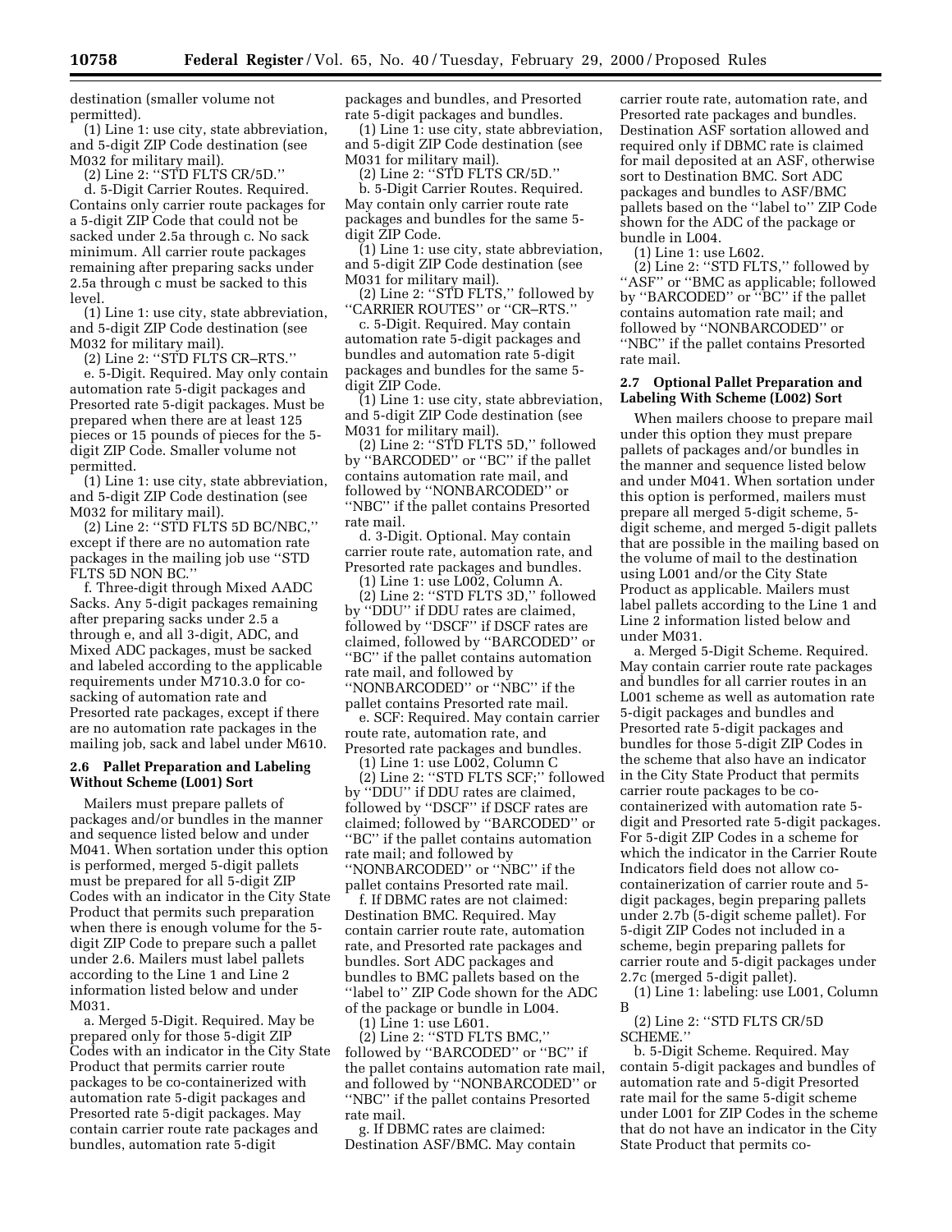destination (smaller volume not permitted).

(1) Line 1: use city, state abbreviation, and 5-digit ZIP Code destination (see M032 for military mail).

(2) Line 2: ''STD FLTS CR/5D.''

d. 5-Digit Carrier Routes. Required. Contains only carrier route packages for a 5-digit ZIP Code that could not be sacked under 2.5a through c. No sack minimum. All carrier route packages remaining after preparing sacks under 2.5a through c must be sacked to this level.

(1) Line 1: use city, state abbreviation, and 5-digit ZIP Code destination (see M032 for military mail).

(2) Line 2: ''STD FLTS CR–RTS.''

e. 5-Digit. Required. May only contain automation rate 5-digit packages and Presorted rate 5-digit packages. Must be prepared when there are at least 125 pieces or 15 pounds of pieces for the 5-digit ZIP Code. Smaller volume not permitted.

(1) Line 1: use city, state abbreviation, and 5-digit ZIP Code destination (see M032 for military mail).

(2) Line 2: ''STD FLTS 5D BC/NBC,'' except if there are no automation rate packages in the mailing job use ''STD FLTS 5D NON BC.''

f. Three-digit through Mixed AADC Sacks. Any 5-digit packages remaining after preparing sacks under 2.5 a through e, and all 3-digit, ADC, and Mixed ADC packages, must be sacked and labeled according to the applicable requirements under M710.3.0 for co-sacking of automation rate and Presorted rate packages, except if there are no automation rate packages in the mailing job, sack and label under M610.

**2.6 Pallet Preparation and Labeling Without Scheme (L001) Sort**

Mailers must prepare pallets of packages and/or bundles in the manner and sequence listed below and under M041. When sortation under this option is performed, merged 5-digit pallets must be prepared for all 5-digit ZIP Codes with an indicator in the City State Product that permits such preparation when there is enough volume for the 5-digit ZIP Code to prepare such a pallet under 2.6. Mailers must label pallets according to the Line 1 and Line 2 information listed below and under M031.

a. Merged 5-Digit. Required. May be prepared only for those 5-digit ZIP Codes with an indicator in the City State Product that permits carrier route packages to be co-containerized with automation rate 5-digit packages and Presorted rate 5-digit packages. May contain carrier route rate packages and bundles, automation rate 5-digit packages and bundles, and Presorted rate 5-digit packages and bundles.

(1) Line 1: use city, state abbreviation, and 5-digit ZIP Code destination (see M031 for military mail).

(2) Line 2: ''STD FLTS CR/5D.''

b. 5-Digit Carrier Routes. Required. May contain only carrier route rate packages and bundles for the same 5-digit ZIP Code.

(1) Line 1: use city, state abbreviation, and 5-digit ZIP Code destination (see M031 for military mail).

(2) Line 2: ''STD FLTS,'' followed by ''CARRIER ROUTES'' or ''CR–RTS.''

c. 5-Digit. Required. May contain automation rate 5-digit packages and bundles and automation rate 5-digit packages and bundles for the same 5-digit ZIP Code.

(1) Line 1: use city, state abbreviation, and 5-digit ZIP Code destination (see M031 for military mail).

(2) Line 2: ''STD FLTS 5D,'' followed by ''BARCODED'' or ''BC'' if the pallet contains automation rate mail, and followed by ''NONBARCODED'' or ''NBC'' if the pallet contains Presorted rate mail.

d. 3-Digit. Optional. May contain carrier route rate, automation rate, and Presorted rate packages and bundles.

(1) Line 1: use L002, Column A.

(2) Line 2: ''STD FLTS 3D,'' followed by ''DDU'' if DDU rates are claimed, followed by ''DSCF'' if DSCF rates are claimed, followed by ''BARCODED'' or ''BC'' if the pallet contains automation rate mail, and followed by ''NONBARCODED'' or ''NBC'' if the pallet contains Presorted rate mail.

e. SCF: Required. May contain carrier route rate, automation rate, and Presorted rate packages and bundles.

(1) Line 1: use L002, Column C

(2) Line 2: ''STD FLTS SCF;'' followed by ''DDU'' if DDU rates are claimed, followed by ''DSCF'' if DSCF rates are claimed; followed by ''BARCODED'' or ''BC'' if the pallet contains automation rate mail; and followed by ''NONBARCODED'' or ''NBC'' if the pallet contains Presorted rate mail.

f. If DBMC rates are not claimed: Destination BMC. Required. May contain carrier route rate, automation rate, and Presorted rate packages and bundles. Sort ADC packages and bundles to BMC pallets based on the ''label to'' ZIP Code shown for the ADC of the package or bundle in L004.

(1) Line 1: use L601.

(2) Line 2: ''STD FLTS BMC,'' followed by ''BARCODED'' or ''BC'' if the pallet contains automation rate mail, and followed by ''NONBARCODED'' or ''NBC'' if the pallet contains Presorted rate mail.

g. If DBMC rates are claimed: Destination ASF/BMC. May contain carrier route rate, automation rate, and Presorted rate packages and bundles. Destination ASF sortation allowed and required only if DBMC rate is claimed for mail deposited at an ASF, otherwise sort to Destination BMC. Sort ADC packages and bundles to ASF/BMC pallets based on the ''label to'' ZIP Code shown for the ADC of the package or bundle in L004.

(1) Line 1: use L602.

(2) Line 2: ''STD FLTS,'' followed by ''ASF'' or ''BMC as applicable; followed by ''BARCODED'' or ''BC'' if the pallet contains automation rate mail; and followed by ''NONBARCODED'' or ''NBC'' if the pallet contains Presorted rate mail.

**2.7 Optional Pallet Preparation and Labeling With Scheme (L002) Sort**

When mailers choose to prepare mail under this option they must prepare pallets of packages and/or bundles in the manner and sequence listed below and under M041. When sortation under this option is performed, mailers must prepare all merged 5-digit scheme, 5-digit scheme, and merged 5-digit pallets that are possible in the mailing based on the volume of mail to the destination using L001 and/or the City State Product as applicable. Mailers must label pallets according to the Line 1 and Line 2 information listed below and under M031.

a. Merged 5-Digit Scheme. Required. May contain carrier route rate packages and bundles for all carrier routes in an L001 scheme as well as automation rate 5-digit packages and bundles and Presorted rate 5-digit packages and bundles for those 5-digit ZIP Codes in the scheme that also have an indicator in the City State Product that permits carrier route packages to be co-containerized with automation rate 5-digit and Presorted rate 5-digit packages. For 5-digit ZIP Codes in a scheme for which the indicator in the Carrier Route Indicators field does not allow co-containerization of carrier route and 5-digit packages, begin preparing pallets under 2.7b (5-digit scheme pallet). For 5-digit ZIP Codes not included in a scheme, begin preparing pallets for carrier route and 5-digit packages under 2.7c (merged 5-digit pallet).

(1) Line 1: labeling: use L001, Column B

(2) Line 2: ''STD FLTS CR/5D SCHEME.''

b. 5-Digit Scheme. Required. May contain 5-digit packages and bundles of automation rate and 5-digit Presorted rate mail for the same 5-digit scheme under L001 for ZIP Codes in the scheme that do not have an indicator in the City State Product that permits co-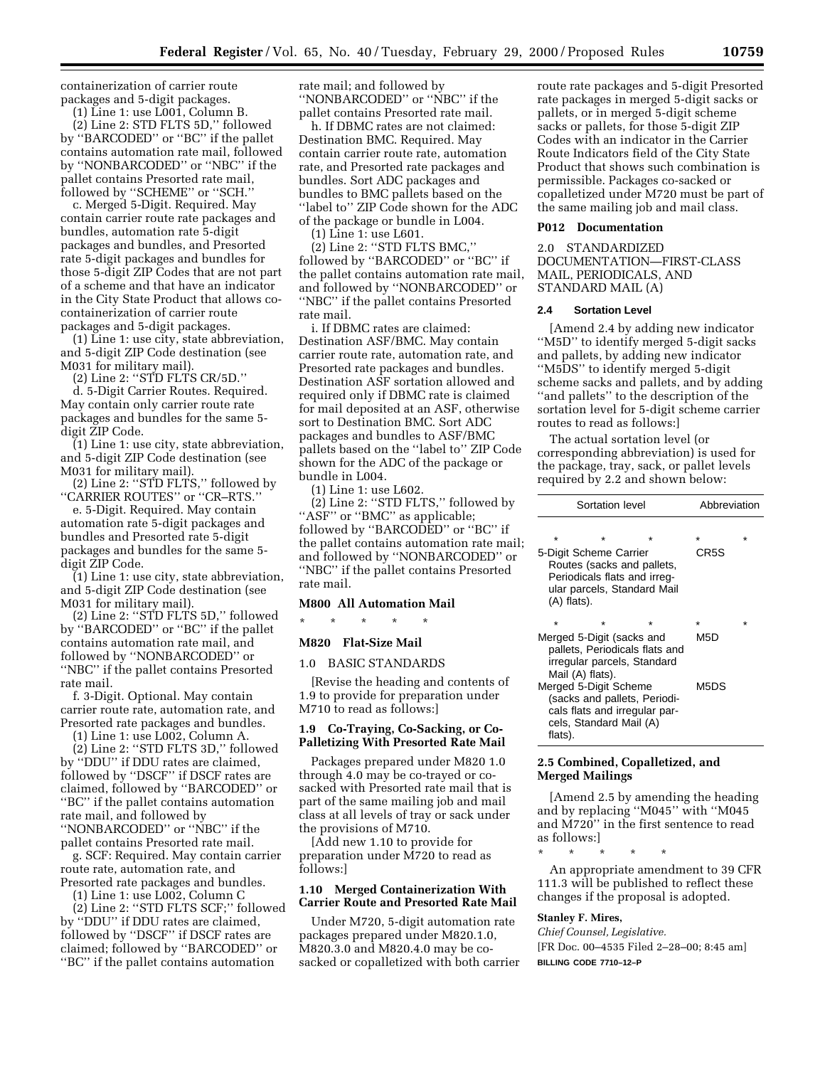containerization of carrier route packages and 5-digit packages.

(1) Line 1: use L001, Column B.

(2) Line 2: STD FLTS 5D,'' followed by ''BARCODED'' or ''BC'' if the pallet contains automation rate mail, followed by ''NONBARCODED'' or ''NBC'' if the pallet contains Presorted rate mail, followed by ''SCHEME'' or ''SCH.''

c. Merged 5-Digit. Required. May contain carrier route rate packages and bundles, automation rate 5-digit packages and bundles, and Presorted rate 5-digit packages and bundles for those 5-digit ZIP Codes that are not part of a scheme and that have an indicator in the City State Product that allows co-containerization of carrier route packages and 5-digit packages.

(1) Line 1: use city, state abbreviation, and 5-digit ZIP Code destination (see M031 for military mail).

(2) Line 2: ''STD FLTS CR/5D.''

d. 5-Digit Carrier Routes. Required. May contain only carrier route rate packages and bundles for the same 5-digit ZIP Code.

(1) Line 1: use city, state abbreviation, and 5-digit ZIP Code destination (see M031 for military mail).

(2) Line 2: ''STD FLTS,'' followed by ''CARRIER ROUTES'' or ''CR–RTS.''

e. 5-Digit. Required. May contain automation rate 5-digit packages and bundles and Presorted rate 5-digit packages and bundles for the same 5-digit ZIP Code.

(1) Line 1: use city, state abbreviation, and 5-digit ZIP Code destination (see M031 for military mail).

(2) Line 2: ''STD FLTS 5D,'' followed by ''BARCODED'' or ''BC'' if the pallet contains automation rate mail, and followed by ''NONBARCODED'' or ''NBC'' if the pallet contains Presorted rate mail.

f. 3-Digit. Optional. May contain carrier route rate, automation rate, and Presorted rate packages and bundles.

(1) Line 1: use L002, Column A.

(2) Line 2: ''STD FLTS 3D,'' followed by ''DDU'' if DDU rates are claimed, followed by ''DSCF'' if DSCF rates are claimed, followed by ''BARCODED'' or ''BC'' if the pallet contains automation rate mail, and followed by ''NONBARCODED'' or ''NBC'' if the pallet contains Presorted rate mail.

g. SCF: Required. May contain carrier route rate, automation rate, and Presorted rate packages and bundles.

(1) Line 1: use L002, Column C

(2) Line 2: ''STD FLTS SCF;'' followed by ''DDU'' if DDU rates are claimed, followed by ''DSCF'' if DSCF rates are claimed; followed by ''BARCODED'' or ''BC'' if the pallet contains automation rate mail; and followed by ''NONBARCODED'' or ''NBC'' if the pallet contains Presorted rate mail.

h. If DBMC rates are not claimed: Destination BMC. Required. May contain carrier route rate, automation rate, and Presorted rate packages and bundles. Sort ADC packages and bundles to BMC pallets based on the ''label to'' ZIP Code shown for the ADC of the package or bundle in L004.

(1) Line 1: use L601.

(2) Line 2: ''STD FLTS BMC,'' followed by ''BARCODED'' or ''BC'' if the pallet contains automation rate mail, and followed by ''NONBARCODED'' or ''NBC'' if the pallet contains Presorted rate mail.

i. If DBMC rates are claimed: Destination ASF/BMC. May contain carrier route rate, automation rate, and Presorted rate packages and bundles. Destination ASF sortation allowed and required only if DBMC rate is claimed for mail deposited at an ASF, otherwise sort to Destination BMC. Sort ADC packages and bundles to ASF/BMC pallets based on the ''label to'' ZIP Code shown for the ADC of the package or bundle in L004.

(1) Line 1: use L602.

(2) Line 2: ''STD FLTS,'' followed by ''ASF'' or ''BMC'' as applicable; followed by ''BARCODED'' or ''BC'' if the pallet contains automation rate mail; and followed by ''NONBARCODED'' or ''NBC'' if the pallet contains Presorted rate mail.

## M800 All Automation Mail

\* \* \* \* \*

## M820 Flat-Size Mail

1.0 BASIC STANDARDS

[Revise the heading and contents of 1.9 to provide for preparation under M710 to read as follows:]

### 1.9 Co-Traying, Co-Sacking, or Co-Palletizing With Presorted Rate Mail

Packages prepared under M820 1.0 through 4.0 may be co-trayed or co-sacked with Presorted rate mail that is part of the same mailing job and mail class at all levels of tray or sack under the provisions of M710.

[Add new 1.10 to provide for preparation under M720 to read as follows:]

### 1.10 Merged Containerization With Carrier Route and Presorted Rate Mail

Under M720, 5-digit automation rate packages prepared under M820.1.0, M820.3.0 and M820.4.0 may be co-sacked or copalletized with both carrier route rate packages and 5-digit Presorted rate packages in merged 5-digit sacks or pallets, or in merged 5-digit scheme sacks or pallets, for those 5-digit ZIP Codes with an indicator in the Carrier Route Indicators field of the City State Product that shows such combination is permissible. Packages co-sacked or copalletized under M720 must be part of the same mailing job and mail class.

## P012 Documentation

2.0 STANDARDIZED DOCUMENTATION—FIRST-CLASS MAIL, PERIODICALS, AND STANDARD MAIL (A)

### 2.4 Sortation Level

[Amend 2.4 by adding new indicator ''M5D'' to identify merged 5-digit sacks and pallets, by adding new indicator ''M5DS'' to identify merged 5-digit scheme sacks and pallets, and by adding ''and pallets'' to the description of the sortation level for 5-digit scheme carrier routes to read as follows:]

The actual sortation level (or corresponding abbreviation) is used for the package, tray, sack, or pallet levels required by 2.2 and shown below:

| Sortation level | Abbreviation |
|---|---|
| \* \* \* | \* \* |
| 5-Digit Scheme Carrier Routes (sacks and pallets, Periodicals flats and irregular parcels, Standard Mail (A) flats). | CR5S |
| \* \* \* | \* \* |
| Merged 5-Digit (sacks and pallets, Periodicals flats and irregular parcels, Standard Mail (A) flats). | M5D |
| Merged 5-Digit Scheme (sacks and pallets, Periodicals flats and irregular parcels, Standard Mail (A) flats). | M5DS |

### 2.5 Combined, Copalletized, and Merged Mailings

[Amend 2.5 by amending the heading and by replacing ''M045'' with ''M045 and M720'' in the first sentence to read as follows:]

\* \* \* \* \*

An appropriate amendment to 39 CFR 111.3 will be published to reflect these changes if the proposal is adopted.

**Stanley F. Mires,**

*Chief Counsel, Legislative.*

[FR Doc. 00–4535 Filed 2–28–00; 8:45 am]

**BILLING CODE 7710–12–P**